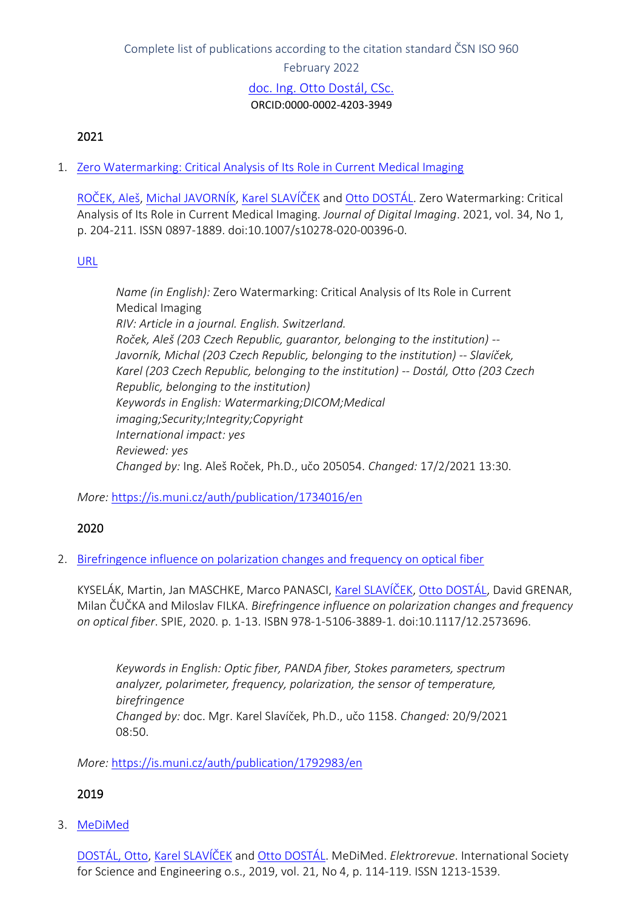Complete list of publications according to the citation standard ČSN ISO 960

February 2022

doc. Ing. Otto Dostál, CSc.

ORCID:0000-0002-4203-3949

## 2021

1. Zero Watermarking: Critical Analysis of Its Role in Current Medical Imaging

   ROČEK, Aleš, Michal JAVORNÍK, Karel SLAVÍČEK and Otto DOSTÁL. Zero Watermarking: Critical Analysis of Its Role in Current Medical Imaging. *Journal of Digital Imaging*. 2021, vol. 34, No 1, p. 204-211. ISSN 0897-1889. doi:10.1007/s10278-020-00396-0.

   URL

   > *Name (in English):* Zero Watermarking: Critical Analysis of Its Role in Current Medical Imaging
   > *RIV: Article in a journal. English. Switzerland.*
   > *Roček, Aleš (203 Czech Republic, guarantor, belonging to the institution) -- Javorník, Michal (203 Czech Republic, belonging to the institution) -- Slavíček, Karel (203 Czech Republic, belonging to the institution) -- Dostál, Otto (203 Czech Republic, belonging to the institution)*
   > *Keywords in English: Watermarking;DICOM;Medical imaging;Security;Integrity;Copyright*
   > *International impact: yes*
   > *Reviewed: yes*
   > *Changed by:* Ing. Aleš Roček, Ph.D., učo 205054. *Changed:* 17/2/2021 13:30.

   *More:* https://is.muni.cz/auth/publication/1734016/en

## 2020

2. Birefringence influence on polarization changes and frequency on optical fiber

   KYSELÁK, Martin, Jan MASCHKE, Marco PANASCI, Karel SLAVÍČEK, Otto DOSTÁL, David GRENAR, Milan ČUČKA and Miloslav FILKA. *Birefringence influence on polarization changes and frequency on optical fiber*. SPIE, 2020. p. 1-13. ISBN 978-1-5106-3889-1. doi:10.1117/12.2573696.

   > *Keywords in English: Optic fiber, PANDA fiber, Stokes parameters, spectrum analyzer, polarimeter, frequency, polarization, the sensor of temperature, birefringence*
   > *Changed by:* doc. Mgr. Karel Slavíček, Ph.D., učo 1158. *Changed:* 20/9/2021 08:50.

   *More:* https://is.muni.cz/auth/publication/1792983/en

## 2019

3. MeDiMed

   DOSTÁL, Otto, Karel SLAVÍČEK and Otto DOSTÁL. MeDiMed. *Elektrorevue*. International Society for Science and Engineering o.s., 2019, vol. 21, No 4, p. 114-119. ISSN 1213-1539.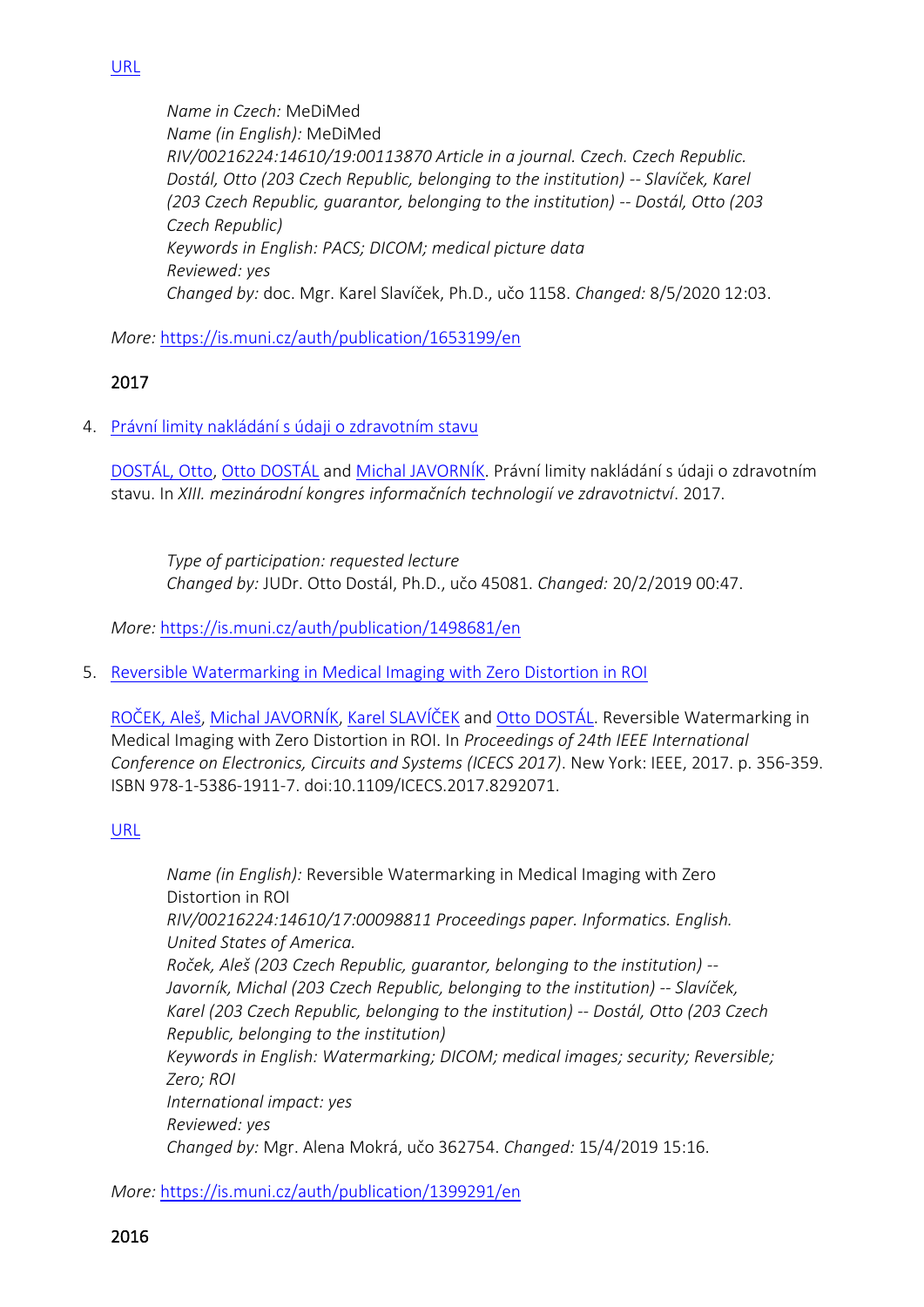URL

> *Name in Czech:* MeDiMed
> *Name (in English):* MeDiMed
> *RIV/00216224:14610/19:00113870 Article in a journal. Czech. Czech Republic.*
> *Dostál, Otto (203 Czech Republic, belonging to the institution) -- Slavíček, Karel (203 Czech Republic, guarantor, belonging to the institution) -- Dostál, Otto (203 Czech Republic)*
> *Keywords in English: PACS; DICOM; medical picture data*
> *Reviewed: yes*
> *Changed by:* doc. Mgr. Karel Slavíček, Ph.D., učo 1158. *Changed:* 8/5/2020 12:03.

*More:* https://is.muni.cz/auth/publication/1653199/en

## 2017

4. Právní limity nakládání s údaji o zdravotním stavu

   DOSTÁL, Otto, Otto DOSTÁL and Michal JAVORNÍK. Právní limity nakládání s údaji o zdravotním stavu. In *XIII. mezinárodní kongres informačních technologií ve zdravotnictví*. 2017.

   > *Type of participation: requested lecture*
   > *Changed by:* JUDr. Otto Dostál, Ph.D., učo 45081. *Changed:* 20/2/2019 00:47.

   *More:* https://is.muni.cz/auth/publication/1498681/en

5. Reversible Watermarking in Medical Imaging with Zero Distortion in ROI

   ROČEK, Aleš, Michal JAVORNÍK, Karel SLAVÍČEK and Otto DOSTÁL. Reversible Watermarking in Medical Imaging with Zero Distortion in ROI. In *Proceedings of 24th IEEE International Conference on Electronics, Circuits and Systems (ICECS 2017)*. New York: IEEE, 2017. p. 356-359. ISBN 978-1-5386-1911-7. doi:10.1109/ICECS.2017.8292071.

   URL

   > *Name (in English):* Reversible Watermarking in Medical Imaging with Zero Distortion in ROI
   > *RIV/00216224:14610/17:00098811 Proceedings paper. Informatics. English. United States of America.*
   > *Roček, Aleš (203 Czech Republic, guarantor, belonging to the institution) -- Javorník, Michal (203 Czech Republic, belonging to the institution) -- Slavíček, Karel (203 Czech Republic, belonging to the institution) -- Dostál, Otto (203 Czech Republic, belonging to the institution)*
   > *Keywords in English: Watermarking; DICOM; medical images; security; Reversible; Zero; ROI*
   > *International impact: yes*
   > *Reviewed: yes*
   > *Changed by:* Mgr. Alena Mokrá, učo 362754. *Changed:* 15/4/2019 15:16.

   *More:* https://is.muni.cz/auth/publication/1399291/en

## 2016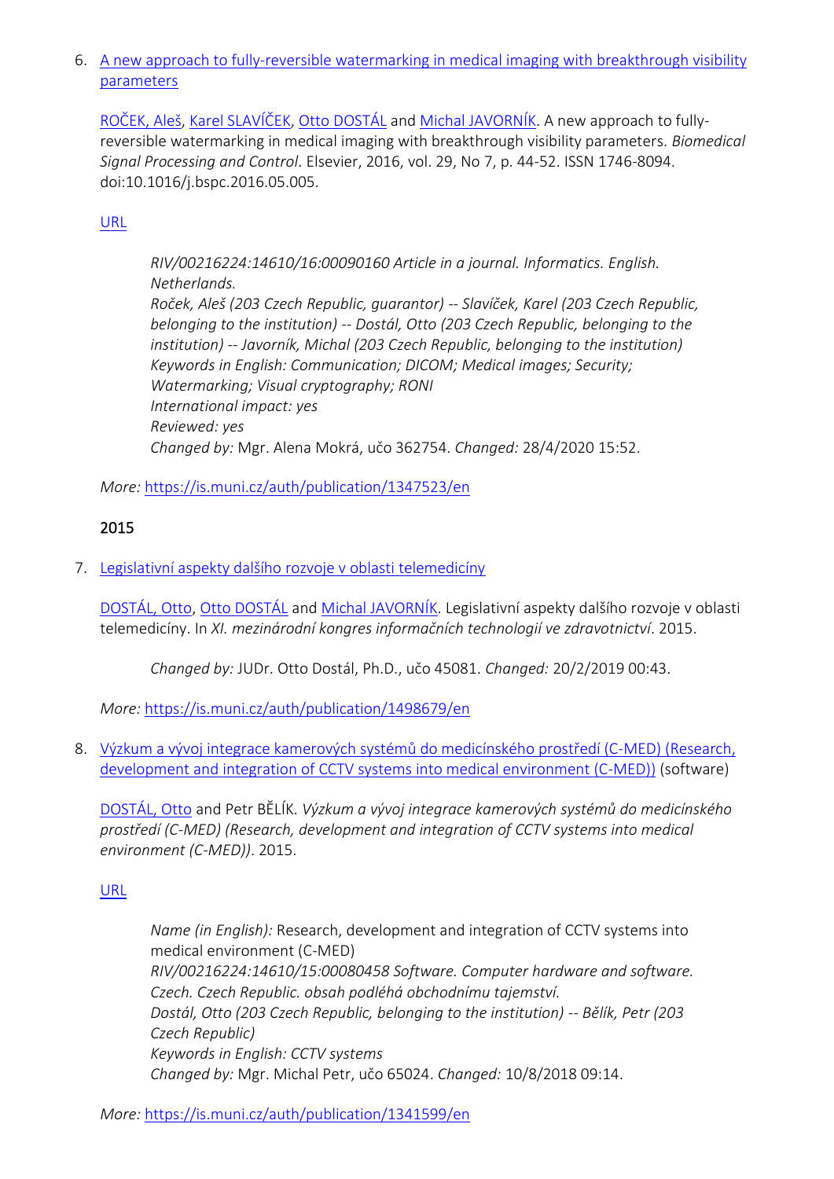6. [A new approach to fully-reversible watermarking in medical imaging with breakthrough visibility parameters]()

   [ROČEK, Aleš](), [Karel SLAVÍČEK](), [Otto DOSTÁL]() and [Michal JAVORNÍK](). A new approach to fully-reversible watermarking in medical imaging with breakthrough visibility parameters. *Biomedical Signal Processing and Control*. Elsevier, 2016, vol. 29, No 7, p. 44-52. ISSN 1746-8094. doi:10.1016/j.bspc.2016.05.005.

   [URL]()

   > *RIV/00216224:14610/16:00090160 Article in a journal. Informatics. English. Netherlands.*
   > *Roček, Aleš (203 Czech Republic, guarantor) -- Slavíček, Karel (203 Czech Republic, belonging to the institution) -- Dostál, Otto (203 Czech Republic, belonging to the institution) -- Javorník, Michal (203 Czech Republic, belonging to the institution)*
   > *Keywords in English: Communication; DICOM; Medical images; Security; Watermarking; Visual cryptography; RONI*
   > *International impact: yes*
   > *Reviewed: yes*
   > *Changed by:* Mgr. Alena Mokrá, učo 362754. *Changed:* 28/4/2020 15:52.

   *More:* https://is.muni.cz/auth/publication/1347523/en

## 2015

7. [Legislativní aspekty dalšího rozvoje v oblasti telemedicíny]()

   [DOSTÁL, Otto](), [Otto DOSTÁL]() and [Michal JAVORNÍK](). Legislativní aspekty dalšího rozvoje v oblasti telemedicíny. In *XI. mezinárodní kongres informačních technologií ve zdravotnictví*. 2015.

   > *Changed by:* JUDr. Otto Dostál, Ph.D., učo 45081. *Changed:* 20/2/2019 00:43.

   *More:* https://is.muni.cz/auth/publication/1498679/en

8. [Výzkum a vývoj integrace kamerových systémů do medicínského prostředí (C-MED) (Research, development and integration of CCTV systems into medical environment (C-MED))]() (software)

   [DOSTÁL, Otto]() and Petr BĚLÍK. *Výzkum a vývoj integrace kamerových systémů do medicínského prostředí (C-MED) (Research, development and integration of CCTV systems into medical environment (C-MED))*. 2015.

   [URL]()

   > *Name (in English):* Research, development and integration of CCTV systems into medical environment (C-MED)
   > *RIV/00216224:14610/15:00080458 Software. Computer hardware and software. Czech. Czech Republic. obsah podléhá obchodnímu tajemství.*
   > *Dostál, Otto (203 Czech Republic, belonging to the institution) -- Bělík, Petr (203 Czech Republic)*
   > *Keywords in English: CCTV systems*
   > *Changed by:* Mgr. Michal Petr, učo 65024. *Changed:* 10/8/2018 09:14.

   *More:* https://is.muni.cz/auth/publication/1341599/en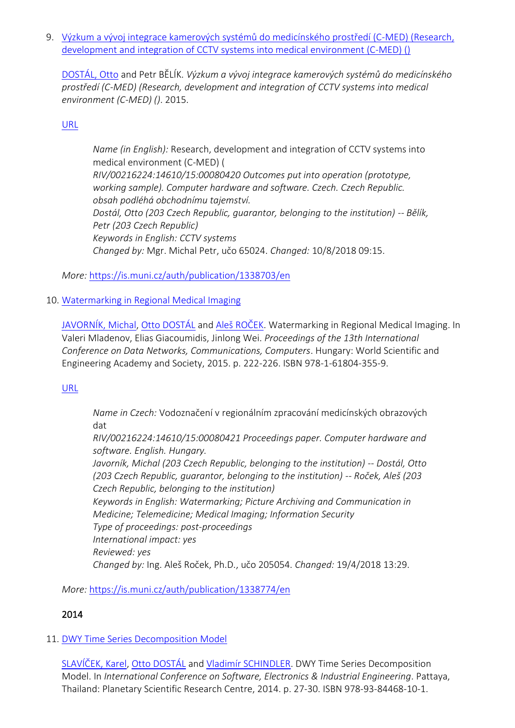9. [Výzkum a vývoj integrace kamerových systémů do medicínského prostředí (C-MED) (Research, development and integration of CCTV systems into medical environment (C-MED) ()](#)

   [DOSTÁL, Otto](#) and Petr BĚLÍK. *Výzkum a vývoj integrace kamerových systémů do medicínského prostředí (C-MED) (Research, development and integration of CCTV systems into medical environment (C-MED) ()*. 2015.

   [URL](#)

   > *Name (in English):* Research, development and integration of CCTV systems into medical environment (C-MED) (
   > *RIV/00216224:14610/15:00080420 Outcomes put into operation (prototype, working sample). Computer hardware and software. Czech. Czech Republic. obsah podléhá obchodnímu tajemství.*
   > *Dostál, Otto (203 Czech Republic, guarantor, belonging to the institution) -- Bělík, Petr (203 Czech Republic)*
   > *Keywords in English: CCTV systems*
   > *Changed by:* Mgr. Michal Petr, učo 65024. *Changed:* 10/8/2018 09:15.

   *More:* https://is.muni.cz/auth/publication/1338703/en

10. [Watermarking in Regional Medical Imaging](#)

    [JAVORNÍK, Michal](#), [Otto DOSTÁL](#) and [Aleš ROČEK](#). Watermarking in Regional Medical Imaging. In Valeri Mladenov, Elias Giacoumidis, Jinlong Wei. *Proceedings of the 13th International Conference on Data Networks, Communications, Computers*. Hungary: World Scientific and Engineering Academy and Society, 2015. p. 222-226. ISBN 978-1-61804-355-9.

    [URL](#)

    > *Name in Czech:* Vodoznačení v regionálním zpracování medicínských obrazových dat
    > *RIV/00216224:14610/15:00080421 Proceedings paper. Computer hardware and software. English. Hungary.*
    > *Javorník, Michal (203 Czech Republic, belonging to the institution) -- Dostál, Otto (203 Czech Republic, guarantor, belonging to the institution) -- Roček, Aleš (203 Czech Republic, belonging to the institution)*
    > *Keywords in English: Watermarking; Picture Archiving and Communication in Medicine; Telemedicine; Medical Imaging; Information Security*
    > *Type of proceedings: post-proceedings*
    > *International impact: yes*
    > *Reviewed: yes*
    > *Changed by:* Ing. Aleš Roček, Ph.D., učo 205054. *Changed:* 19/4/2018 13:29.

    *More:* https://is.muni.cz/auth/publication/1338774/en

### 2014

11. [DWY Time Series Decomposition Model](#)

    [SLAVÍČEK, Karel](#), [Otto DOSTÁL](#) and [Vladimír SCHINDLER](#). DWY Time Series Decomposition Model. In *International Conference on Software, Electronics & Industrial Engineering*. Pattaya, Thailand: Planetary Scientific Research Centre, 2014. p. 27-30. ISBN 978-93-84468-10-1.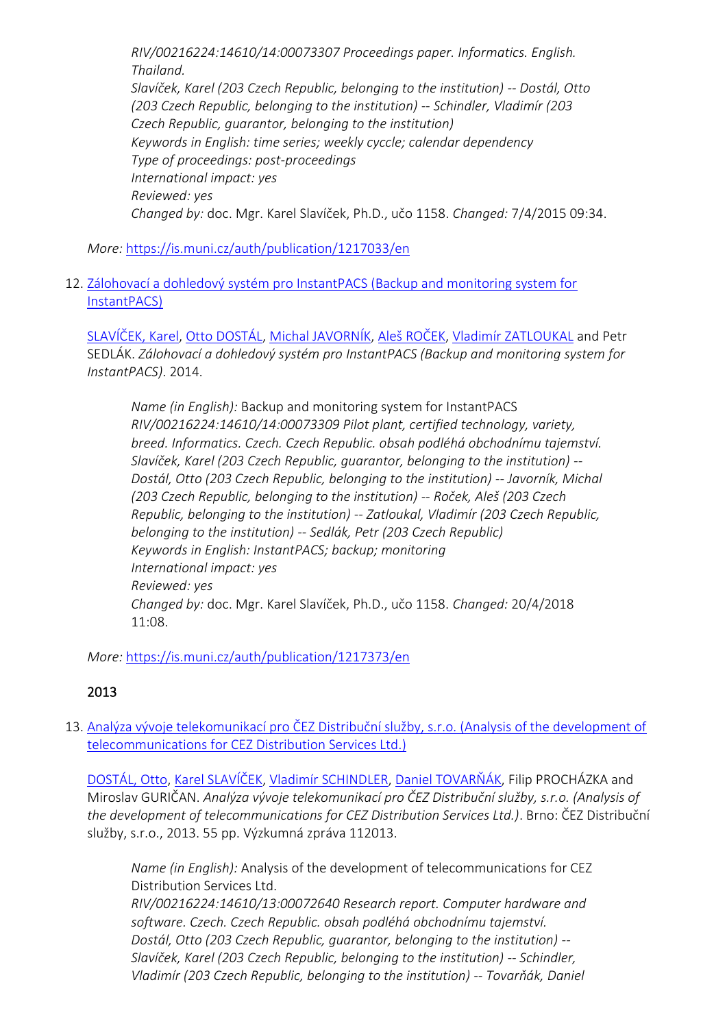*RIV/00216224:14610/14:00073307 Proceedings paper. Informatics. English. Thailand.*
*Slavíček, Karel (203 Czech Republic, belonging to the institution) -- Dostál, Otto (203 Czech Republic, belonging to the institution) -- Schindler, Vladimír (203 Czech Republic, guarantor, belonging to the institution)*
*Keywords in English: time series; weekly cyccle; calendar dependency*
*Type of proceedings: post-proceedings*
*International impact: yes*
*Reviewed: yes*
*Changed by:* doc. Mgr. Karel Slavíček, Ph.D., učo 1158. *Changed:* 7/4/2015 09:34.

*More:* https://is.muni.cz/auth/publication/1217033/en

12. Zálohovací a dohledový systém pro InstantPACS (Backup and monitoring system for InstantPACS)

    SLAVÍČEK, Karel, Otto DOSTÁL, Michal JAVORNÍK, Aleš ROČEK, Vladimír ZATLOUKAL and Petr SEDLÁK. *Zálohovací a dohledový systém pro InstantPACS (Backup and monitoring system for InstantPACS)*. 2014.

    *Name (in English):* Backup and monitoring system for InstantPACS
    *RIV/00216224:14610/14:00073309 Pilot plant, certified technology, variety, breed. Informatics. Czech. Czech Republic. obsah podléhá obchodnímu tajemství.*
    *Slavíček, Karel (203 Czech Republic, guarantor, belonging to the institution) -- Dostál, Otto (203 Czech Republic, belonging to the institution) -- Javorník, Michal (203 Czech Republic, belonging to the institution) -- Roček, Aleš (203 Czech Republic, belonging to the institution) -- Zatloukal, Vladimír (203 Czech Republic, belonging to the institution) -- Sedlák, Petr (203 Czech Republic)*
    *Keywords in English: InstantPACS; backup; monitoring*
    *International impact: yes*
    *Reviewed: yes*
    *Changed by:* doc. Mgr. Karel Slavíček, Ph.D., učo 1158. *Changed:* 20/4/2018 11:08.

    *More:* https://is.muni.cz/auth/publication/1217373/en

## 2013

13. Analýza vývoje telekomunikací pro ČEZ Distribuční služby, s.r.o. (Analysis of the development of telecommunications for CEZ Distribution Services Ltd.)

    DOSTÁL, Otto, Karel SLAVÍČEK, Vladimír SCHINDLER, Daniel TOVARŇÁK, Filip PROCHÁZKA and Miroslav GURIČAN. *Analýza vývoje telekomunikací pro ČEZ Distribuční služby, s.r.o. (Analysis of the development of telecommunications for CEZ Distribution Services Ltd.)*. Brno: ČEZ Distribuční služby, s.r.o., 2013. 55 pp. Výzkumná zpráva 112013.

    *Name (in English):* Analysis of the development of telecommunications for CEZ Distribution Services Ltd.
    *RIV/00216224:14610/13:00072640 Research report. Computer hardware and software. Czech. Czech Republic. obsah podléhá obchodnímu tajemství.*
    *Dostál, Otto (203 Czech Republic, guarantor, belonging to the institution) -- Slavíček, Karel (203 Czech Republic, belonging to the institution) -- Schindler, Vladimír (203 Czech Republic, belonging to the institution) -- Tovarňák, Daniel*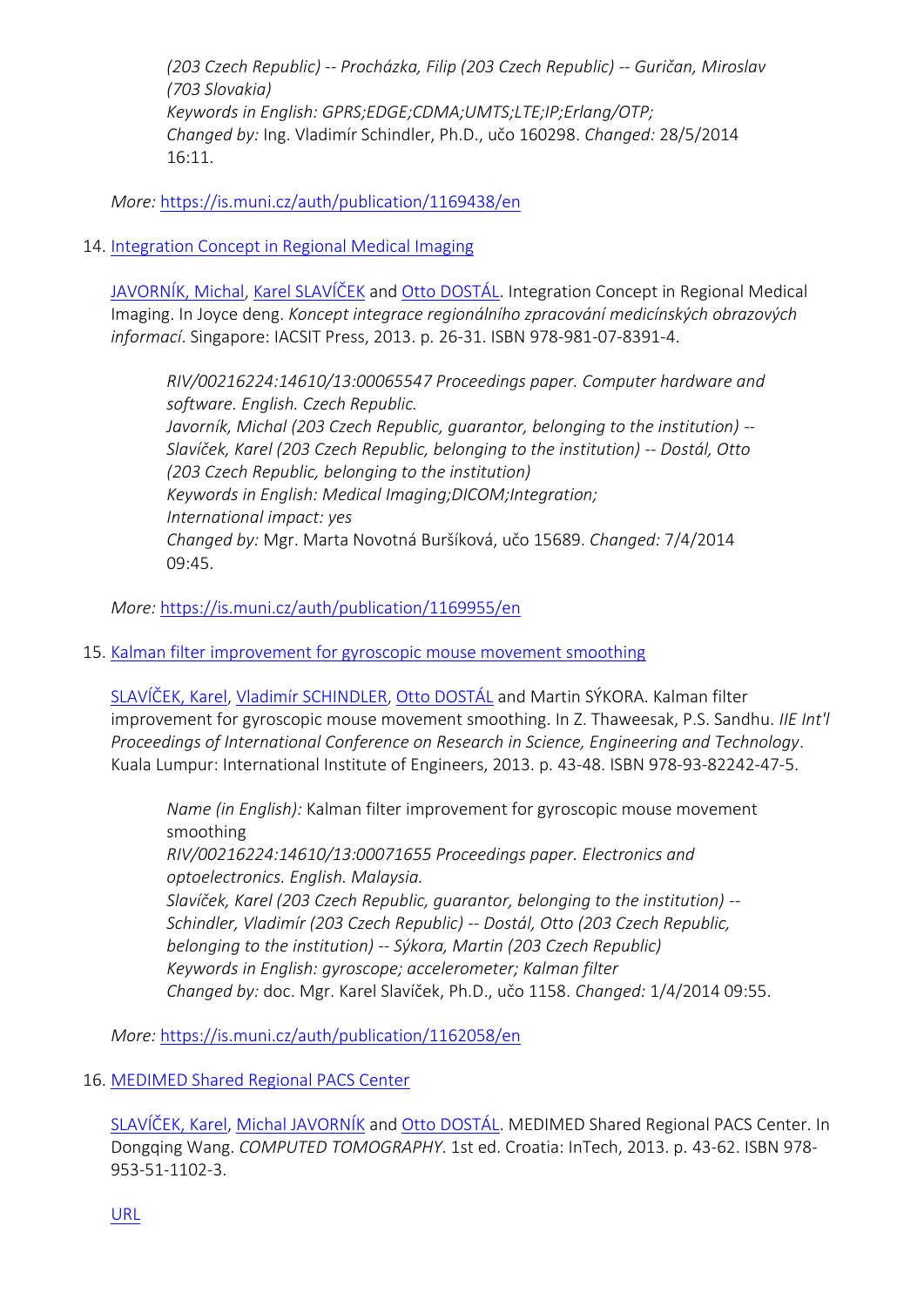*(203 Czech Republic) -- Procházka, Filip (203 Czech Republic) -- Guričan, Miroslav (703 Slovakia)*
*Keywords in English: GPRS;EDGE;CDMA;UMTS;LTE;IP;Erlang/OTP;*
*Changed by:* Ing. Vladimír Schindler, Ph.D., učo 160298. *Changed:* 28/5/2014 16:11.

*More:* https://is.muni.cz/auth/publication/1169438/en

14. Integration Concept in Regional Medical Imaging

    JAVORNÍK, Michal, Karel SLAVÍČEK and Otto DOSTÁL. Integration Concept in Regional Medical Imaging. In Joyce deng. *Koncept integrace regionálního zpracování medicínských obrazových informací*. Singapore: IACSIT Press, 2013. p. 26-31. ISBN 978-981-07-8391-4.

    > *RIV/00216224:14610/13:00065547 Proceedings paper. Computer hardware and software. English. Czech Republic.*
    > *Javorník, Michal (203 Czech Republic, guarantor, belonging to the institution) -- Slavíček, Karel (203 Czech Republic, belonging to the institution) -- Dostál, Otto (203 Czech Republic, belonging to the institution)*
    > *Keywords in English: Medical Imaging;DICOM;Integration;*
    > *International impact: yes*
    > *Changed by:* Mgr. Marta Novotná Buršíková, učo 15689. *Changed:* 7/4/2014 09:45.

    *More:* https://is.muni.cz/auth/publication/1169955/en

15. Kalman filter improvement for gyroscopic mouse movement smoothing

    SLAVÍČEK, Karel, Vladimír SCHINDLER, Otto DOSTÁL and Martin SÝKORA. Kalman filter improvement for gyroscopic mouse movement smoothing. In Z. Thaweesak, P.S. Sandhu. *IIE Int'l Proceedings of International Conference on Research in Science, Engineering and Technology*. Kuala Lumpur: International Institute of Engineers, 2013. p. 43-48. ISBN 978-93-82242-47-5.

    > *Name (in English):* Kalman filter improvement for gyroscopic mouse movement smoothing
    > *RIV/00216224:14610/13:00071655 Proceedings paper. Electronics and optoelectronics. English. Malaysia.*
    > *Slavíček, Karel (203 Czech Republic, guarantor, belonging to the institution) -- Schindler, Vladimír (203 Czech Republic) -- Dostál, Otto (203 Czech Republic, belonging to the institution) -- Sýkora, Martin (203 Czech Republic)*
    > *Keywords in English: gyroscope; accelerometer; Kalman filter*
    > *Changed by:* doc. Mgr. Karel Slavíček, Ph.D., učo 1158. *Changed:* 1/4/2014 09:55.

    *More:* https://is.muni.cz/auth/publication/1162058/en

16. MEDIMED Shared Regional PACS Center

    SLAVÍČEK, Karel, Michal JAVORNÍK and Otto DOSTÁL. MEDIMED Shared Regional PACS Center. In Dongqing Wang. *COMPUTED TOMOGRAPHY*. 1st ed. Croatia: InTech, 2013. p. 43-62. ISBN 978-953-51-1102-3.

    URL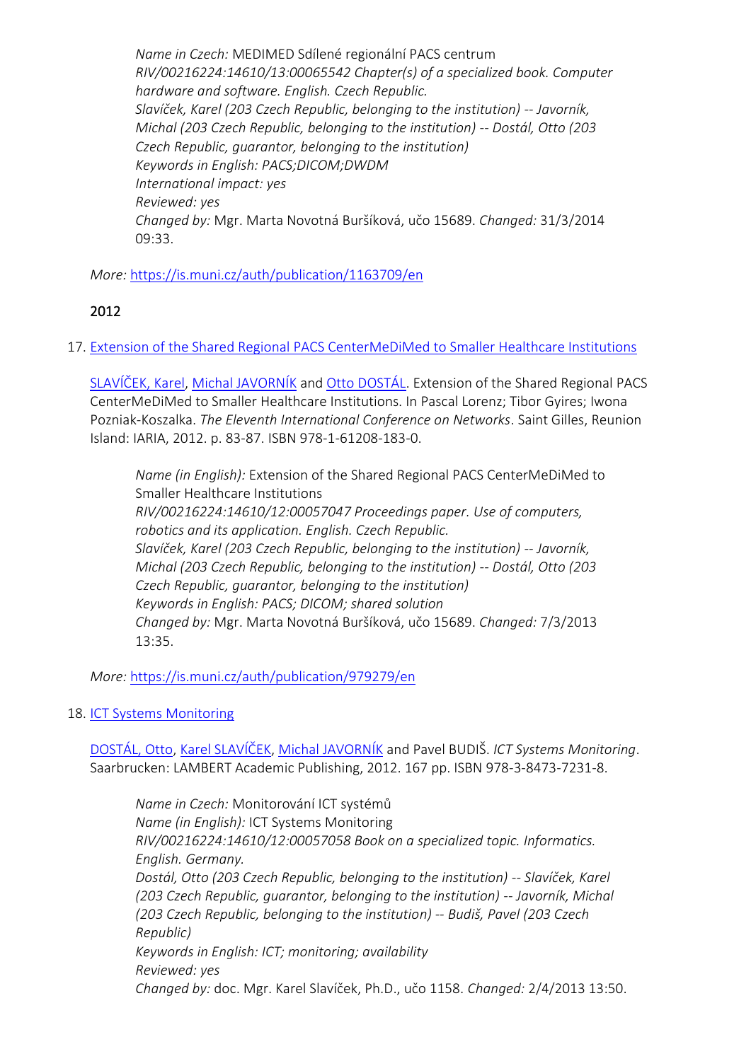*Name in Czech:* MEDIMED Sdílené regionální PACS centrum
*RIV/00216224:14610/13:00065542 Chapter(s) of a specialized book. Computer hardware and software. English. Czech Republic.*
*Slavíček, Karel (203 Czech Republic, belonging to the institution) -- Javorník, Michal (203 Czech Republic, belonging to the institution) -- Dostál, Otto (203 Czech Republic, guarantor, belonging to the institution)*
*Keywords in English: PACS;DICOM;DWDM*
*International impact: yes*
*Reviewed: yes*
*Changed by:* Mgr. Marta Novotná Buršíková, učo 15689. *Changed:* 31/3/2014 09:33.

*More:* https://is.muni.cz/auth/publication/1163709/en

## 2012

17. Extension of the Shared Regional PACS CenterMeDiMed to Smaller Healthcare Institutions

    SLAVÍČEK, Karel, Michal JAVORNÍK and Otto DOSTÁL. Extension of the Shared Regional PACS CenterMeDiMed to Smaller Healthcare Institutions. In Pascal Lorenz; Tibor Gyires; Iwona Pozniak-Koszalka. *The Eleventh International Conference on Networks*. Saint Gilles, Reunion Island: IARIA, 2012. p. 83-87. ISBN 978-1-61208-183-0.

    *Name (in English):* Extension of the Shared Regional PACS CenterMeDiMed to Smaller Healthcare Institutions
    *RIV/00216224:14610/12:00057047 Proceedings paper. Use of computers, robotics and its application. English. Czech Republic.*
    *Slavíček, Karel (203 Czech Republic, belonging to the institution) -- Javorník, Michal (203 Czech Republic, belonging to the institution) -- Dostál, Otto (203 Czech Republic, guarantor, belonging to the institution)*
    *Keywords in English: PACS; DICOM; shared solution*
    *Changed by:* Mgr. Marta Novotná Buršíková, učo 15689. *Changed:* 7/3/2013 13:35.

    *More:* https://is.muni.cz/auth/publication/979279/en

18. ICT Systems Monitoring

    DOSTÁL, Otto, Karel SLAVÍČEK, Michal JAVORNÍK and Pavel BUDIŠ. *ICT Systems Monitoring*. Saarbrucken: LAMBERT Academic Publishing, 2012. 167 pp. ISBN 978-3-8473-7231-8.

    *Name in Czech:* Monitorování ICT systémů
    *Name (in English):* ICT Systems Monitoring
    *RIV/00216224:14610/12:00057058 Book on a specialized topic. Informatics. English. Germany.*
    *Dostál, Otto (203 Czech Republic, belonging to the institution) -- Slavíček, Karel (203 Czech Republic, guarantor, belonging to the institution) -- Javorník, Michal (203 Czech Republic, belonging to the institution) -- Budiš, Pavel (203 Czech Republic)*
    *Keywords in English: ICT; monitoring; availability*
    *Reviewed: yes*
    *Changed by:* doc. Mgr. Karel Slavíček, Ph.D., učo 1158. *Changed:* 2/4/2013 13:50.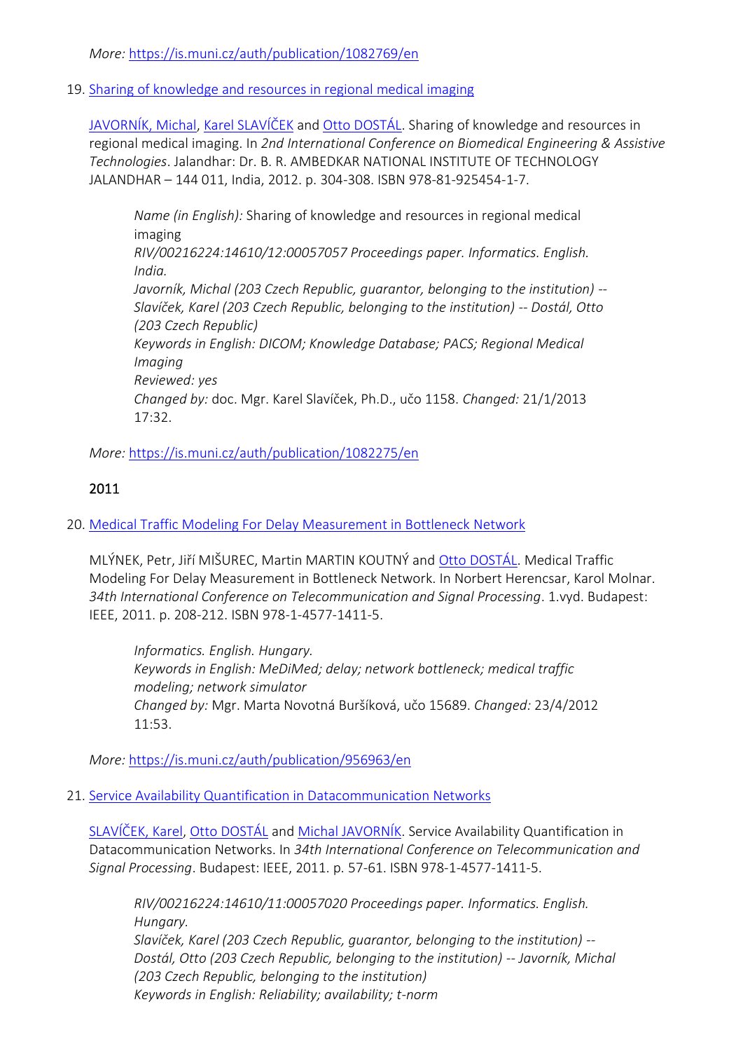*More:* https://is.muni.cz/auth/publication/1082769/en

19. [Sharing of knowledge and resources in regional medical imaging](https://is.muni.cz/auth/publication/1082275/en)

    [JAVORNÍK, Michal](), [Karel SLAVÍČEK]() and [Otto DOSTÁL](). Sharing of knowledge and resources in regional medical imaging. In *2nd International Conference on Biomedical Engineering & Assistive Technologies*. Jalandhar: Dr. B. R. AMBEDKAR NATIONAL INSTITUTE OF TECHNOLOGY JALANDHAR – 144 011, India, 2012. p. 304-308. ISBN 978-81-925454-1-7.

    > *Name (in English):* Sharing of knowledge and resources in regional medical imaging
    > *RIV/00216224:14610/12:00057057 Proceedings paper. Informatics. English. India.*
    > *Javorník, Michal (203 Czech Republic, guarantor, belonging to the institution) -- Slavíček, Karel (203 Czech Republic, belonging to the institution) -- Dostál, Otto (203 Czech Republic)*
    > *Keywords in English: DICOM; Knowledge Database; PACS; Regional Medical Imaging*
    > *Reviewed: yes*
    > *Changed by:* doc. Mgr. Karel Slavíček, Ph.D., učo 1158. *Changed:* 21/1/2013 17:32.

    *More:* https://is.muni.cz/auth/publication/1082275/en

## 2011

20. [Medical Traffic Modeling For Delay Measurement in Bottleneck Network](https://is.muni.cz/auth/publication/956963/en)

    MLÝNEK, Petr, Jiří MIŠUREC, Martin MARTIN KOUTNÝ and [Otto DOSTÁL](). Medical Traffic Modeling For Delay Measurement in Bottleneck Network. In Norbert Herencsar, Karol Molnar. *34th International Conference on Telecommunication and Signal Processing*. 1.vyd. Budapest: IEEE, 2011. p. 208-212. ISBN 978-1-4577-1411-5.

    > *Informatics. English. Hungary.*
    > *Keywords in English: MeDiMed; delay; network bottleneck; medical traffic modeling; network simulator*
    > *Changed by:* Mgr. Marta Novotná Buršíková, učo 15689. *Changed:* 23/4/2012 11:53.

    *More:* https://is.muni.cz/auth/publication/956963/en

21. [Service Availability Quantification in Datacommunication Networks]()

    [SLAVÍČEK, Karel](), [Otto DOSTÁL]() and [Michal JAVORNÍK](). Service Availability Quantification in Datacommunication Networks. In *34th International Conference on Telecommunication and Signal Processing*. Budapest: IEEE, 2011. p. 57-61. ISBN 978-1-4577-1411-5.

    > *RIV/00216224:14610/11:00057020 Proceedings paper. Informatics. English. Hungary.*
    > *Slavíček, Karel (203 Czech Republic, guarantor, belonging to the institution) -- Dostál, Otto (203 Czech Republic, belonging to the institution) -- Javorník, Michal (203 Czech Republic, belonging to the institution)*
    > *Keywords in English: Reliability; availability; t-norm*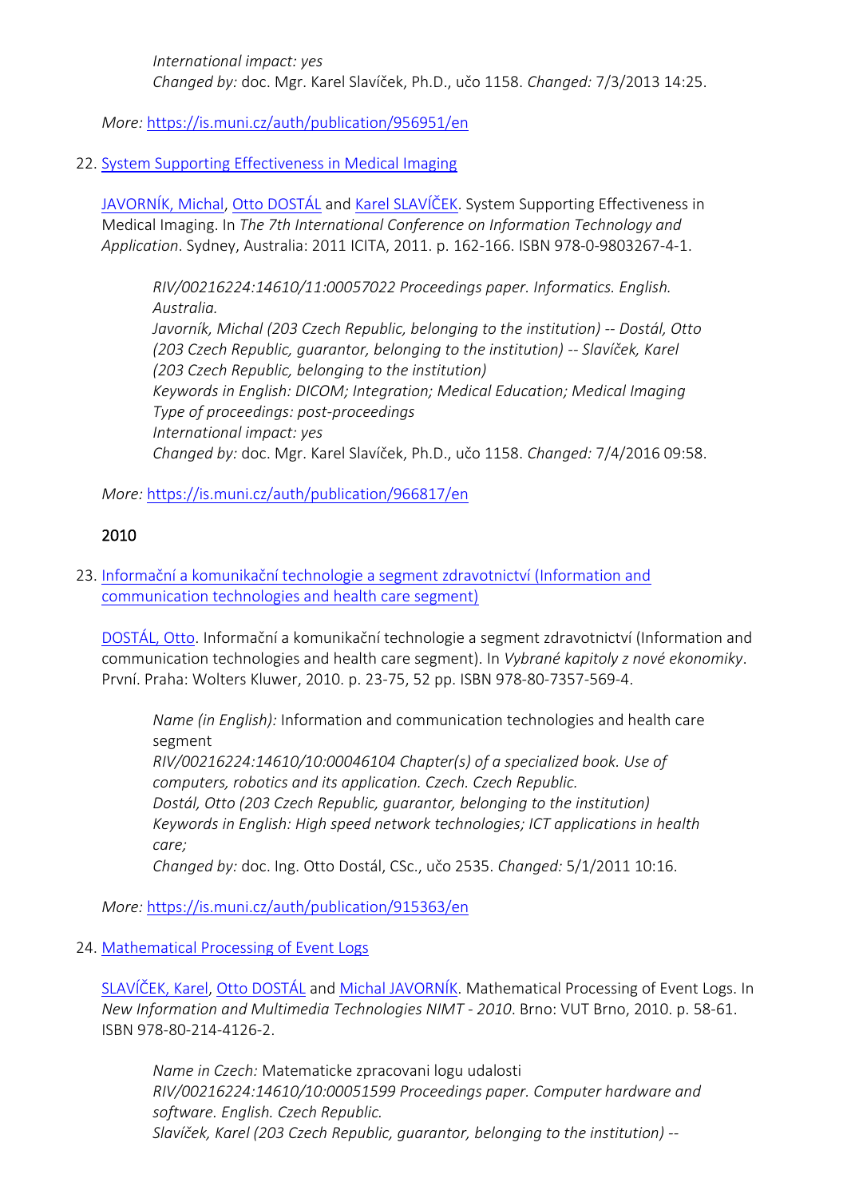*International impact:* *yes*
*Changed by:* doc. Mgr. Karel Slavíček, Ph.D., učo 1158. *Changed:* 7/3/2013 14:25.

*More:* https://is.muni.cz/auth/publication/956951/en

22. System Supporting Effectiveness in Medical Imaging

    JAVORNÍK, Michal, Otto DOSTÁL and Karel SLAVÍČEK. System Supporting Effectiveness in Medical Imaging. In *The 7th International Conference on Information Technology and Application*. Sydney, Australia: 2011 ICITA, 2011. p. 162-166. ISBN 978-0-9803267-4-1.

    *RIV/00216224:14610/11:00057022 Proceedings paper. Informatics. English. Australia.*
    *Javorník, Michal (203 Czech Republic, belonging to the institution) -- Dostál, Otto (203 Czech Republic, guarantor, belonging to the institution) -- Slavíček, Karel (203 Czech Republic, belonging to the institution)*
    *Keywords in English: DICOM; Integration; Medical Education; Medical Imaging*
    *Type of proceedings: post-proceedings*
    *International impact: yes*
    *Changed by:* doc. Mgr. Karel Slavíček, Ph.D., učo 1158. *Changed:* 7/4/2016 09:58.

    *More:* https://is.muni.cz/auth/publication/966817/en

## 2010

23. Informační a komunikační technologie a segment zdravotnictví (Information and communication technologies and health care segment)

    DOSTÁL, Otto. Informační a komunikační technologie a segment zdravotnictví (Information and communication technologies and health care segment). In *Vybrané kapitoly z nové ekonomiky*. První. Praha: Wolters Kluwer, 2010. p. 23-75, 52 pp. ISBN 978-80-7357-569-4.

    *Name (in English):* Information and communication technologies and health care segment
    *RIV/00216224:14610/10:00046104 Chapter(s) of a specialized book. Use of computers, robotics and its application. Czech. Czech Republic.*
    *Dostál, Otto (203 Czech Republic, guarantor, belonging to the institution)*
    *Keywords in English: High speed network technologies; ICT applications in health care;*
    *Changed by:* doc. Ing. Otto Dostál, CSc., učo 2535. *Changed:* 5/1/2011 10:16.

    *More:* https://is.muni.cz/auth/publication/915363/en

24. Mathematical Processing of Event Logs

    SLAVÍČEK, Karel, Otto DOSTÁL and Michal JAVORNÍK. Mathematical Processing of Event Logs. In *New Information and Multimedia Technologies NIMT - 2010*. Brno: VUT Brno, 2010. p. 58-61. ISBN 978-80-214-4126-2.

    *Name in Czech:* Matematicke zpracovani logu udalosti
    *RIV/00216224:14610/10:00051599 Proceedings paper. Computer hardware and software. English. Czech Republic.*
    *Slavíček, Karel (203 Czech Republic, guarantor, belonging to the institution) --*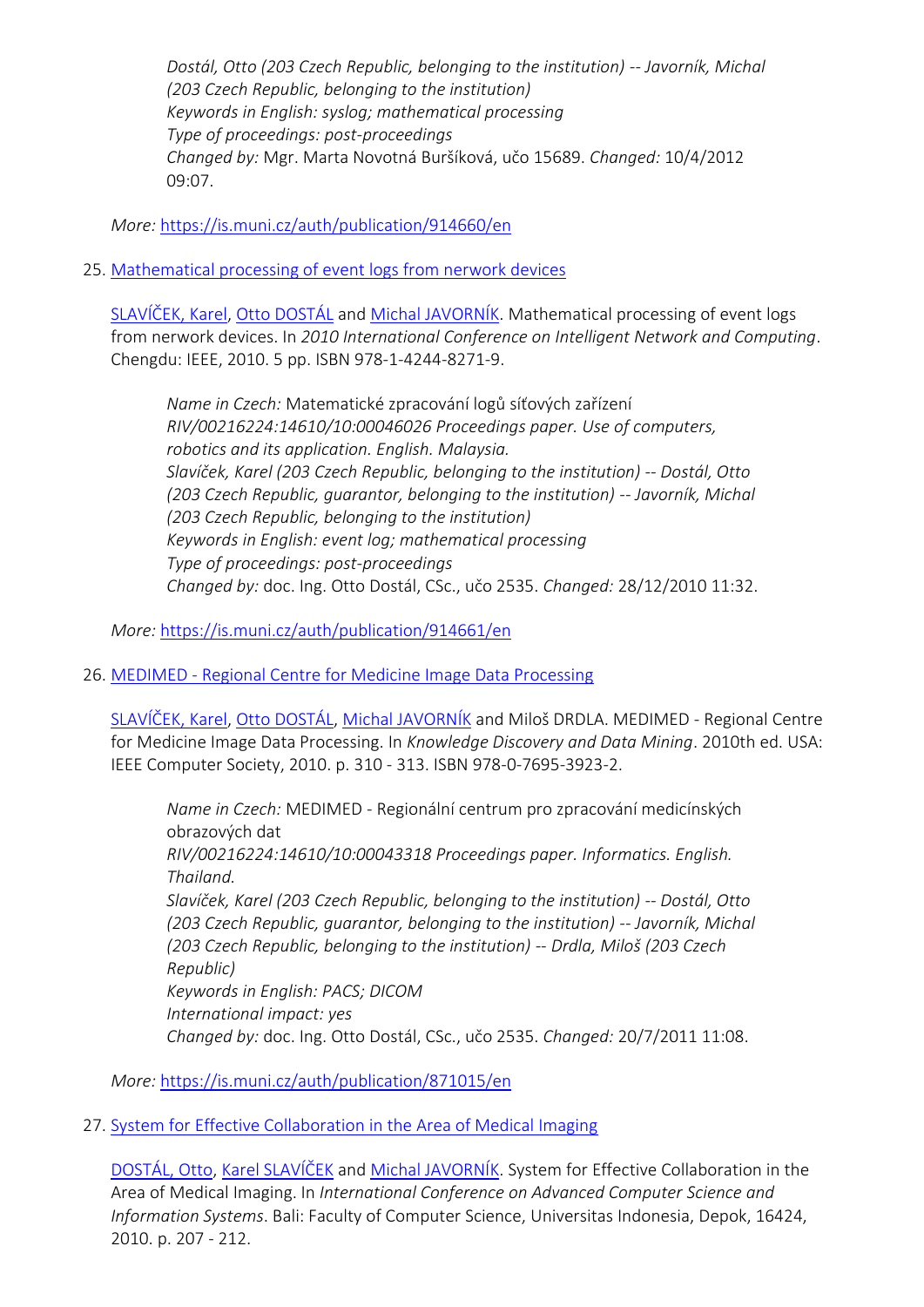*Dostál, Otto (203 Czech Republic, belonging to the institution) -- Javorník, Michal (203 Czech Republic, belonging to the institution)*
*Keywords in English: syslog; mathematical processing*
*Type of proceedings: post-proceedings*
*Changed by:* Mgr. Marta Novotná Buršíková, učo 15689. *Changed:* 10/4/2012 09:07.

*More:* https://is.muni.cz/auth/publication/914660/en

25. Mathematical processing of event logs from nerwork devices

SLAVÍČEK, Karel, Otto DOSTÁL and Michal JAVORNÍK. Mathematical processing of event logs from nerwork devices. In *2010 International Conference on Intelligent Network and Computing*. Chengdu: IEEE, 2010. 5 pp. ISBN 978-1-4244-8271-9.

*Name in Czech:* Matematické zpracování logů síťových zařízení
*RIV/00216224:14610/10:00046026 Proceedings paper. Use of computers, robotics and its application. English. Malaysia.*
*Slavíček, Karel (203 Czech Republic, belonging to the institution) -- Dostál, Otto (203 Czech Republic, guarantor, belonging to the institution) -- Javorník, Michal (203 Czech Republic, belonging to the institution)*
*Keywords in English: event log; mathematical processing*
*Type of proceedings: post-proceedings*
*Changed by:* doc. Ing. Otto Dostál, CSc., učo 2535. *Changed:* 28/12/2010 11:32.

*More:* https://is.muni.cz/auth/publication/914661/en

26. MEDIMED - Regional Centre for Medicine Image Data Processing

SLAVÍČEK, Karel, Otto DOSTÁL, Michal JAVORNÍK and Miloš DRDLA. MEDIMED - Regional Centre for Medicine Image Data Processing. In *Knowledge Discovery and Data Mining*. 2010th ed. USA: IEEE Computer Society, 2010. p. 310 - 313. ISBN 978-0-7695-3923-2.

*Name in Czech:* MEDIMED - Regionální centrum pro zpracování medicínských obrazových dat
*RIV/00216224:14610/10:00043318 Proceedings paper. Informatics. English. Thailand.*
*Slavíček, Karel (203 Czech Republic, belonging to the institution) -- Dostál, Otto (203 Czech Republic, guarantor, belonging to the institution) -- Javorník, Michal (203 Czech Republic, belonging to the institution) -- Drdla, Miloš (203 Czech Republic)*
*Keywords in English: PACS; DICOM*
*International impact: yes*
*Changed by:* doc. Ing. Otto Dostál, CSc., učo 2535. *Changed:* 20/7/2011 11:08.

*More:* https://is.muni.cz/auth/publication/871015/en

27. System for Effective Collaboration in the Area of Medical Imaging

DOSTÁL, Otto, Karel SLAVÍČEK and Michal JAVORNÍK. System for Effective Collaboration in the Area of Medical Imaging. In *International Conference on Advanced Computer Science and Information Systems*. Bali: Faculty of Computer Science, Universitas Indonesia, Depok, 16424, 2010. p. 207 - 212.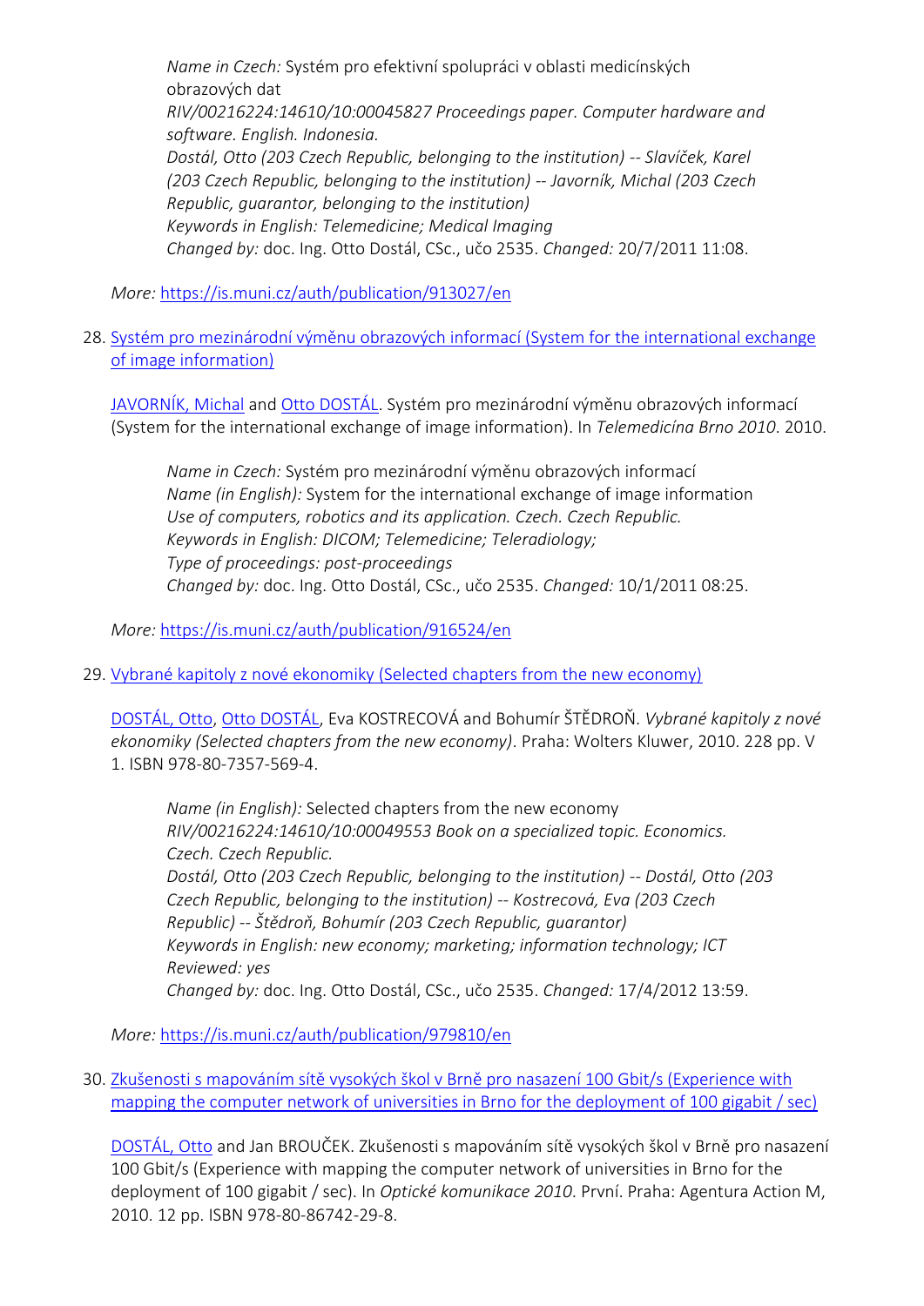*Name in Czech:* Systém pro efektivní spolupráci v oblasti medicínských obrazových dat
*RIV/00216224:14610/10:00045827 Proceedings paper. Computer hardware and software. English. Indonesia.*
*Dostál, Otto (203 Czech Republic, belonging to the institution) -- Slavíček, Karel (203 Czech Republic, belonging to the institution) -- Javorník, Michal (203 Czech Republic, guarantor, belonging to the institution)*
*Keywords in English: Telemedicine; Medical Imaging*
*Changed by:* doc. Ing. Otto Dostál, CSc., učo 2535. *Changed:* 20/7/2011 11:08.

*More:* https://is.muni.cz/auth/publication/913027/en

28. [Systém pro mezinárodní výměnu obrazových informací (System for the international exchange of image information)](https://is.muni.cz/auth/publication/916524/en)

    JAVORNÍK, Michal and Otto DOSTÁL. Systém pro mezinárodní výměnu obrazových informací (System for the international exchange of image information). In *Telemedicína Brno 2010*. 2010.

    > *Name in Czech:* Systém pro mezinárodní výměnu obrazových informací
    > *Name (in English):* System for the international exchange of image information
    > *Use of computers, robotics and its application. Czech. Czech Republic.*
    > *Keywords in English: DICOM; Telemedicine; Teleradiology;*
    > *Type of proceedings: post-proceedings*
    > *Changed by:* doc. Ing. Otto Dostál, CSc., učo 2535. *Changed:* 10/1/2011 08:25.

    *More:* https://is.muni.cz/auth/publication/916524/en

29. [Vybrané kapitoly z nové ekonomiky (Selected chapters from the new economy)](https://is.muni.cz/auth/publication/979810/en)

    DOSTÁL, Otto, Otto DOSTÁL, Eva KOSTRECOVÁ and Bohumír ŠTĚDROŇ. *Vybrané kapitoly z nové ekonomiky (Selected chapters from the new economy)*. Praha: Wolters Kluwer, 2010. 228 pp. V 1. ISBN 978-80-7357-569-4.

    > *Name (in English):* Selected chapters from the new economy
    > *RIV/00216224:14610/10:00049553 Book on a specialized topic. Economics. Czech. Czech Republic.*
    > *Dostál, Otto (203 Czech Republic, belonging to the institution) -- Dostál, Otto (203 Czech Republic, belonging to the institution) -- Kostrecová, Eva (203 Czech Republic) -- Štědroň, Bohumír (203 Czech Republic, guarantor)*
    > *Keywords in English: new economy; marketing; information technology; ICT*
    > *Reviewed: yes*
    > *Changed by:* doc. Ing. Otto Dostál, CSc., učo 2535. *Changed:* 17/4/2012 13:59.

    *More:* https://is.muni.cz/auth/publication/979810/en

30. Zkušenosti s mapováním sítě vysokých škol v Brně pro nasazení 100 Gbit/s (Experience with mapping the computer network of universities in Brno for the deployment of 100 gigabit / sec)

    DOSTÁL, Otto and Jan BROUČEK. Zkušenosti s mapováním sítě vysokých škol v Brně pro nasazení 100 Gbit/s (Experience with mapping the computer network of universities in Brno for the deployment of 100 gigabit / sec). In *Optické komunikace 2010*. První. Praha: Agentura Action M, 2010. 12 pp. ISBN 978-80-86742-29-8.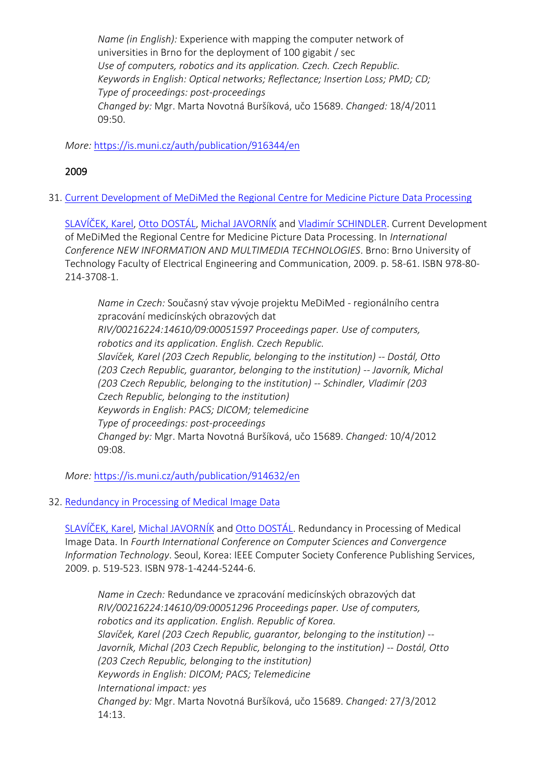*Name (in English):* Experience with mapping the computer network of universities in Brno for the deployment of 100 gigabit / sec
*Use of computers, robotics and its application. Czech. Czech Republic.*
*Keywords in English: Optical networks; Reflectance; Insertion Loss; PMD; CD;*
*Type of proceedings: post-proceedings*
*Changed by:* Mgr. Marta Novotná Buršíková, učo 15689. *Changed:* 18/4/2011 09:50.

*More:* https://is.muni.cz/auth/publication/916344/en

## 2009

31. [Current Development of MeDiMed the Regional Centre for Medicine Picture Data Processing](https://is.muni.cz/auth/publication/914632/en)

    SLAVÍČEK, Karel, Otto DOSTÁL, Michal JAVORNÍK and Vladimír SCHINDLER. Current Development of MeDiMed the Regional Centre for Medicine Picture Data Processing. In *International Conference NEW INFORMATION AND MULTIMEDIA TECHNOLOGIES*. Brno: Brno University of Technology Faculty of Electrical Engineering and Communication, 2009. p. 58-61. ISBN 978-80-214-3708-1.

    *Name in Czech:* Současný stav vývoje projektu MeDiMed - regionálního centra zpracování medicínských obrazových dat
    *RIV/00216224:14610/09:00051597 Proceedings paper. Use of computers, robotics and its application. English. Czech Republic.*
    *Slavíček, Karel (203 Czech Republic, belonging to the institution) -- Dostál, Otto (203 Czech Republic, guarantor, belonging to the institution) -- Javorník, Michal (203 Czech Republic, belonging to the institution) -- Schindler, Vladimír (203 Czech Republic, belonging to the institution)*
    *Keywords in English: PACS; DICOM; telemedicine*
    *Type of proceedings: post-proceedings*
    *Changed by:* Mgr. Marta Novotná Buršíková, učo 15689. *Changed:* 10/4/2012 09:08.

    *More:* https://is.muni.cz/auth/publication/914632/en

32. Redundancy in Processing of Medical Image Data

    SLAVÍČEK, Karel, Michal JAVORNÍK and Otto DOSTÁL. Redundancy in Processing of Medical Image Data. In *Fourth International Conference on Computer Sciences and Convergence Information Technology*. Seoul, Korea: IEEE Computer Society Conference Publishing Services, 2009. p. 519-523. ISBN 978-1-4244-5244-6.

    *Name in Czech:* Redundance ve zpracování medicínských obrazových dat
    *RIV/00216224:14610/09:00051296 Proceedings paper. Use of computers, robotics and its application. English. Republic of Korea.*
    *Slavíček, Karel (203 Czech Republic, guarantor, belonging to the institution) -- Javorník, Michal (203 Czech Republic, belonging to the institution) -- Dostál, Otto (203 Czech Republic, belonging to the institution)*
    *Keywords in English: DICOM; PACS; Telemedicine*
    *International impact: yes*
    *Changed by:* Mgr. Marta Novotná Buršíková, učo 15689. *Changed:* 27/3/2012 14:13.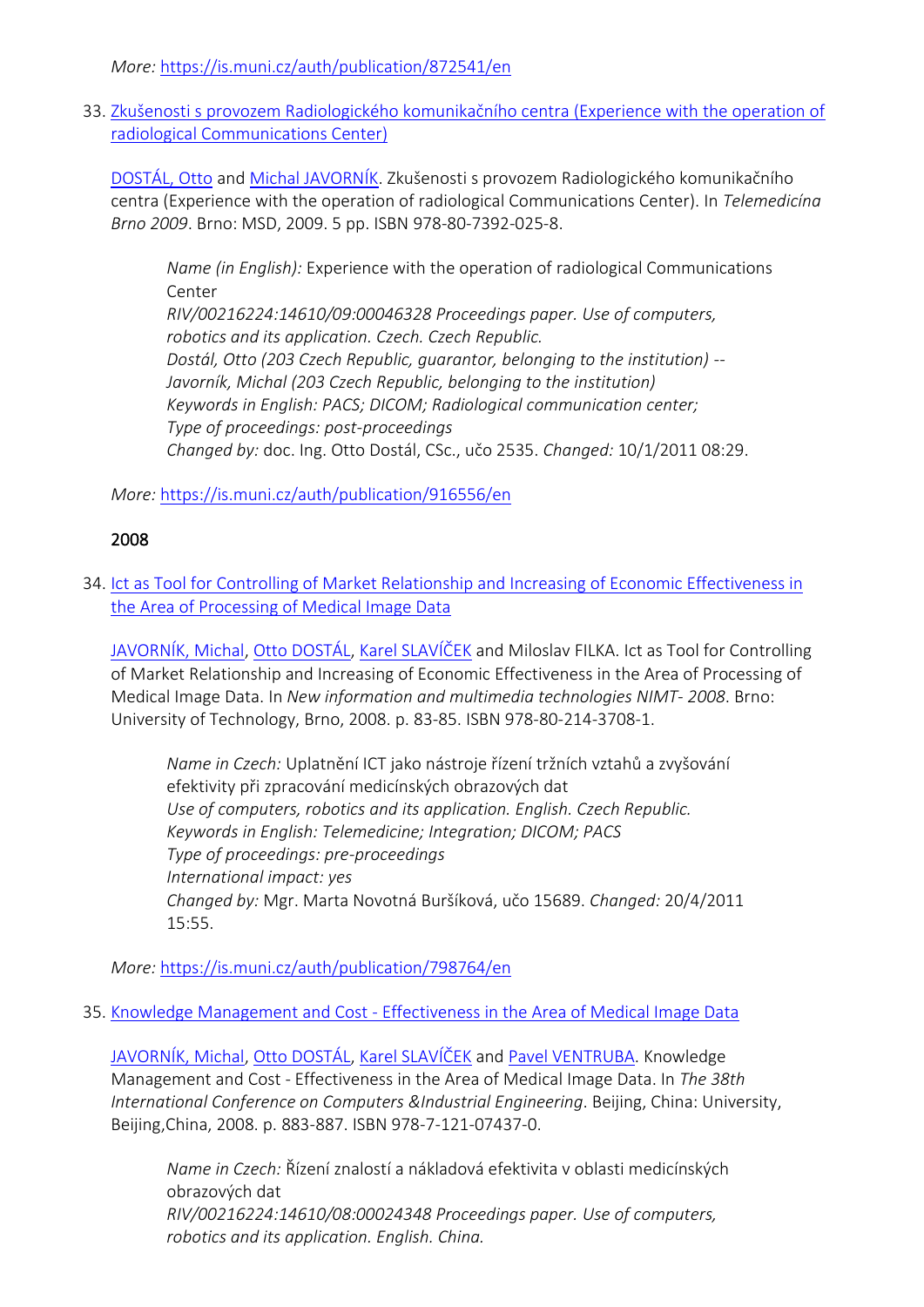*More:* https://is.muni.cz/auth/publication/872541/en

33. Zkušenosti s provozem Radiologického komunikačního centra (Experience with the operation of radiological Communications Center)

    DOSTÁL, Otto and Michal JAVORNÍK. Zkušenosti s provozem Radiologického komunikačního centra (Experience with the operation of radiological Communications Center). In *Telemedicína Brno 2009*. Brno: MSD, 2009. 5 pp. ISBN 978-80-7392-025-8.

    > *Name (in English):* Experience with the operation of radiological Communications Center
    > *RIV/00216224:14610/09:00046328 Proceedings paper. Use of computers, robotics and its application. Czech. Czech Republic.*
    > *Dostál, Otto (203 Czech Republic, guarantor, belonging to the institution) -- Javorník, Michal (203 Czech Republic, belonging to the institution)*
    > *Keywords in English: PACS; DICOM; Radiological communication center;*
    > *Type of proceedings: post-proceedings*
    > *Changed by:* doc. Ing. Otto Dostál, CSc., učo 2535. *Changed:* 10/1/2011 08:29.

    *More:* https://is.muni.cz/auth/publication/916556/en

## 2008

34. Ict as Tool for Controlling of Market Relationship and Increasing of Economic Effectiveness in the Area of Processing of Medical Image Data

    JAVORNÍK, Michal, Otto DOSTÁL, Karel SLAVÍČEK and Miloslav FILKA. Ict as Tool for Controlling of Market Relationship and Increasing of Economic Effectiveness in the Area of Processing of Medical Image Data. In *New information and multimedia technologies NIMT- 2008*. Brno: University of Technology, Brno, 2008. p. 83-85. ISBN 978-80-214-3708-1.

    > *Name in Czech:* Uplatnění ICT jako nástroje řízení tržních vztahů a zvyšování efektivity při zpracování medicínských obrazových dat
    > *Use of computers, robotics and its application. English. Czech Republic.*
    > *Keywords in English: Telemedicine; Integration; DICOM; PACS*
    > *Type of proceedings: pre-proceedings*
    > *International impact: yes*
    > *Changed by:* Mgr. Marta Novotná Buršíková, učo 15689. *Changed:* 20/4/2011 15:55.

    *More:* https://is.muni.cz/auth/publication/798764/en

35. Knowledge Management and Cost - Effectiveness in the Area of Medical Image Data

    JAVORNÍK, Michal, Otto DOSTÁL, Karel SLAVÍČEK and Pavel VENTRUBA. Knowledge Management and Cost - Effectiveness in the Area of Medical Image Data. In *The 38th International Conference on Computers &Industrial Engineering*. Beijing, China: University, Beijing,China, 2008. p. 883-887. ISBN 978-7-121-07437-0.

    > *Name in Czech:* Řízení znalostí a nákladová efektivita v oblasti medicínských obrazových dat
    > *RIV/00216224:14610/08:00024348 Proceedings paper. Use of computers, robotics and its application. English. China.*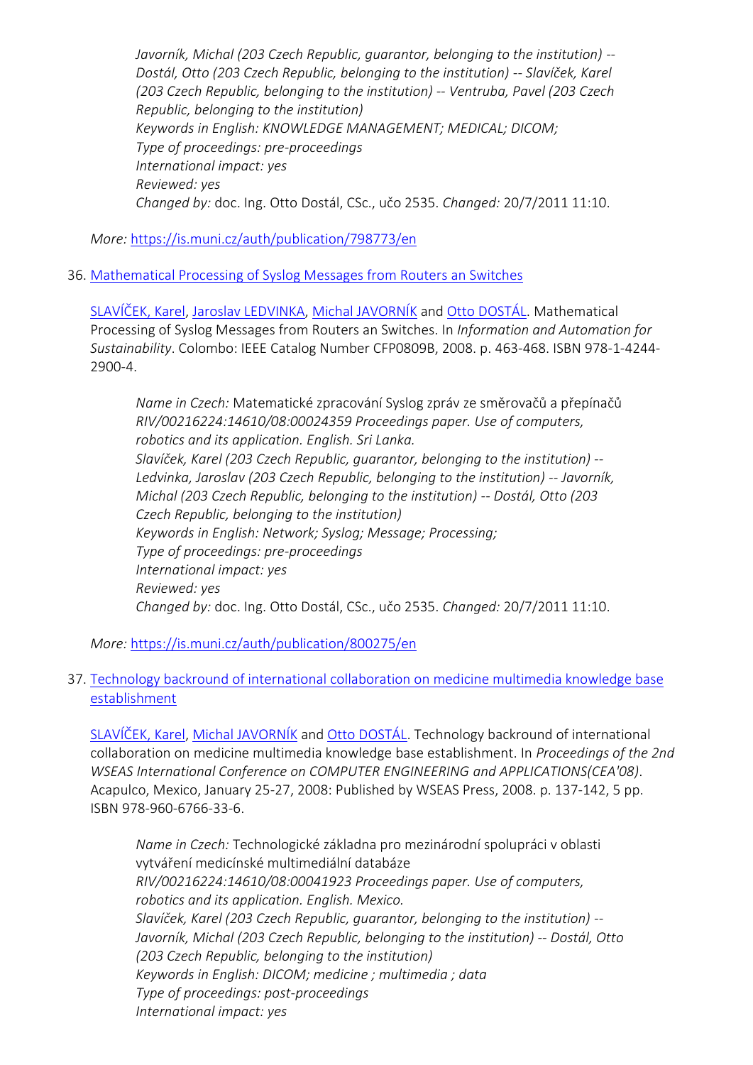*Javorník, Michal (203 Czech Republic, guarantor, belonging to the institution) -- Dostál, Otto (203 Czech Republic, belonging to the institution) -- Slavíček, Karel (203 Czech Republic, belonging to the institution) -- Ventruba, Pavel (203 Czech Republic, belonging to the institution)*
*Keywords in English: KNOWLEDGE MANAGEMENT; MEDICAL; DICOM;*
*Type of proceedings: pre-proceedings*
*International impact: yes*
*Reviewed: yes*
*Changed by:* doc. Ing. Otto Dostál, CSc., učo 2535. *Changed:* 20/7/2011 11:10.

*More:* https://is.muni.cz/auth/publication/798773/en

36. [Mathematical Processing of Syslog Messages from Routers an Switches](https://is.muni.cz/auth/publication/800275/en)

    [SLAVÍČEK, Karel](), [Jaroslav LEDVINKA](), [Michal JAVORNÍK]() and [Otto DOSTÁL](). Mathematical Processing of Syslog Messages from Routers an Switches. In *Information and Automation for Sustainability*. Colombo: IEEE Catalog Number CFP0809B, 2008. p. 463-468. ISBN 978-1-4244-2900-4.

    *Name in Czech:* Matematické zpracování Syslog zpráv ze směrovačů a přepínačů
    *RIV/00216224:14610/08:00024359 Proceedings paper. Use of computers, robotics and its application. English. Sri Lanka.*
    *Slavíček, Karel (203 Czech Republic, guarantor, belonging to the institution) -- Ledvinka, Jaroslav (203 Czech Republic, belonging to the institution) -- Javorník, Michal (203 Czech Republic, belonging to the institution) -- Dostál, Otto (203 Czech Republic, belonging to the institution)*
    *Keywords in English: Network; Syslog; Message; Processing;*
    *Type of proceedings: pre-proceedings*
    *International impact: yes*
    *Reviewed: yes*
    *Changed by:* doc. Ing. Otto Dostál, CSc., učo 2535. *Changed:* 20/7/2011 11:10.

    *More:* https://is.muni.cz/auth/publication/800275/en

37. [Technology backround of international collaboration on medicine multimedia knowledge base establishment]()

    [SLAVÍČEK, Karel](), [Michal JAVORNÍK]() and [Otto DOSTÁL](). Technology backround of international collaboration on medicine multimedia knowledge base establishment. In *Proceedings of the 2nd WSEAS International Conference on COMPUTER ENGINEERING and APPLICATIONS(CEA'08)*. Acapulco, Mexico, January 25-27, 2008: Published by WSEAS Press, 2008. p. 137-142, 5 pp. ISBN 978-960-6766-33-6.

    *Name in Czech:* Technologické základna pro mezinárodní spolupráci v oblasti vytváření medicínské multimediální databáze
    *RIV/00216224:14610/08:00041923 Proceedings paper. Use of computers, robotics and its application. English. Mexico.*
    *Slavíček, Karel (203 Czech Republic, guarantor, belonging to the institution) -- Javorník, Michal (203 Czech Republic, belonging to the institution) -- Dostál, Otto (203 Czech Republic, belonging to the institution)*
    *Keywords in English: DICOM; medicine ; multimedia ; data*
    *Type of proceedings: post-proceedings*
    *International impact: yes*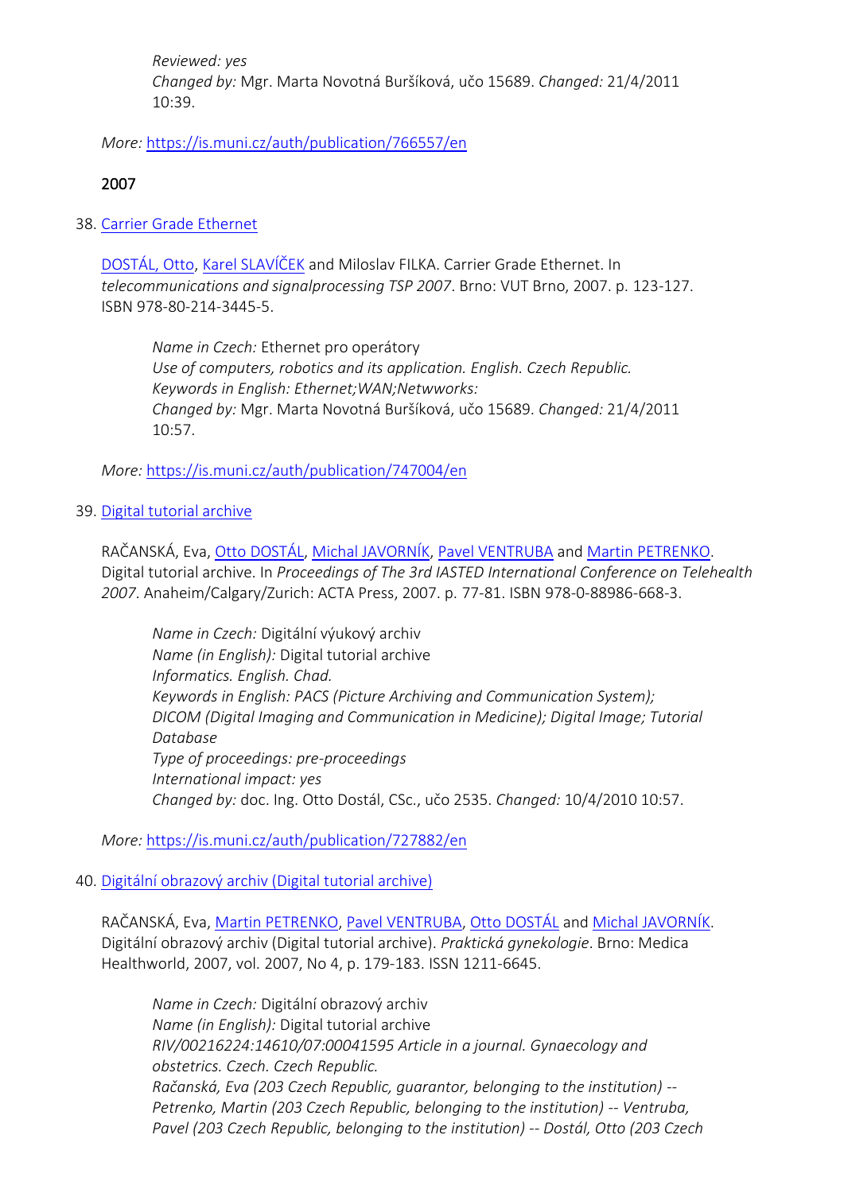*Reviewed:* yes
*Changed by:* Mgr. Marta Novotná Buršíková, učo 15689. *Changed:* 21/4/2011 10:39.

*More:* https://is.muni.cz/auth/publication/766557/en

2007

38. [Carrier Grade Ethernet](https://is.muni.cz/auth/publication/747004/en)

    [DOSTÁL, Otto](), [Karel SLAVÍČEK]() and Miloslav FILKA. Carrier Grade Ethernet. In *telecommunications and signalprocessing TSP 2007*. Brno: VUT Brno, 2007. p. 123-127. ISBN 978-80-214-3445-5.

    > *Name in Czech:* Ethernet pro operátory
    > *Use of computers, robotics and its application. English. Czech Republic.*
    > *Keywords in English: Ethernet;WAN;Netwworks:*
    > *Changed by:* Mgr. Marta Novotná Buršíková, učo 15689. *Changed:* 21/4/2011 10:57.

    *More:* https://is.muni.cz/auth/publication/747004/en

39. [Digital tutorial archive](https://is.muni.cz/auth/publication/727882/en)

    RAČANSKÁ, Eva, [Otto DOSTÁL](), [Michal JAVORNÍK](), [Pavel VENTRUBA]() and [Martin PETRENKO](). Digital tutorial archive. In *Proceedings of The 3rd IASTED International Conference on Telehealth 2007*. Anaheim/Calgary/Zurich: ACTA Press, 2007. p. 77-81. ISBN 978-0-88986-668-3.

    > *Name in Czech:* Digitální výukový archiv
    > *Name (in English):* Digital tutorial archive
    > *Informatics. English. Chad.*
    > *Keywords in English: PACS (Picture Archiving and Communication System); DICOM (Digital Imaging and Communication in Medicine); Digital Image; Tutorial Database*
    > *Type of proceedings: pre-proceedings*
    > *International impact: yes*
    > *Changed by:* doc. Ing. Otto Dostál, CSc., učo 2535. *Changed:* 10/4/2010 10:57.

    *More:* https://is.muni.cz/auth/publication/727882/en

40. [Digitální obrazový archiv (Digital tutorial archive)]()

    RAČANSKÁ, Eva, [Martin PETRENKO](), [Pavel VENTRUBA](), [Otto DOSTÁL]() and [Michal JAVORNÍK](). Digitální obrazový archiv (Digital tutorial archive). *Praktická gynekologie*. Brno: Medica Healthworld, 2007, vol. 2007, No 4, p. 179-183. ISSN 1211-6645.

    > *Name in Czech:* Digitální obrazový archiv
    > *Name (in English):* Digital tutorial archive
    > *RIV/00216224:14610/07:00041595 Article in a journal. Gynaecology and obstetrics. Czech. Czech Republic.*
    > *Račanská, Eva (203 Czech Republic, guarantor, belonging to the institution) -- Petrenko, Martin (203 Czech Republic, belonging to the institution) -- Ventruba, Pavel (203 Czech Republic, belonging to the institution) -- Dostál, Otto (203 Czech*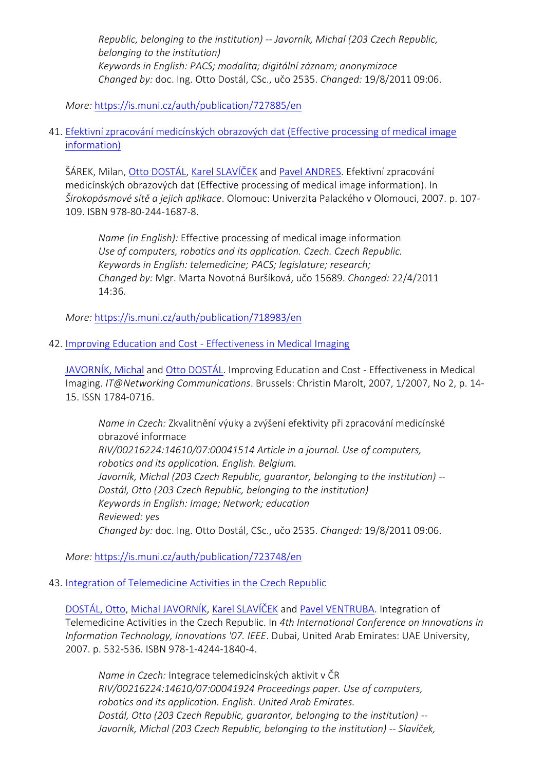*Republic, belonging to the institution) -- Javorník, Michal (203 Czech Republic, belonging to the institution)*
*Keywords in English: PACS; modalita; digitální záznam; anonymizace*
*Changed by:* doc. Ing. Otto Dostál, CSc., učo 2535. *Changed:* 19/8/2011 09:06.

*More:* https://is.muni.cz/auth/publication/727885/en

41. [Efektivní zpracování medicínských obrazových dat (Effective processing of medical image information)](https://is.muni.cz/auth/publication/718983/en)

    ŠÁREK, Milan, Otto DOSTÁL, Karel SLAVÍČEK and Pavel ANDRES. Efektivní zpracování medicínských obrazových dat (Effective processing of medical image information). In *Širokopásmové sítě a jejich aplikace*. Olomouc: Univerzita Palackého v Olomouci, 2007. p. 107-109. ISBN 978-80-244-1687-8.

    *Name (in English):* Effective processing of medical image information
    *Use of computers, robotics and its application. Czech. Czech Republic.*
    *Keywords in English: telemedicine; PACS; legislature; research;*
    *Changed by:* Mgr. Marta Novotná Buršíková, učo 15689. *Changed:* 22/4/2011 14:36.

    *More:* https://is.muni.cz/auth/publication/718983/en

42. [Improving Education and Cost - Effectiveness in Medical Imaging](https://is.muni.cz/auth/publication/723748/en)

    JAVORNÍK, Michal and Otto DOSTÁL. Improving Education and Cost - Effectiveness in Medical Imaging. *IT@Networking Communications*. Brussels: Christin Marolt, 2007, 1/2007, No 2, p. 14-15. ISSN 1784-0716.

    *Name in Czech:* Zkvalitnění výuky a zvýšení efektivity při zpracování medicínské obrazové informace
    *RIV/00216224:14610/07:00041514 Article in a journal. Use of computers, robotics and its application. English. Belgium.*
    *Javorník, Michal (203 Czech Republic, guarantor, belonging to the institution) -- Dostál, Otto (203 Czech Republic, belonging to the institution)*
    *Keywords in English: Image; Network; education*
    *Reviewed: yes*
    *Changed by:* doc. Ing. Otto Dostál, CSc., učo 2535. *Changed:* 19/8/2011 09:06.

    *More:* https://is.muni.cz/auth/publication/723748/en

43. [Integration of Telemedicine Activities in the Czech Republic]()

    DOSTÁL, Otto, Michal JAVORNÍK, Karel SLAVÍČEK and Pavel VENTRUBA. Integration of Telemedicine Activities in the Czech Republic. In *4th International Conference on Innovations in Information Technology, Innovations '07. IEEE*. Dubai, United Arab Emirates: UAE University, 2007. p. 532-536. ISBN 978-1-4244-1840-4.

    *Name in Czech:* Integrace telemedicínských aktivit v ČR
    *RIV/00216224:14610/07:00041924 Proceedings paper. Use of computers, robotics and its application. English. United Arab Emirates.*
    *Dostál, Otto (203 Czech Republic, guarantor, belonging to the institution) -- Javorník, Michal (203 Czech Republic, belonging to the institution) -- Slavíček,*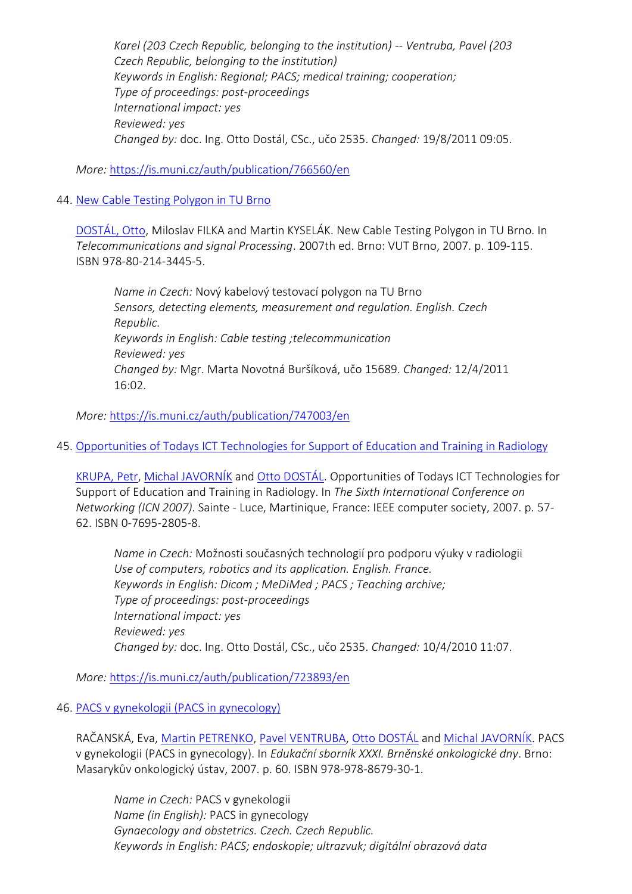*Karel (203 Czech Republic, belonging to the institution) -- Ventruba, Pavel (203 Czech Republic, belonging to the institution)*
*Keywords in English: Regional; PACS; medical training; cooperation;*
*Type of proceedings: post-proceedings*
*International impact: yes*
*Reviewed: yes*
*Changed by:* doc. Ing. Otto Dostál, CSc., učo 2535. *Changed:* 19/8/2011 09:05.

*More:* [https://is.muni.cz/auth/publication/766560/en](https://is.muni.cz/auth/publication/766560/en)

44. [New Cable Testing Polygon in TU Brno](https://is.muni.cz/auth/publication/747003/en)

[DOSTÁL, Otto](), Miloslav FILKA and Martin KYSELÁK. New Cable Testing Polygon in TU Brno. In *Telecommunications and signal Processing*. 2007th ed. Brno: VUT Brno, 2007. p. 109-115. ISBN 978-80-214-3445-5.

*Name in Czech:* Nový kabelový testovací polygon na TU Brno
*Sensors, detecting elements, measurement and regulation. English. Czech Republic.*
*Keywords in English: Cable testing ;telecommunication*
*Reviewed: yes*
*Changed by:* Mgr. Marta Novotná Buršíková, učo 15689. *Changed:* 12/4/2011 16:02.

*More:* [https://is.muni.cz/auth/publication/747003/en](https://is.muni.cz/auth/publication/747003/en)

45. [Opportunities of Todays ICT Technologies for Support of Education and Training in Radiology](https://is.muni.cz/auth/publication/723893/en)

[KRUPA, Petr](), [Michal JAVORNÍK]() and [Otto DOSTÁL](). Opportunities of Todays ICT Technologies for Support of Education and Training in Radiology. In *The Sixth International Conference on Networking (ICN 2007)*. Sainte - Luce, Martinique, France: IEEE computer society, 2007. p. 57-62. ISBN 0-7695-2805-8.

*Name in Czech:* Možnosti současných technologií pro podporu výuky v radiologii
*Use of computers, robotics and its application. English. France.*
*Keywords in English: Dicom ; MeDiMed ; PACS ; Teaching archive;*
*Type of proceedings: post-proceedings*
*International impact: yes*
*Reviewed: yes*
*Changed by:* doc. Ing. Otto Dostál, CSc., učo 2535. *Changed:* 10/4/2010 11:07.

*More:* [https://is.muni.cz/auth/publication/723893/en](https://is.muni.cz/auth/publication/723893/en)

46. [PACS v gynekologii (PACS in gynecology)]()

RAČANSKÁ, Eva, [Martin PETRENKO](), [Pavel VENTRUBA](), [Otto DOSTÁL]() and [Michal JAVORNÍK](). PACS v gynekologii (PACS in gynecology). In *Edukační sborník XXXI. Brněnské onkologické dny*. Brno: Masarykův onkologický ústav, 2007. p. 60. ISBN 978-978-8679-30-1.

*Name in Czech:* PACS v gynekologii
*Name (in English):* PACS in gynecology
*Gynaecology and obstetrics. Czech. Czech Republic.*
*Keywords in English: PACS; endoskopie; ultrazvuk; digitální obrazová data*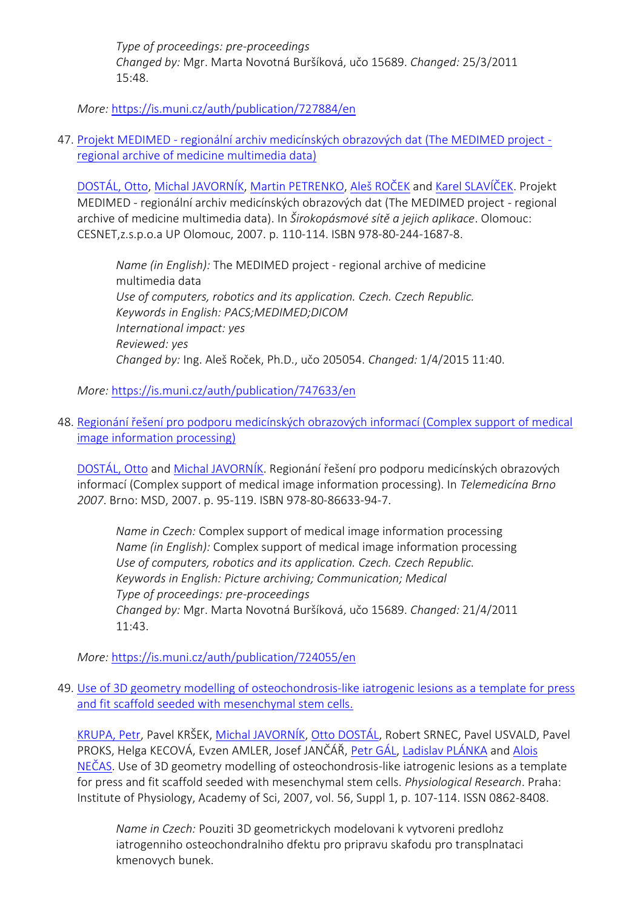*Type of proceedings: pre-proceedings*
*Changed by:* Mgr. Marta Novotná Buršíková, učo 15689. *Changed:* 25/3/2011 15:48.

*More:* https://is.muni.cz/auth/publication/727884/en

47. [Projekt MEDIMED - regionální archiv medicínských obrazových dat (The MEDIMED project - regional archive of medicine multimedia data)](https://is.muni.cz/auth/publication/747633/en)

   DOSTÁL, Otto, Michal JAVORNÍK, Martin PETRENKO, Aleš ROČEK and Karel SLAVÍČEK. Projekt MEDIMED - regionální archiv medicínských obrazových dat (The MEDIMED project - regional archive of medicine multimedia data). In *Širokopásmové sítě a jejich aplikace*. Olomouc: CESNET,z.s.p.o.a UP Olomouc, 2007. p. 110-114. ISBN 978-80-244-1687-8.

   > *Name (in English):* The MEDIMED project - regional archive of medicine multimedia data
   > *Use of computers, robotics and its application. Czech. Czech Republic.*
   > *Keywords in English: PACS;MEDIMED;DICOM*
   > *International impact: yes*
   > *Reviewed: yes*
   > *Changed by:* Ing. Aleš Roček, Ph.D., učo 205054. *Changed:* 1/4/2015 11:40.

   *More:* https://is.muni.cz/auth/publication/747633/en

48. [Regionání řešení pro podporu medicínských obrazových informací (Complex support of medical image information processing)](https://is.muni.cz/auth/publication/724055/en)

   DOSTÁL, Otto and Michal JAVORNÍK. Regionání řešení pro podporu medicínských obrazových informací (Complex support of medical image information processing). In *Telemedicína Brno 2007*. Brno: MSD, 2007. p. 95-119. ISBN 978-80-86633-94-7.

   > *Name in Czech:* Complex support of medical image information processing
   > *Name (in English):* Complex support of medical image information processing
   > *Use of computers, robotics and its application. Czech. Czech Republic.*
   > *Keywords in English: Picture archiving; Communication; Medical*
   > *Type of proceedings: pre-proceedings*
   > *Changed by:* Mgr. Marta Novotná Buršíková, učo 15689. *Changed:* 21/4/2011 11:43.

   *More:* https://is.muni.cz/auth/publication/724055/en

49. Use of 3D geometry modelling of osteochondrosis-like iatrogenic lesions as a template for press and fit scaffold seeded with mesenchymal stem cells.

   KRUPA, Petr, Pavel KRŠEK, Michal JAVORNÍK, Otto DOSTÁL, Robert SRNEC, Pavel USVALD, Pavel PROKS, Helga KECOVÁ, Evzen AMLER, Josef JANČÁŘ, Petr GÁL, Ladislav PLÁNKA and Alois NEČAS. Use of 3D geometry modelling of osteochondrosis-like iatrogenic lesions as a template for press and fit scaffold seeded with mesenchymal stem cells. *Physiological Research*. Praha: Institute of Physiology, Academy of Sci, 2007, vol. 56, Suppl 1, p. 107-114. ISSN 0862-8408.

   > *Name in Czech:* Pouziti 3D geometrickych modelovani k vytvoreni predlohz iatrogenniho osteochondralniho dfektu pro pripravu skafodu pro transplnataci kmenovych bunek.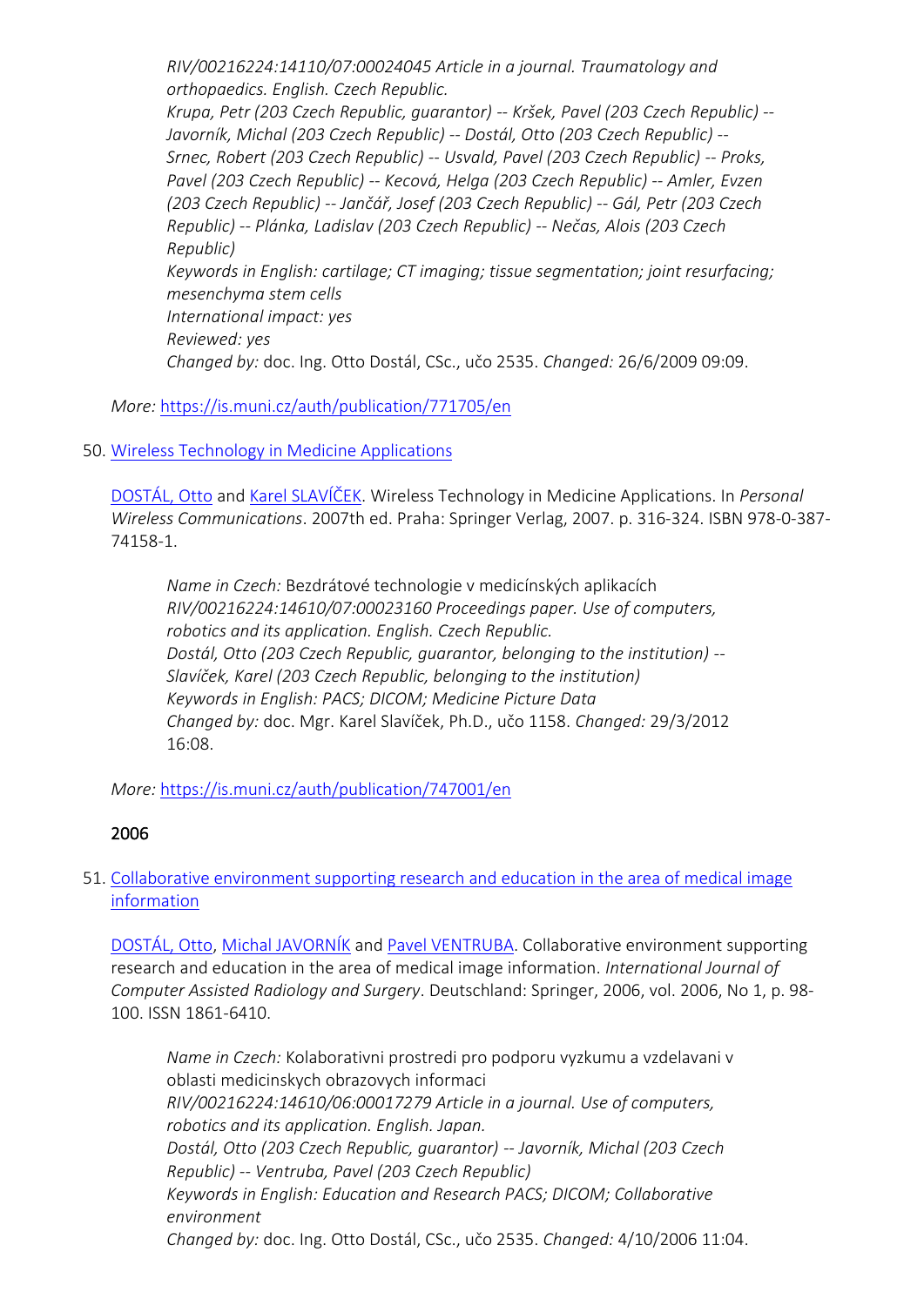*RIV/00216224:14110/07:00024045 Article in a journal. Traumatology and orthopaedics. English. Czech Republic.*
*Krupa, Petr (203 Czech Republic, guarantor) -- Kršek, Pavel (203 Czech Republic) -- Javorník, Michal (203 Czech Republic) -- Dostál, Otto (203 Czech Republic) -- Srnec, Robert (203 Czech Republic) -- Usvald, Pavel (203 Czech Republic) -- Proks, Pavel (203 Czech Republic) -- Kecová, Helga (203 Czech Republic) -- Amler, Evzen (203 Czech Republic) -- Jančář, Josef (203 Czech Republic) -- Gál, Petr (203 Czech Republic) -- Plánka, Ladislav (203 Czech Republic) -- Nečas, Alois (203 Czech Republic)*
*Keywords in English: cartilage; CT imaging; tissue segmentation; joint resurfacing; mesenchyma stem cells*
*International impact: yes*
*Reviewed: yes*
*Changed by:* doc. Ing. Otto Dostál, CSc., učo 2535. *Changed:* 26/6/2009 09:09.

*More:* https://is.muni.cz/auth/publication/771705/en

50. Wireless Technology in Medicine Applications

DOSTÁL, Otto and Karel SLAVÍČEK. Wireless Technology in Medicine Applications. In *Personal Wireless Communications*. 2007th ed. Praha: Springer Verlag, 2007. p. 316-324. ISBN 978-0-387-74158-1.

*Name in Czech:* Bezdrátové technologie v medicínských aplikacích
*RIV/00216224:14610/07:00023160 Proceedings paper. Use of computers, robotics and its application. English. Czech Republic.*
*Dostál, Otto (203 Czech Republic, guarantor, belonging to the institution) -- Slavíček, Karel (203 Czech Republic, belonging to the institution)*
*Keywords in English: PACS; DICOM; Medicine Picture Data*
*Changed by:* doc. Mgr. Karel Slavíček, Ph.D., učo 1158. *Changed:* 29/3/2012 16:08.

*More:* https://is.muni.cz/auth/publication/747001/en

## 2006

51. Collaborative environment supporting research and education in the area of medical image information

DOSTÁL, Otto, Michal JAVORNÍK and Pavel VENTRUBA. Collaborative environment supporting research and education in the area of medical image information. *International Journal of Computer Assisted Radiology and Surgery*. Deutschland: Springer, 2006, vol. 2006, No 1, p. 98-100. ISSN 1861-6410.

*Name in Czech:* Kolaborativni prostredi pro podporu vyzkumu a vzdelavani v oblasti medicinskych obrazovych informaci
*RIV/00216224:14610/06:00017279 Article in a journal. Use of computers, robotics and its application. English. Japan.*
*Dostál, Otto (203 Czech Republic, guarantor) -- Javorník, Michal (203 Czech Republic) -- Ventruba, Pavel (203 Czech Republic)*
*Keywords in English: Education and Research PACS; DICOM; Collaborative environment*
*Changed by:* doc. Ing. Otto Dostál, CSc., učo 2535. *Changed:* 4/10/2006 11:04.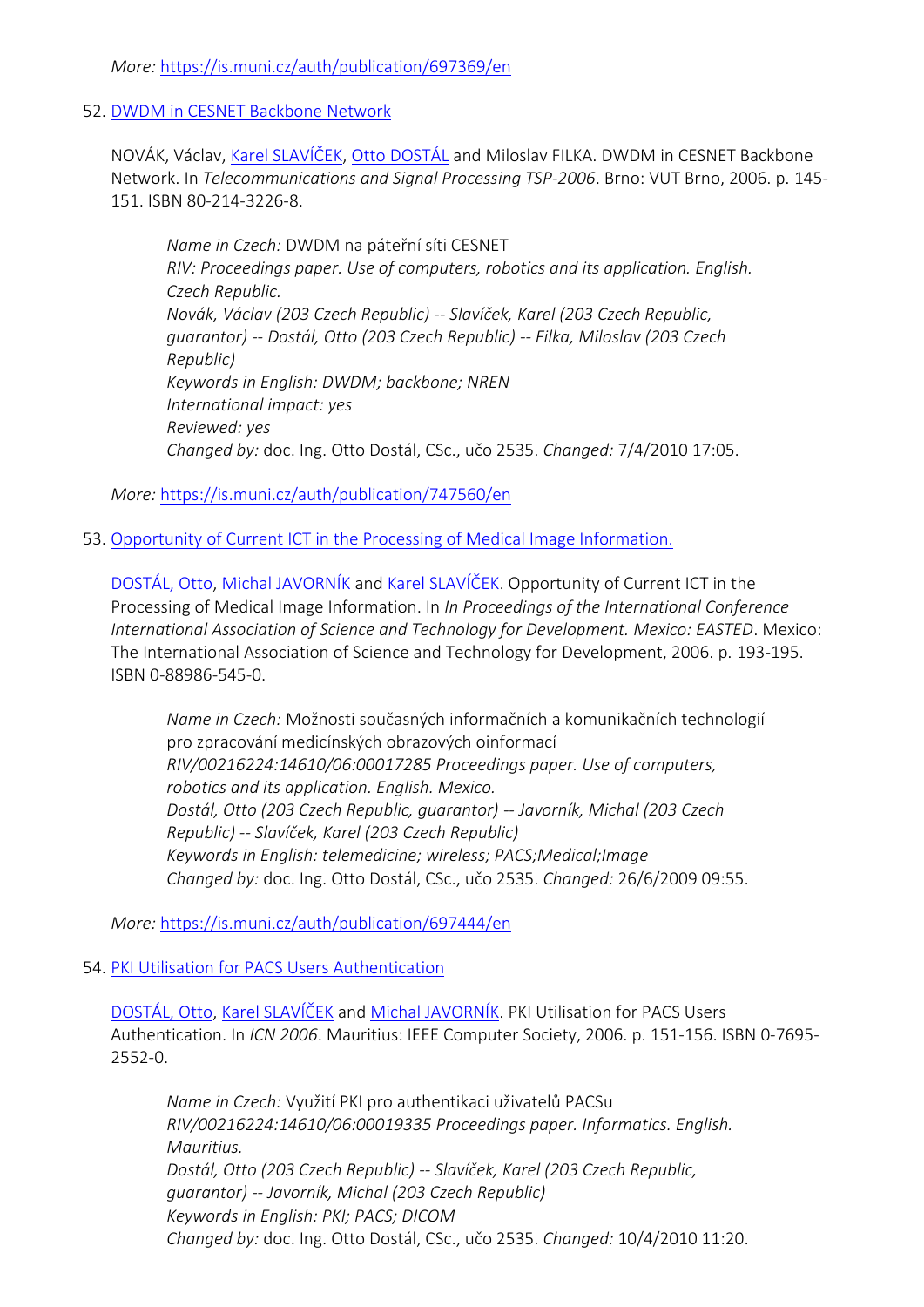*More:* https://is.muni.cz/auth/publication/697369/en

52. DWDM in CESNET Backbone Network

    NOVÁK, Václav, Karel SLAVÍČEK, Otto DOSTÁL and Miloslav FILKA. DWDM in CESNET Backbone Network. In *Telecommunications and Signal Processing TSP-2006*. Brno: VUT Brno, 2006. p. 145-151. ISBN 80-214-3226-8.

    > *Name in Czech:* DWDM na páteřní síti CESNET
    > *RIV: Proceedings paper. Use of computers, robotics and its application. English. Czech Republic.*
    > *Novák, Václav (203 Czech Republic) -- Slavíček, Karel (203 Czech Republic, guarantor) -- Dostál, Otto (203 Czech Republic) -- Filka, Miloslav (203 Czech Republic)*
    > *Keywords in English: DWDM; backbone; NREN*
    > *International impact: yes*
    > *Reviewed: yes*
    > *Changed by:* doc. Ing. Otto Dostál, CSc., učo 2535. *Changed:* 7/4/2010 17:05.

    *More:* https://is.muni.cz/auth/publication/747560/en

53. Opportunity of Current ICT in the Processing of Medical Image Information.

    DOSTÁL, Otto, Michal JAVORNÍK and Karel SLAVÍČEK. Opportunity of Current ICT in the Processing of Medical Image Information. In *In Proceedings of the International Conference International Association of Science and Technology for Development. Mexico: EASTED*. Mexico: The International Association of Science and Technology for Development, 2006. p. 193-195. ISBN 0-88986-545-0.

    > *Name in Czech:* Možnosti současných informačních a komunikačních technologií pro zpracování medicínských obrazových oinformací
    > *RIV/00216224:14610/06:00017285 Proceedings paper. Use of computers, robotics and its application. English. Mexico.*
    > *Dostál, Otto (203 Czech Republic, guarantor) -- Javorník, Michal (203 Czech Republic) -- Slavíček, Karel (203 Czech Republic)*
    > *Keywords in English: telemedicine; wireless; PACS;Medical;Image*
    > *Changed by:* doc. Ing. Otto Dostál, CSc., učo 2535. *Changed:* 26/6/2009 09:55.

    *More:* https://is.muni.cz/auth/publication/697444/en

54. PKI Utilisation for PACS Users Authentication

    DOSTÁL, Otto, Karel SLAVÍČEK and Michal JAVORNÍK. PKI Utilisation for PACS Users Authentication. In *ICN 2006*. Mauritius: IEEE Computer Society, 2006. p. 151-156. ISBN 0-7695-2552-0.

    > *Name in Czech:* Využití PKI pro authentikaci uživatelů PACSu
    > *RIV/00216224:14610/06:00019335 Proceedings paper. Informatics. English. Mauritius.*
    > *Dostál, Otto (203 Czech Republic) -- Slavíček, Karel (203 Czech Republic, guarantor) -- Javorník, Michal (203 Czech Republic)*
    > *Keywords in English: PKI; PACS; DICOM*
    > *Changed by:* doc. Ing. Otto Dostál, CSc., učo 2535. *Changed:* 10/4/2010 11:20.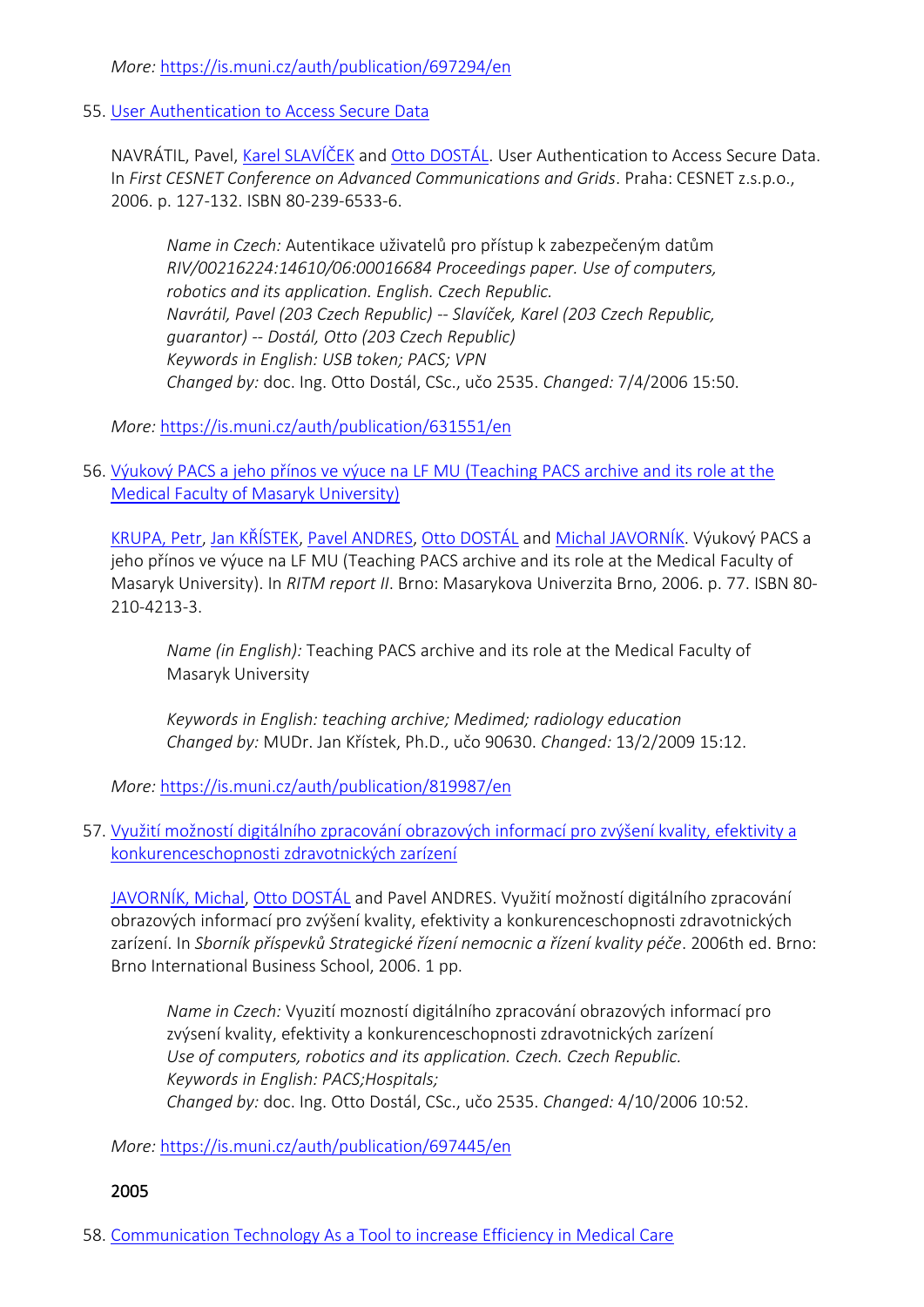*More:* https://is.muni.cz/auth/publication/697294/en

55. [User Authentication to Access Secure Data](https://is.muni.cz/auth/publication/631551/en)

    NAVRÁTIL, Pavel, Karel SLAVÍČEK and Otto DOSTÁL. User Authentication to Access Secure Data. In *First CESNET Conference on Advanced Communications and Grids*. Praha: CESNET z.s.p.o., 2006. p. 127-132. ISBN 80-239-6533-6.

    > *Name in Czech:* Autentikace uživatelů pro přístup k zabezpečeným datům
    > *RIV/00216224:14610/06:00016684 Proceedings paper. Use of computers, robotics and its application. English. Czech Republic.*
    > *Navrátil, Pavel (203 Czech Republic) -- Slavíček, Karel (203 Czech Republic, guarantor) -- Dostál, Otto (203 Czech Republic)*
    > *Keywords in English: USB token; PACS; VPN*
    > *Changed by:* doc. Ing. Otto Dostál, CSc., učo 2535. *Changed:* 7/4/2006 15:50.

    *More:* https://is.muni.cz/auth/publication/631551/en

56. [Výukový PACS a jeho přínos ve výuce na LF MU (Teaching PACS archive and its role at the Medical Faculty of Masaryk University)](https://is.muni.cz/auth/publication/819987/en)

    KRUPA, Petr, Jan KŘÍSTEK, Pavel ANDRES, Otto DOSTÁL and Michal JAVORNÍK. Výukový PACS a jeho přínos ve výuce na LF MU (Teaching PACS archive and its role at the Medical Faculty of Masaryk University). In *RITM report II*. Brno: Masarykova Univerzita Brno, 2006. p. 77. ISBN 80-210-4213-3.

    > *Name (in English):* Teaching PACS archive and its role at the Medical Faculty of Masaryk University
    >
    > *Keywords in English: teaching archive; Medimed; radiology education*
    > *Changed by:* MUDr. Jan Křístek, Ph.D., učo 90630. *Changed:* 13/2/2009 15:12.

    *More:* https://is.muni.cz/auth/publication/819987/en

57. [Využití možností digitálního zpracování obrazových informací pro zvýšení kvality, efektivity a konkurenceschopnosti zdravotnických zarízení](https://is.muni.cz/auth/publication/697445/en)

    JAVORNÍK, Michal, Otto DOSTÁL and Pavel ANDRES. Využití možností digitálního zpracování obrazových informací pro zvýšení kvality, efektivity a konkurenceschopnosti zdravotnických zarízení. In *Sborník příspevků Strategické řízení nemocnic a řízení kvality péče*. 2006th ed. Brno: Brno International Business School, 2006. 1 pp.

    > *Name in Czech:* Vyuzití moznosti digitálního zpracování obrazových informací pro zvýsení kvality, efektivity a konkurenceschopnosti zdravotnických zarízení
    > *Use of computers, robotics and its application. Czech. Czech Republic.*
    > *Keywords in English: PACS;Hospitals;*
    > *Changed by:* doc. Ing. Otto Dostál, CSc., učo 2535. *Changed:* 4/10/2006 10:52.

    *More:* https://is.muni.cz/auth/publication/697445/en

**2005**

58. Communication Technology As a Tool to increase Efficiency in Medical Care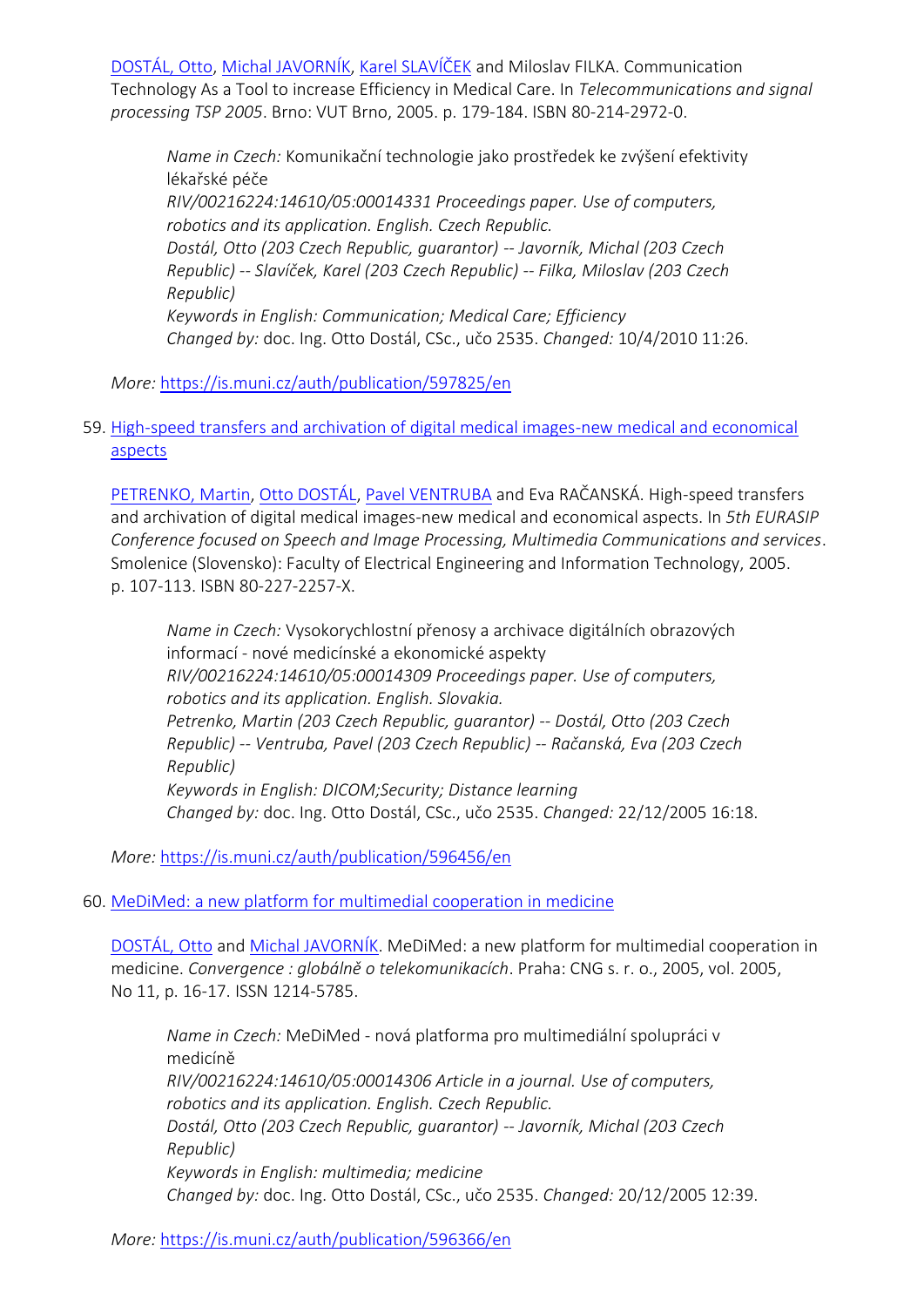[DOSTÁL, Otto](), [Michal JAVORNÍK](), [Karel SLAVÍČEK]() and Miloslav FILKA. Communication Technology As a Tool to increase Efficiency in Medical Care. In *Telecommunications and signal processing TSP 2005*. Brno: VUT Brno, 2005. p. 179-184. ISBN 80-214-2972-0.

> *Name in Czech:* Komunikační technologie jako prostředek ke zvýšení efektivity lékařské péče
> *RIV/00216224:14610/05:00014331 Proceedings paper. Use of computers, robotics and its application. English. Czech Republic.*
> *Dostál, Otto (203 Czech Republic, guarantor) -- Javorník, Michal (203 Czech Republic) -- Slavíček, Karel (203 Czech Republic) -- Filka, Miloslav (203 Czech Republic)*
> *Keywords in English: Communication; Medical Care; Efficiency*
> *Changed by:* doc. Ing. Otto Dostál, CSc., učo 2535. *Changed:* 10/4/2010 11:26.

*More:* https://is.muni.cz/auth/publication/597825/en

59. [High-speed transfers and archivation of digital medical images-new medical and economical aspects]()

[PETRENKO, Martin](), [Otto DOSTÁL](), [Pavel VENTRUBA]() and Eva RAČANSKÁ. High-speed transfers and archivation of digital medical images-new medical and economical aspects. In *5th EURASIP Conference focused on Speech and Image Processing, Multimedia Communications and services*. Smolenice (Slovensko): Faculty of Electrical Engineering and Information Technology, 2005. p. 107-113. ISBN 80-227-2257-X.

> *Name in Czech:* Vysokorychlostní přenosy a archivace digitálních obrazových informací - nové medicínské a ekonomické aspekty
> *RIV/00216224:14610/05:00014309 Proceedings paper. Use of computers, robotics and its application. English. Slovakia.*
> *Petrenko, Martin (203 Czech Republic, guarantor) -- Dostál, Otto (203 Czech Republic) -- Ventruba, Pavel (203 Czech Republic) -- Račanská, Eva (203 Czech Republic)*
> *Keywords in English: DICOM;Security; Distance learning*
> *Changed by:* doc. Ing. Otto Dostál, CSc., učo 2535. *Changed:* 22/12/2005 16:18.

*More:* https://is.muni.cz/auth/publication/596456/en

60. [MeDiMed: a new platform for multimedial cooperation in medicine]()

[DOSTÁL, Otto]() and [Michal JAVORNÍK](). MeDiMed: a new platform for multimedial cooperation in medicine. *Convergence : globálně o telekomunikacích*. Praha: CNG s. r. o., 2005, vol. 2005, No 11, p. 16-17. ISSN 1214-5785.

> *Name in Czech:* MeDiMed - nová platforma pro multimediální spolupráci v medicíně
> *RIV/00216224:14610/05:00014306 Article in a journal. Use of computers, robotics and its application. English. Czech Republic.*
> *Dostál, Otto (203 Czech Republic, guarantor) -- Javorník, Michal (203 Czech Republic)*
> *Keywords in English: multimedia; medicine*
> *Changed by:* doc. Ing. Otto Dostál, CSc., učo 2535. *Changed:* 20/12/2005 12:39.

*More:* https://is.muni.cz/auth/publication/596366/en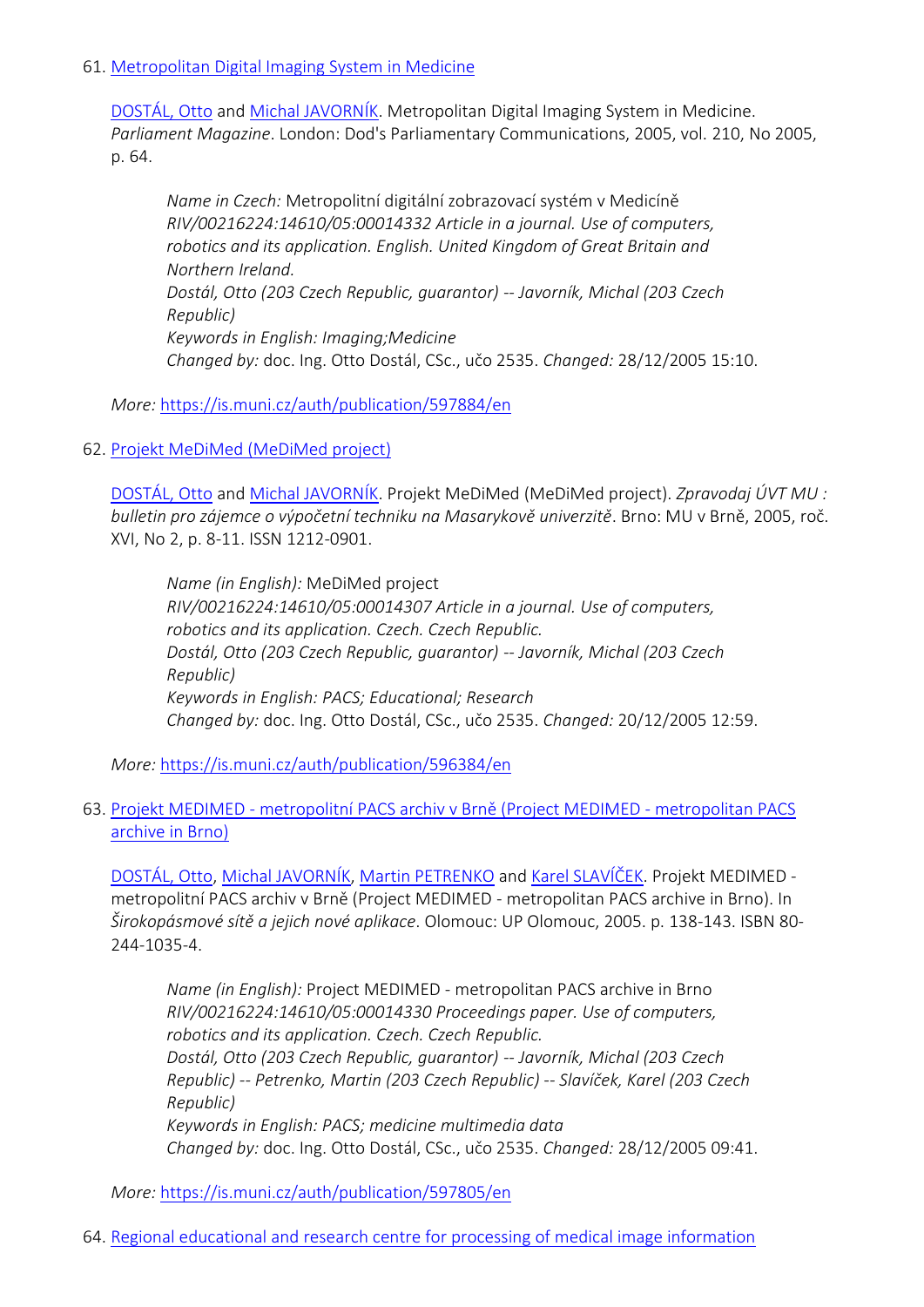61. [Metropolitan Digital Imaging System in Medicine](https://is.muni.cz/auth/publication/597884/en)

    [DOSTÁL, Otto]() and [Michal JAVORNÍK](). Metropolitan Digital Imaging System in Medicine. *Parliament Magazine*. London: Dod's Parliamentary Communications, 2005, vol. 210, No 2005, p. 64.

    > *Name in Czech:* Metropolitní digitální zobrazovací systém v Medicíně
    > *RIV/00216224:14610/05:00014332 Article in a journal. Use of computers, robotics and its application. English. United Kingdom of Great Britain and Northern Ireland.*
    > *Dostál, Otto (203 Czech Republic, guarantor) -- Javorník, Michal (203 Czech Republic)*
    > *Keywords in English: Imaging;Medicine*
    > *Changed by:* doc. Ing. Otto Dostál, CSc., učo 2535. *Changed:* 28/12/2005 15:10.

    *More:* https://is.muni.cz/auth/publication/597884/en

62. [Projekt MeDiMed (MeDiMed project)](https://is.muni.cz/auth/publication/596384/en)

    [DOSTÁL, Otto]() and [Michal JAVORNÍK](). Projekt MeDiMed (MeDiMed project). *Zpravodaj ÚVT MU : bulletin pro zájemce o výpočetní techniku na Masarykově univerzitě*. Brno: MU v Brně, 2005, roč. XVI, No 2, p. 8-11. ISSN 1212-0901.

    > *Name (in English):* MeDiMed project
    > *RIV/00216224:14610/05:00014307 Article in a journal. Use of computers, robotics and its application. Czech. Czech Republic.*
    > *Dostál, Otto (203 Czech Republic, guarantor) -- Javorník, Michal (203 Czech Republic)*
    > *Keywords in English: PACS; Educational; Research*
    > *Changed by:* doc. Ing. Otto Dostál, CSc., učo 2535. *Changed:* 20/12/2005 12:59.

    *More:* https://is.muni.cz/auth/publication/596384/en

63. [Projekt MEDIMED - metropolitní PACS archiv v Brně (Project MEDIMED - metropolitan PACS archive in Brno)](https://is.muni.cz/auth/publication/597805/en)

    [DOSTÁL, Otto](), [Michal JAVORNÍK](), [Martin PETRENKO]() and [Karel SLAVÍČEK](). Projekt MEDIMED - metropolitní PACS archiv v Brně (Project MEDIMED - metropolitan PACS archive in Brno). In *Širokopásmové sítě a jejich nové aplikace*. Olomouc: UP Olomouc, 2005. p. 138-143. ISBN 80-244-1035-4.

    > *Name (in English):* Project MEDIMED - metropolitan PACS archive in Brno
    > *RIV/00216224:14610/05:00014330 Proceedings paper. Use of computers, robotics and its application. Czech. Czech Republic.*
    > *Dostál, Otto (203 Czech Republic, guarantor) -- Javorník, Michal (203 Czech Republic) -- Petrenko, Martin (203 Czech Republic) -- Slavíček, Karel (203 Czech Republic)*
    > *Keywords in English: PACS; medicine multimedia data*
    > *Changed by:* doc. Ing. Otto Dostál, CSc., učo 2535. *Changed:* 28/12/2005 09:41.

    *More:* https://is.muni.cz/auth/publication/597805/en

64. [Regional educational and research centre for processing of medical image information]()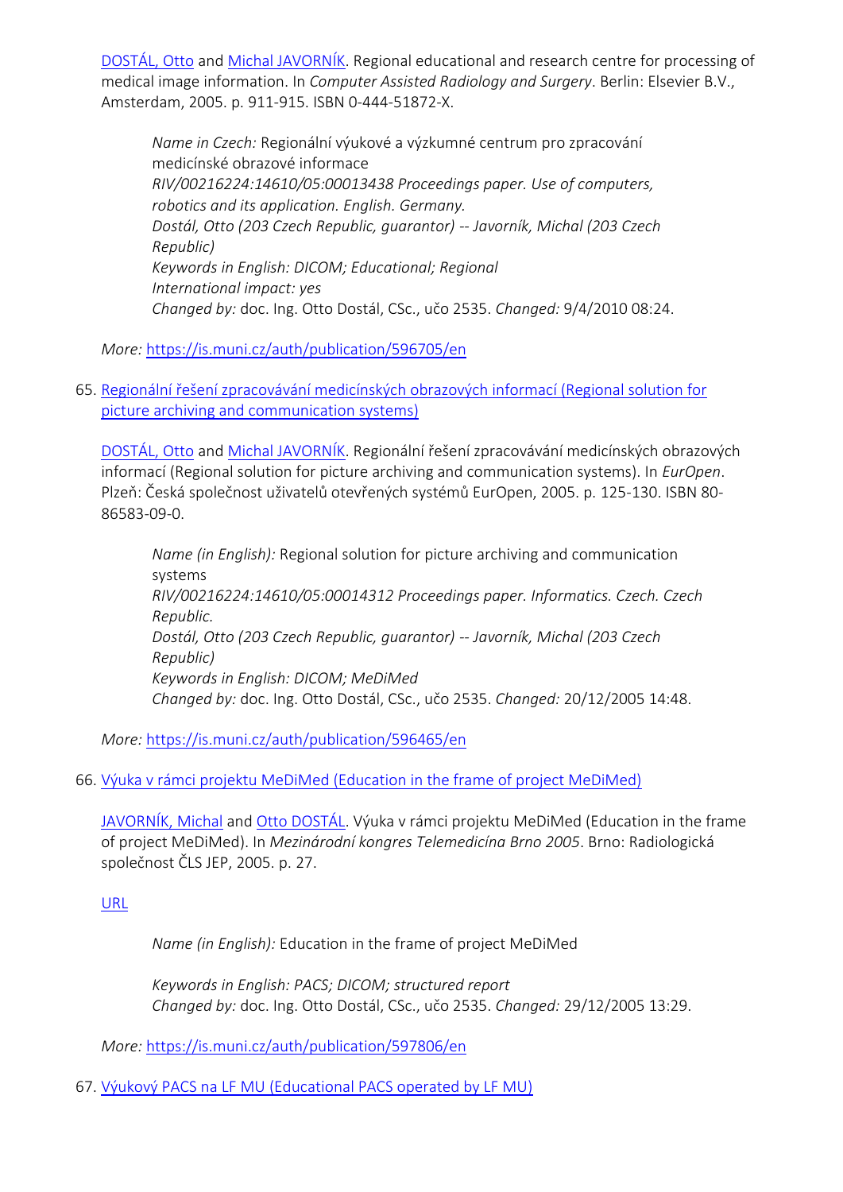[DOSTÁL, Otto](#) and [Michal JAVORNÍK](#). Regional educational and research centre for processing of medical image information. In *Computer Assisted Radiology and Surgery*. Berlin: Elsevier B.V., Amsterdam, 2005. p. 911-915. ISBN 0-444-51872-X.

> *Name in Czech:* Regionální výukové a výzkumné centrum pro zpracování medicínské obrazové informace
> *RIV/00216224:14610/05:00013438 Proceedings paper. Use of computers, robotics and its application. English. Germany.*
> *Dostál, Otto (203 Czech Republic, guarantor) -- Javorník, Michal (203 Czech Republic)*
> *Keywords in English: DICOM; Educational; Regional*
> *International impact: yes*
> *Changed by:* doc. Ing. Otto Dostál, CSc., učo 2535. *Changed:* 9/4/2010 08:24.

*More:* https://is.muni.cz/auth/publication/596705/en

65. [Regionální řešení zpracovávání medicínských obrazových informací (Regional solution for picture archiving and communication systems)](#)

    [DOSTÁL, Otto](#) and [Michal JAVORNÍK](#). Regionální řešení zpracovávání medicínských obrazových informací (Regional solution for picture archiving and communication systems). In *EurOpen*. Plzeň: Česká společnost uživatelů otevřených systémů EurOpen, 2005. p. 125-130. ISBN 80-86583-09-0.

    > *Name (in English):* Regional solution for picture archiving and communication systems
    > *RIV/00216224:14610/05:00014312 Proceedings paper. Informatics. Czech. Czech Republic.*
    > *Dostál, Otto (203 Czech Republic, guarantor) -- Javorník, Michal (203 Czech Republic)*
    > *Keywords in English: DICOM; MeDiMed*
    > *Changed by:* doc. Ing. Otto Dostál, CSc., učo 2535. *Changed:* 20/12/2005 14:48.

    *More:* https://is.muni.cz/auth/publication/596465/en

66. [Výuka v rámci projektu MeDiMed (Education in the frame of project MeDiMed)](#)

    [JAVORNÍK, Michal](#) and [Otto DOSTÁL](#). Výuka v rámci projektu MeDiMed (Education in the frame of project MeDiMed). In *Mezinárodní kongres Telemedicína Brno 2005*. Brno: Radiologická společnost ČLS JEP, 2005. p. 27.

    [URL](#)

    > *Name (in English):* Education in the frame of project MeDiMed
    >
    > *Keywords in English: PACS; DICOM; structured report*
    > *Changed by:* doc. Ing. Otto Dostál, CSc., učo 2535. *Changed:* 29/12/2005 13:29.

    *More:* https://is.muni.cz/auth/publication/597806/en

67. [Výukový PACS na LF MU (Educational PACS operated by LF MU)](#)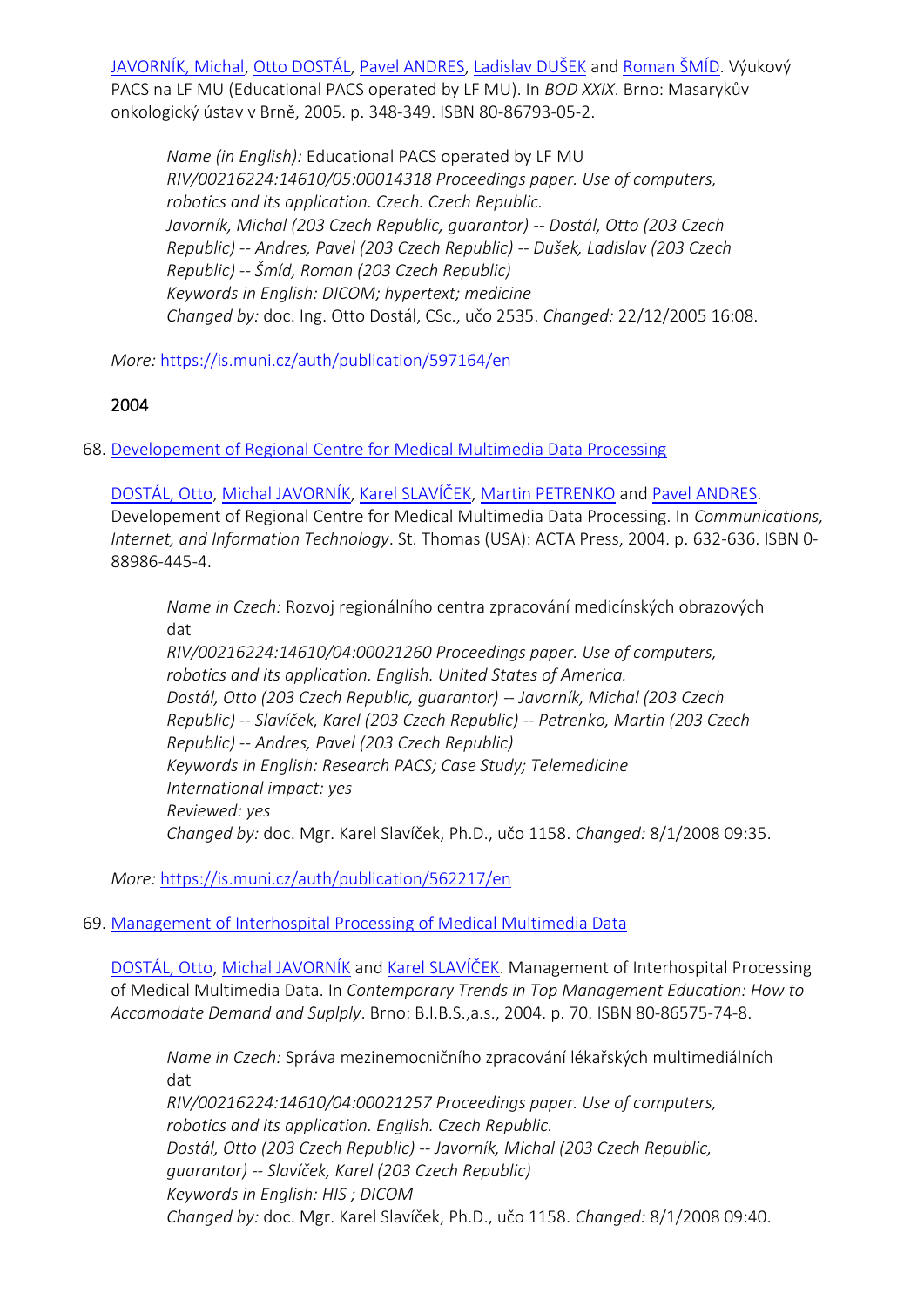JAVORNÍK, Michal, Otto DOSTÁL, Pavel ANDRES, Ladislav DUŠEK and Roman ŠMÍD. Výukový PACS na LF MU (Educational PACS operated by LF MU). In *BOD XXIX*. Brno: Masarykův onkologický ústav v Brně, 2005. p. 348-349. ISBN 80-86793-05-2.

> *Name (in English):* Educational PACS operated by LF MU
> *RIV/00216224:14610/05:00014318 Proceedings paper. Use of computers, robotics and its application. Czech. Czech Republic.*
> *Javorník, Michal (203 Czech Republic, guarantor) -- Dostál, Otto (203 Czech Republic) -- Andres, Pavel (203 Czech Republic) -- Dušek, Ladislav (203 Czech Republic) -- Šmíd, Roman (203 Czech Republic)*
> *Keywords in English: DICOM; hypertext; medicine*
> *Changed by:* doc. Ing. Otto Dostál, CSc., učo 2535. *Changed:* 22/12/2005 16:08.

*More:* https://is.muni.cz/auth/publication/597164/en

## 2004

68. Developement of Regional Centre for Medical Multimedia Data Processing

DOSTÁL, Otto, Michal JAVORNÍK, Karel SLAVÍČEK, Martin PETRENKO and Pavel ANDRES. Developement of Regional Centre for Medical Multimedia Data Processing. In *Communications, Internet, and Information Technology*. St. Thomas (USA): ACTA Press, 2004. p. 632-636. ISBN 0-88986-445-4.

> *Name in Czech:* Rozvoj regionálního centra zpracování medicínských obrazových dat
> *RIV/00216224:14610/04:00021260 Proceedings paper. Use of computers, robotics and its application. English. United States of America.*
> *Dostál, Otto (203 Czech Republic, guarantor) -- Javorník, Michal (203 Czech Republic) -- Slavíček, Karel (203 Czech Republic) -- Petrenko, Martin (203 Czech Republic) -- Andres, Pavel (203 Czech Republic)*
> *Keywords in English: Research PACS; Case Study; Telemedicine*
> *International impact: yes*
> *Reviewed: yes*
> *Changed by:* doc. Mgr. Karel Slavíček, Ph.D., učo 1158. *Changed:* 8/1/2008 09:35.

*More:* https://is.muni.cz/auth/publication/562217/en

69. Management of Interhospital Processing of Medical Multimedia Data

DOSTÁL, Otto, Michal JAVORNÍK and Karel SLAVÍČEK. Management of Interhospital Processing of Medical Multimedia Data. In *Contemporary Trends in Top Management Education: How to Accomodate Demand and Suplply*. Brno: B.I.B.S.,a.s., 2004. p. 70. ISBN 80-86575-74-8.

> *Name in Czech:* Správa mezinemocničního zpracování lékařských multimediálních dat
> *RIV/00216224:14610/04:00021257 Proceedings paper. Use of computers, robotics and its application. English. Czech Republic.*
> *Dostál, Otto (203 Czech Republic) -- Javorník, Michal (203 Czech Republic, guarantor) -- Slavíček, Karel (203 Czech Republic)*
> *Keywords in English: HIS ; DICOM*
> *Changed by:* doc. Mgr. Karel Slavíček, Ph.D., učo 1158. *Changed:* 8/1/2008 09:40.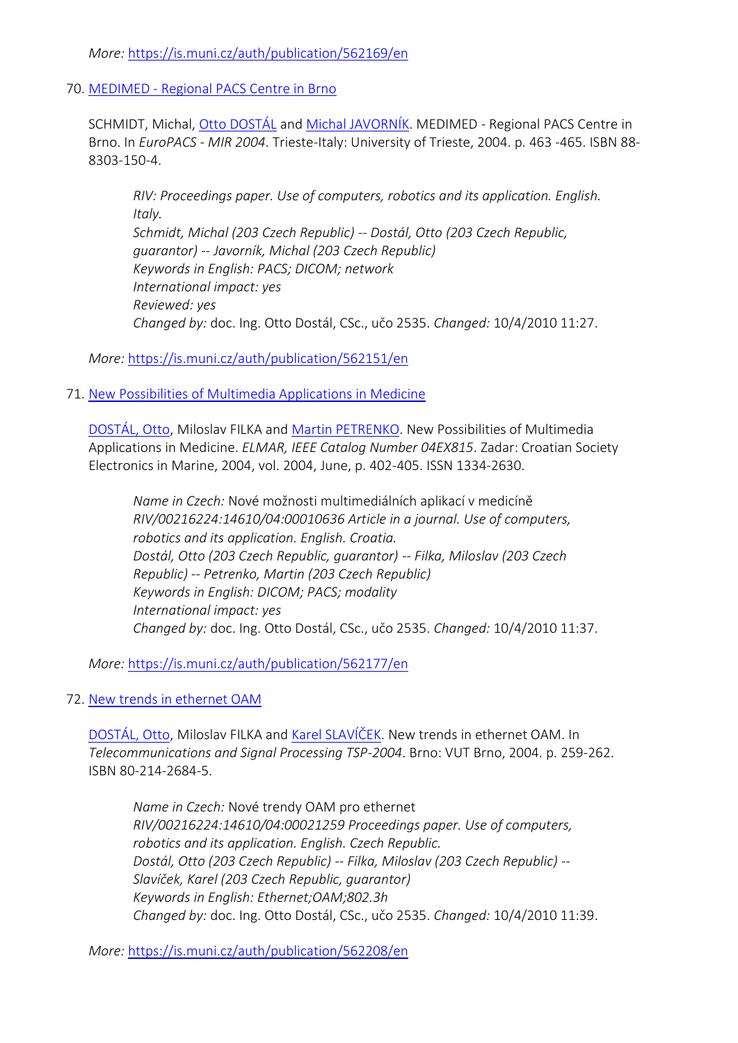More: https://is.muni.cz/auth/publication/562169/en

70. MEDIMED - Regional PACS Centre in Brno

    SCHMIDT, Michal, Otto DOSTÁL and Michal JAVORNÍK. MEDIMED - Regional PACS Centre in Brno. In *EuroPACS - MIR 2004*. Trieste-Italy: University of Trieste, 2004. p. 463 -465. ISBN 88-8303-150-4.

    > *RIV: Proceedings paper. Use of computers, robotics and its application. English. Italy.*
    > *Schmidt, Michal (203 Czech Republic) -- Dostál, Otto (203 Czech Republic, guarantor) -- Javorník, Michal (203 Czech Republic)*
    > *Keywords in English: PACS; DICOM; network*
    > *International impact: yes*
    > *Reviewed: yes*
    > *Changed by:* doc. Ing. Otto Dostál, CSc., učo 2535. *Changed:* 10/4/2010 11:27.

    *More:* https://is.muni.cz/auth/publication/562151/en

71. New Possibilities of Multimedia Applications in Medicine

    DOSTÁL, Otto, Miloslav FILKA and Martin PETRENKO. New Possibilities of Multimedia Applications in Medicine. *ELMAR, IEEE Catalog Number 04EX815*. Zadar: Croatian Society Electronics in Marine, 2004, vol. 2004, June, p. 402-405. ISSN 1334-2630.

    > *Name in Czech:* Nové možnosti multimediálních aplikací v medicíně
    > *RIV/00216224:14610/04:00010636 Article in a journal. Use of computers, robotics and its application. English. Croatia.*
    > *Dostál, Otto (203 Czech Republic, guarantor) -- Filka, Miloslav (203 Czech Republic) -- Petrenko, Martin (203 Czech Republic)*
    > *Keywords in English: DICOM; PACS; modality*
    > *International impact: yes*
    > *Changed by:* doc. Ing. Otto Dostál, CSc., učo 2535. *Changed:* 10/4/2010 11:37.

    *More:* https://is.muni.cz/auth/publication/562177/en

72. New trends in ethernet OAM

    DOSTÁL, Otto, Miloslav FILKA and Karel SLAVÍČEK. New trends in ethernet OAM. In *Telecommunications and Signal Processing TSP-2004*. Brno: VUT Brno, 2004. p. 259-262. ISBN 80-214-2684-5.

    > *Name in Czech:* Nové trendy OAM pro ethernet
    > *RIV/00216224:14610/04:00021259 Proceedings paper. Use of computers, robotics and its application. English. Czech Republic.*
    > *Dostál, Otto (203 Czech Republic) -- Filka, Miloslav (203 Czech Republic) -- Slavíček, Karel (203 Czech Republic, guarantor)*
    > *Keywords in English: Ethernet;OAM;802.3h*
    > *Changed by:* doc. Ing. Otto Dostál, CSc., učo 2535. *Changed:* 10/4/2010 11:39.

    *More:* https://is.muni.cz/auth/publication/562208/en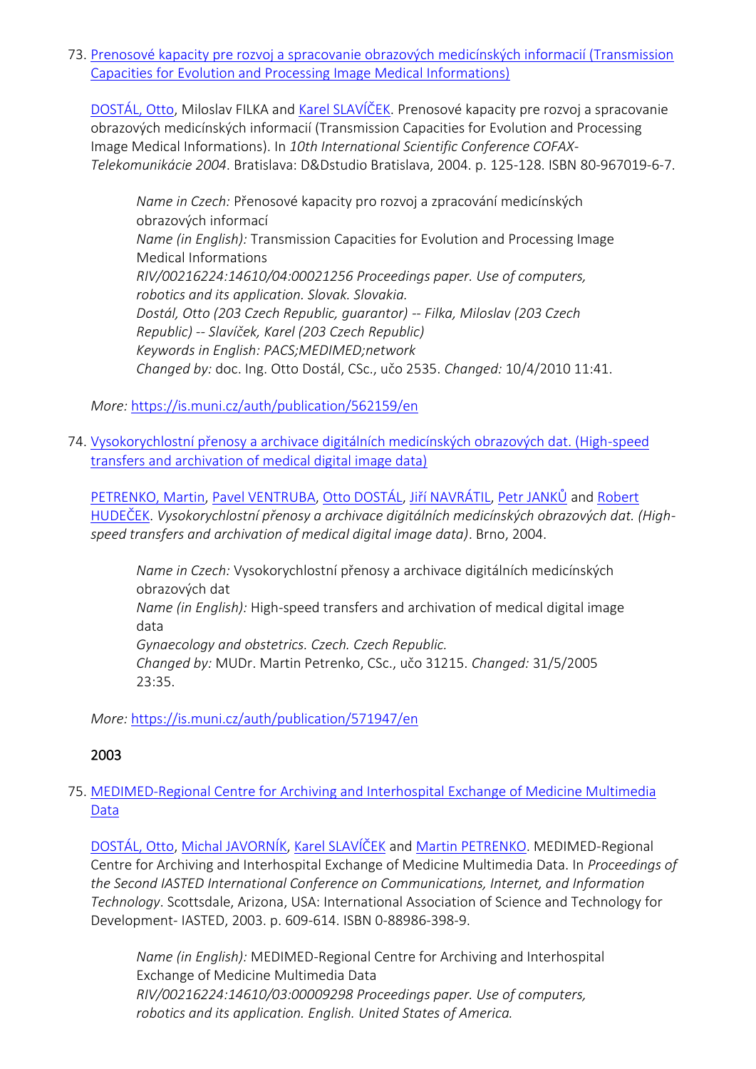73. [Prenosové kapacity pre rozvoj a spracovanie obrazových medicínských informacií (Transmission Capacities for Evolution and Processing Image Medical Informations)](https://is.muni.cz/auth/publication/562159/en)

    [DOSTÁL, Otto](#), Miloslav FILKA and [Karel SLAVÍČEK](#). Prenosové kapacity pre rozvoj a spracovanie obrazových medicínských informacií (Transmission Capacities for Evolution and Processing Image Medical Informations). In *10th International Scientific Conference COFAX-Telekomunikácie 2004*. Bratislava: D&Dstudio Bratislava, 2004. p. 125-128. ISBN 80-967019-6-7.

    > *Name in Czech:* Přenosové kapacity pro rozvoj a zpracování medicínských obrazových informací
    > *Name (in English):* Transmission Capacities for Evolution and Processing Image Medical Informations
    > *RIV/00216224:14610/04:00021256 Proceedings paper. Use of computers, robotics and its application. Slovak. Slovakia.*
    > *Dostál, Otto (203 Czech Republic, guarantor) -- Filka, Miloslav (203 Czech Republic) -- Slavíček, Karel (203 Czech Republic)*
    > *Keywords in English:* PACS;MEDIMED;network
    > *Changed by:* doc. Ing. Otto Dostál, CSc., učo 2535. *Changed:* 10/4/2010 11:41.

    *More:* https://is.muni.cz/auth/publication/562159/en

74. [Vysokorychlostní přenosy a archivace digitálních medicínských obrazových dat. (High-speed transfers and archivation of medical digital image data)](https://is.muni.cz/auth/publication/571947/en)

    [PETRENKO, Martin](#), [Pavel VENTRUBA](#), [Otto DOSTÁL](#), [Jiří NAVRÁTIL](#), [Petr JANKŮ](#) and [Robert HUDEČEK](#). *Vysokorychlostní přenosy a archivace digitálních medicínských obrazových dat. (High-speed transfers and archivation of medical digital image data)*. Brno, 2004.

    > *Name in Czech:* Vysokorychlostní přenosy a archivace digitálních medicínských obrazových dat
    > *Name (in English):* High-speed transfers and archivation of medical digital image data
    > *Gynaecology and obstetrics. Czech. Czech Republic.*
    > *Changed by:* MUDr. Martin Petrenko, CSc., učo 31215. *Changed:* 31/5/2005 23:35.

    *More:* https://is.muni.cz/auth/publication/571947/en

## 2003

75. [MEDIMED-Regional Centre for Archiving and Interhospital Exchange of Medicine Multimedia Data](#)

    [DOSTÁL, Otto](#), [Michal JAVORNÍK](#), [Karel SLAVÍČEK](#) and [Martin PETRENKO](#). MEDIMED-Regional Centre for Archiving and Interhospital Exchange of Medicine Multimedia Data. In *Proceedings of the Second IASTED International Conference on Communications, Internet, and Information Technology*. Scottsdale, Arizona, USA: International Association of Science and Technology for Development- IASTED, 2003. p. 609-614. ISBN 0-88986-398-9.

    > *Name (in English):* MEDIMED-Regional Centre for Archiving and Interhospital Exchange of Medicine Multimedia Data
    > *RIV/00216224:14610/03:00009298 Proceedings paper. Use of computers, robotics and its application. English. United States of America.*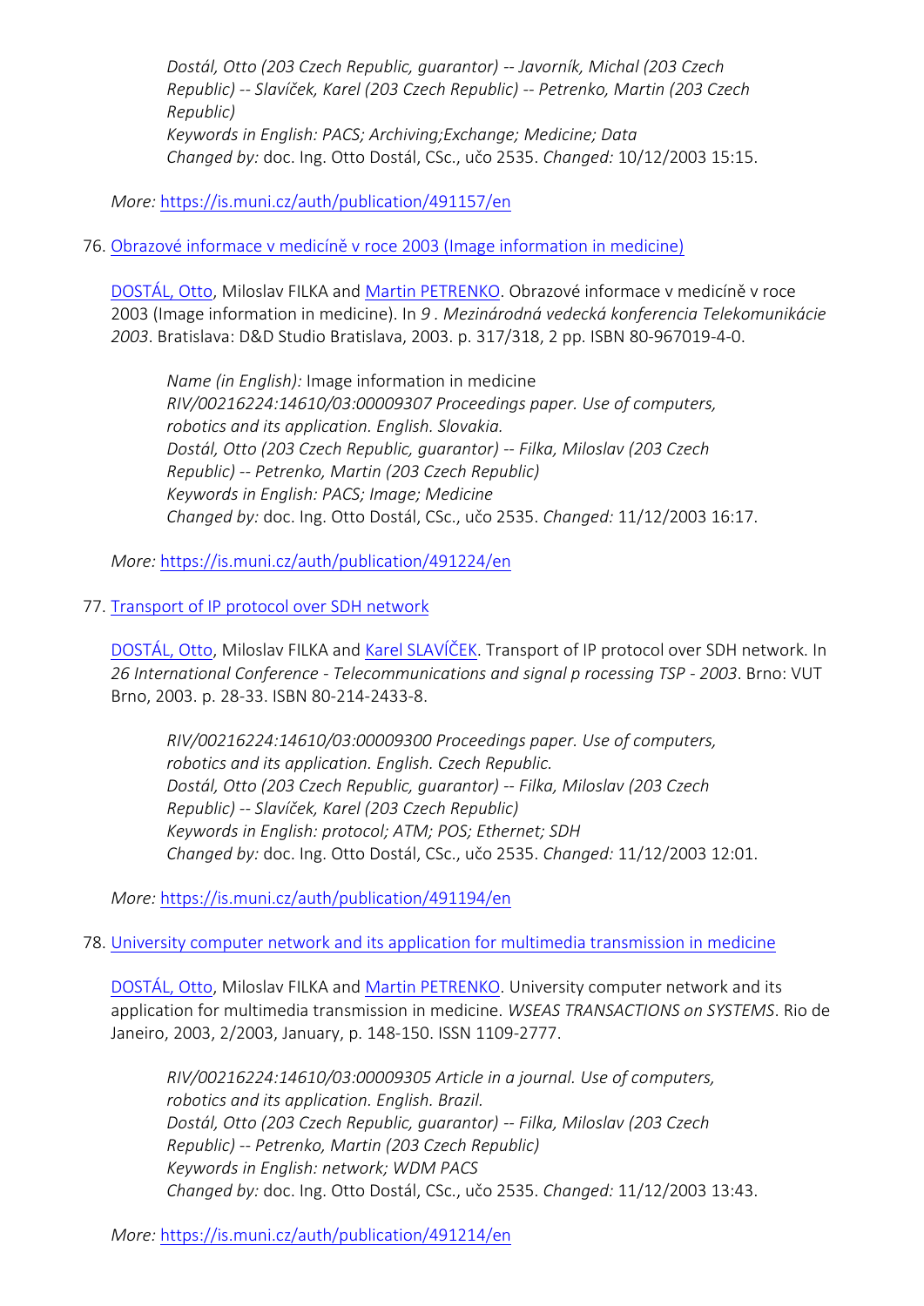*Dostál, Otto (203 Czech Republic, guarantor) -- Javorník, Michal (203 Czech Republic) -- Slavíček, Karel (203 Czech Republic) -- Petrenko, Martin (203 Czech Republic)*
*Keywords in English: PACS; Archiving;Exchange; Medicine; Data*
*Changed by:* doc. Ing. Otto Dostál, CSc., učo 2535. *Changed:* 10/12/2003 15:15.

*More:* https://is.muni.cz/auth/publication/491157/en

76. Obrazové informace v medicíně v roce 2003 (Image information in medicine)

DOSTÁL, Otto, Miloslav FILKA and Martin PETRENKO. Obrazové informace v medicíně v roce 2003 (Image information in medicine). In *9 . Mezinárodná vedecká konferencia Telekomunikácie 2003*. Bratislava: D&D Studio Bratislava, 2003. p. 317/318, 2 pp. ISBN 80-967019-4-0.

*Name (in English):* Image information in medicine
*RIV/00216224:14610/03:00009307 Proceedings paper. Use of computers, robotics and its application. English. Slovakia.*
*Dostál, Otto (203 Czech Republic, guarantor) -- Filka, Miloslav (203 Czech Republic) -- Petrenko, Martin (203 Czech Republic)*
*Keywords in English: PACS; Image; Medicine*
*Changed by:* doc. Ing. Otto Dostál, CSc., učo 2535. *Changed:* 11/12/2003 16:17.

*More:* https://is.muni.cz/auth/publication/491224/en

77. Transport of IP protocol over SDH network

DOSTÁL, Otto, Miloslav FILKA and Karel SLAVÍČEK. Transport of IP protocol over SDH network. In *26 International Conference - Telecommunications and signal p rocessing TSP - 2003*. Brno: VUT Brno, 2003. p. 28-33. ISBN 80-214-2433-8.

*RIV/00216224:14610/03:00009300 Proceedings paper. Use of computers, robotics and its application. English. Czech Republic.*
*Dostál, Otto (203 Czech Republic, guarantor) -- Filka, Miloslav (203 Czech Republic) -- Slavíček, Karel (203 Czech Republic)*
*Keywords in English: protocol; ATM; POS; Ethernet; SDH*
*Changed by:* doc. Ing. Otto Dostál, CSc., učo 2535. *Changed:* 11/12/2003 12:01.

*More:* https://is.muni.cz/auth/publication/491194/en

78. University computer network and its application for multimedia transmission in medicine

DOSTÁL, Otto, Miloslav FILKA and Martin PETRENKO. University computer network and its application for multimedia transmission in medicine. *WSEAS TRANSACTIONS on SYSTEMS*. Rio de Janeiro, 2003, 2/2003, January, p. 148-150. ISSN 1109-2777.

*RIV/00216224:14610/03:00009305 Article in a journal. Use of computers, robotics and its application. English. Brazil.*
*Dostál, Otto (203 Czech Republic, guarantor) -- Filka, Miloslav (203 Czech Republic) -- Petrenko, Martin (203 Czech Republic)*
*Keywords in English: network; WDM PACS*
*Changed by:* doc. Ing. Otto Dostál, CSc., učo 2535. *Changed:* 11/12/2003 13:43.

*More:* https://is.muni.cz/auth/publication/491214/en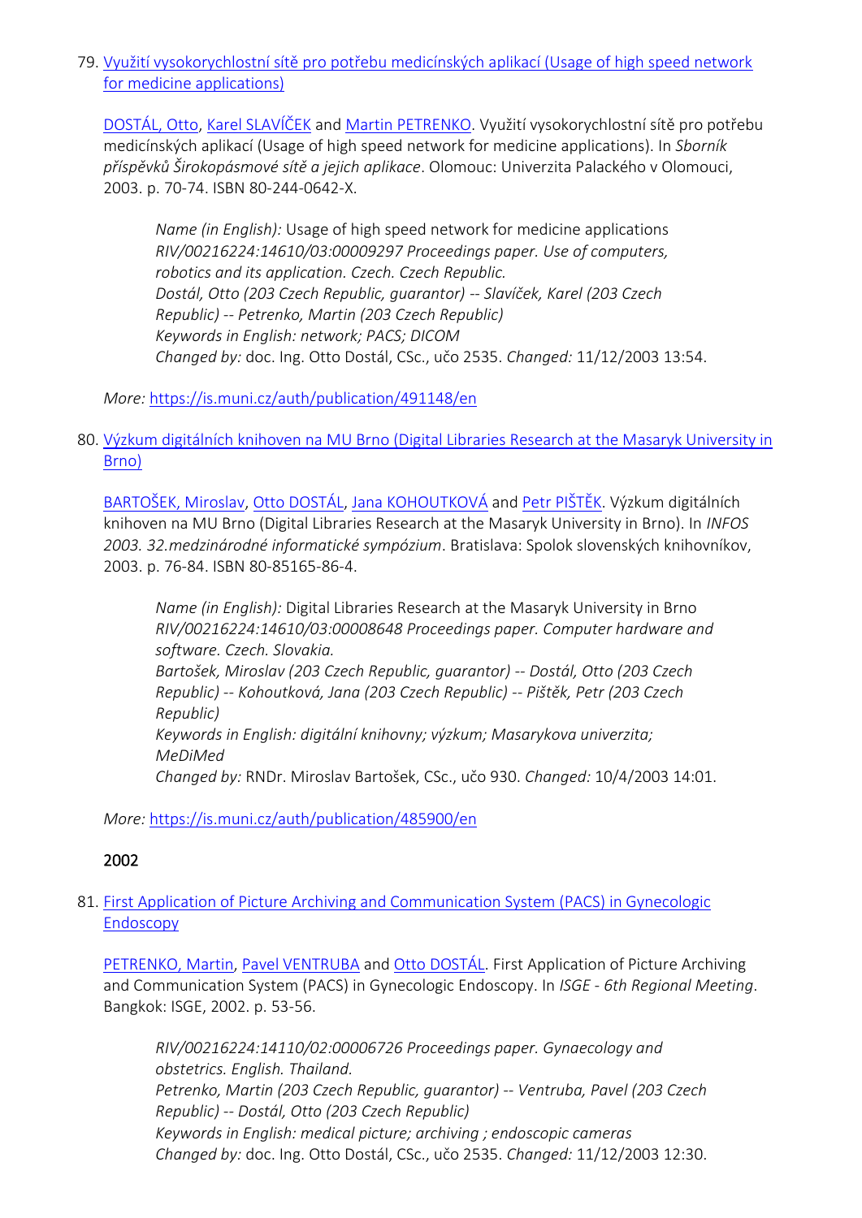79. [Využití vysokorychlostní sítě pro potřebu medicínských aplikací (Usage of high speed network for medicine applications)](https://is.muni.cz/auth/publication/491148/en)

    DOSTÁL, Otto, Karel SLAVÍČEK and Martin PETRENKO. Využití vysokorychlostní sítě pro potřebu medicínských aplikací (Usage of high speed network for medicine applications). In *Sborník příspěvků Širokopásmové sítě a jejich aplikace*. Olomouc: Univerzita Palackého v Olomouci, 2003. p. 70-74. ISBN 80-244-0642-X.

    > *Name (in English):* Usage of high speed network for medicine applications
    > *RIV/00216224:14610/03:00009297 Proceedings paper. Use of computers, robotics and its application. Czech. Czech Republic.*
    > *Dostál, Otto (203 Czech Republic, guarantor) -- Slavíček, Karel (203 Czech Republic) -- Petrenko, Martin (203 Czech Republic)*
    > *Keywords in English:* network; PACS; DICOM
    > *Changed by:* doc. Ing. Otto Dostál, CSc., učo 2535. *Changed:* 11/12/2003 13:54.

    *More:* https://is.muni.cz/auth/publication/491148/en

80. [Výzkum digitálních knihoven na MU Brno (Digital Libraries Research at the Masaryk University in Brno)](https://is.muni.cz/auth/publication/485900/en)

    BARTOŠEK, Miroslav, Otto DOSTÁL, Jana KOHOUTKOVÁ and Petr PIŠTĚK. Výzkum digitálních knihoven na MU Brno (Digital Libraries Research at the Masaryk University in Brno). In *INFOS 2003. 32.medzinárodné informatické sympózium*. Bratislava: Spolok slovenských knihovníkov, 2003. p. 76-84. ISBN 80-85165-86-4.

    > *Name (in English):* Digital Libraries Research at the Masaryk University in Brno
    > *RIV/00216224:14610/03:00008648 Proceedings paper. Computer hardware and software. Czech. Slovakia.*
    > *Bartošek, Miroslav (203 Czech Republic, guarantor) -- Dostál, Otto (203 Czech Republic) -- Kohoutková, Jana (203 Czech Republic) -- Pištěk, Petr (203 Czech Republic)*
    > *Keywords in English: digitální knihovny; výzkum; Masarykova univerzita; MeDiMed*
    > *Changed by:* RNDr. Miroslav Bartošek, CSc., učo 930. *Changed:* 10/4/2003 14:01.

    *More:* https://is.muni.cz/auth/publication/485900/en

## 2002

81. [First Application of Picture Archiving and Communication System (PACS) in Gynecologic Endoscopy]()

    PETRENKO, Martin, Pavel VENTRUBA and Otto DOSTÁL. First Application of Picture Archiving and Communication System (PACS) in Gynecologic Endoscopy. In *ISGE - 6th Regional Meeting*. Bangkok: ISGE, 2002. p. 53-56.

    > *RIV/00216224:14110/02:00006726 Proceedings paper. Gynaecology and obstetrics. English. Thailand.*
    > *Petrenko, Martin (203 Czech Republic, guarantor) -- Ventruba, Pavel (203 Czech Republic) -- Dostál, Otto (203 Czech Republic)*
    > *Keywords in English: medical picture; archiving ; endoscopic cameras*
    > *Changed by:* doc. Ing. Otto Dostál, CSc., učo 2535. *Changed:* 11/12/2003 12:30.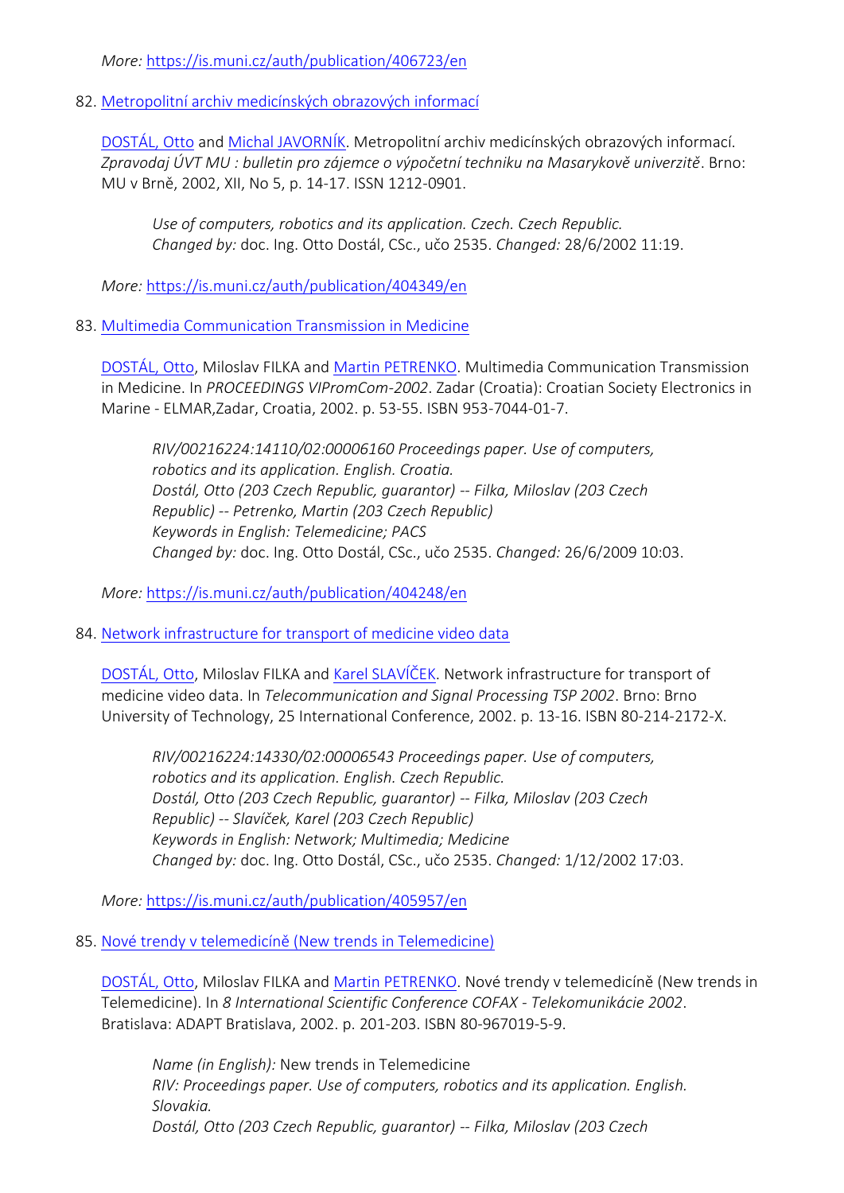More: https://is.muni.cz/auth/publication/406723/en

82. [Metropolitní archiv medicínských obrazových informací](https://is.muni.cz/auth/publication/404349/en)

    DOSTÁL, Otto and Michal JAVORNÍK. Metropolitní archiv medicínských obrazových informací. *Zpravodaj ÚVT MU : bulletin pro zájemce o výpočetní techniku na Masarykově univerzitě*. Brno: MU v Brně, 2002, XII, No 5, p. 14-17. ISSN 1212-0901.

    > *Use of computers, robotics and its application. Czech. Czech Republic.*
    > *Changed by:* doc. Ing. Otto Dostál, CSc., učo 2535. *Changed:* 28/6/2002 11:19.

    *More:* https://is.muni.cz/auth/publication/404349/en

83. Multimedia Communication Transmission in Medicine

    DOSTÁL, Otto, Miloslav FILKA and Martin PETRENKO. Multimedia Communication Transmission in Medicine. In *PROCEEDINGS VIPromCom-2002*. Zadar (Croatia): Croatian Society Electronics in Marine - ELMAR,Zadar, Croatia, 2002. p. 53-55. ISBN 953-7044-01-7.

    > *RIV/00216224:14110/02:00006160 Proceedings paper. Use of computers, robotics and its application. English. Croatia.*
    > *Dostál, Otto (203 Czech Republic, guarantor) -- Filka, Miloslav (203 Czech Republic) -- Petrenko, Martin (203 Czech Republic)*
    > *Keywords in English: Telemedicine; PACS*
    > *Changed by:* doc. Ing. Otto Dostál, CSc., učo 2535. *Changed:* 26/6/2009 10:03.

    *More:* https://is.muni.cz/auth/publication/404248/en

84. Network infrastructure for transport of medicine video data

    DOSTÁL, Otto, Miloslav FILKA and Karel SLAVÍČEK. Network infrastructure for transport of medicine video data. In *Telecommunication and Signal Processing TSP 2002*. Brno: Brno University of Technology, 25 International Conference, 2002. p. 13-16. ISBN 80-214-2172-X.

    > *RIV/00216224:14330/02:00006543 Proceedings paper. Use of computers, robotics and its application. English. Czech Republic.*
    > *Dostál, Otto (203 Czech Republic, guarantor) -- Filka, Miloslav (203 Czech Republic) -- Slavíček, Karel (203 Czech Republic)*
    > *Keywords in English: Network; Multimedia; Medicine*
    > *Changed by:* doc. Ing. Otto Dostál, CSc., učo 2535. *Changed:* 1/12/2002 17:03.

    *More:* https://is.muni.cz/auth/publication/405957/en

85. Nové trendy v telemedicíně (New trends in Telemedicine)

    DOSTÁL, Otto, Miloslav FILKA and Martin PETRENKO. Nové trendy v telemedicíně (New trends in Telemedicine). In *8 International Scientific Conference COFAX - Telekomunikácie 2002*. Bratislava: ADAPT Bratislava, 2002. p. 201-203. ISBN 80-967019-5-9.

    > *Name (in English):* New trends in Telemedicine
    > *RIV: Proceedings paper. Use of computers, robotics and its application. English. Slovakia.*
    > *Dostál, Otto (203 Czech Republic, guarantor) -- Filka, Miloslav (203 Czech*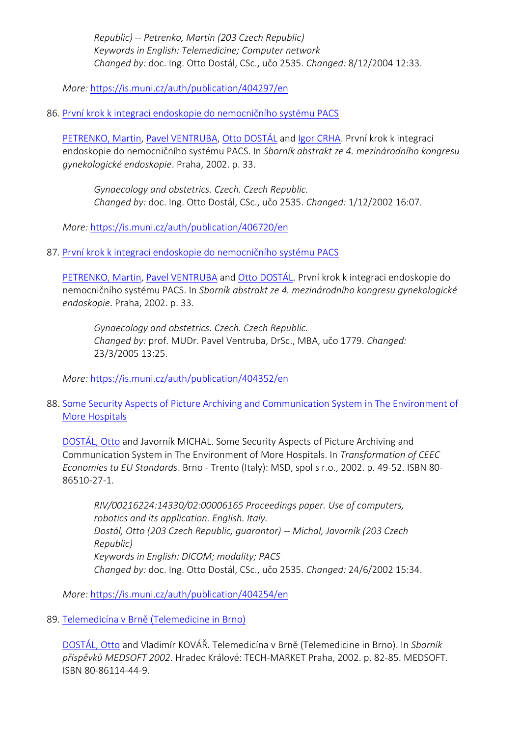*Republic) -- Petrenko, Martin (203 Czech Republic)*
*Keywords in English: Telemedicine; Computer network*
*Changed by:* doc. Ing. Otto Dostál, CSc., učo 2535. *Changed:* 8/12/2004 12:33.

*More:* https://is.muni.cz/auth/publication/404297/en

86. První krok k integraci endoskopie do nemocničního systému PACS

PETRENKO, Martin, Pavel VENTRUBA, Otto DOSTÁL and Igor CRHA. První krok k integraci endoskopie do nemocničního systému PACS. In *Sborník abstrakt ze 4. mezinárodního kongresu gynekologické endoskopie*. Praha, 2002. p. 33.

*Gynaecology and obstetrics. Czech. Czech Republic.*
*Changed by:* doc. Ing. Otto Dostál, CSc., učo 2535. *Changed:* 1/12/2002 16:07.

*More:* https://is.muni.cz/auth/publication/406720/en

87. První krok k integraci endoskopie do nemocničního systému PACS

PETRENKO, Martin, Pavel VENTRUBA and Otto DOSTÁL. První krok k integraci endoskopie do nemocničního systému PACS. In *Sborník abstrakt ze 4. mezinárodního kongresu gynekologické endoskopie*. Praha, 2002. p. 33.

*Gynaecology and obstetrics. Czech. Czech Republic.*
*Changed by:* prof. MUDr. Pavel Ventruba, DrSc., MBA, učo 1779. *Changed:* 23/3/2005 13:25.

*More:* https://is.muni.cz/auth/publication/404352/en

88. Some Security Aspects of Picture Archiving and Communication System in The Environment of More Hospitals

DOSTÁL, Otto and Javorník MICHAL. Some Security Aspects of Picture Archiving and Communication System in The Environment of More Hospitals. In *Transformation of CEEC Economies tu EU Standards*. Brno - Trento (Italy): MSD, spol s r.o., 2002. p. 49-52. ISBN 80-86510-27-1.

*RIV/00216224:14330/02:00006165 Proceedings paper. Use of computers, robotics and its application. English. Italy.*
*Dostál, Otto (203 Czech Republic, guarantor) -- Michal, Javorník (203 Czech Republic)*
*Keywords in English: DICOM; modality; PACS*
*Changed by:* doc. Ing. Otto Dostál, CSc., učo 2535. *Changed:* 24/6/2002 15:34.

*More:* https://is.muni.cz/auth/publication/404254/en

89. Telemedicína v Brně (Telemedicine in Brno)

DOSTÁL, Otto and Vladimír KOVÁŘ. Telemedicína v Brně (Telemedicine in Brno). In *Sborník příspěvků MEDSOFT 2002*. Hradec Králové: TECH-MARKET Praha, 2002. p. 82-85. MEDSOFT. ISBN 80-86114-44-9.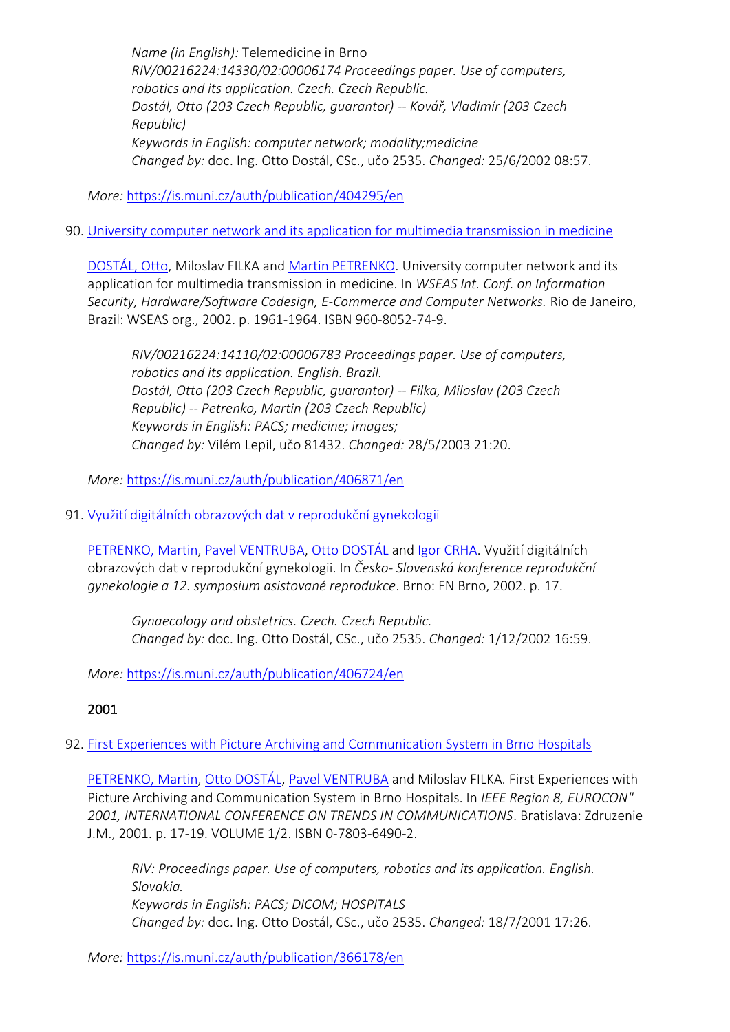*Name (in English):* Telemedicine in Brno
*RIV/00216224:14330/02:00006174 Proceedings paper. Use of computers, robotics and its application. Czech. Czech Republic.*
*Dostál, Otto (203 Czech Republic, guarantor) -- Kovář, Vladimír (203 Czech Republic)*
*Keywords in English: computer network; modality;medicine*
*Changed by:* doc. Ing. Otto Dostál, CSc., učo 2535. *Changed:* 25/6/2002 08:57.

*More:* https://is.muni.cz/auth/publication/404295/en

90. University computer network and its application for multimedia transmission in medicine

DOSTÁL, Otto, Miloslav FILKA and Martin PETRENKO. University computer network and its application for multimedia transmission in medicine. In *WSEAS Int. Conf. on Information Security, Hardware/Software Codesign, E-Commerce and Computer Networks.* Rio de Janeiro, Brazil: WSEAS org., 2002. p. 1961-1964. ISBN 960-8052-74-9.

*RIV/00216224:14110/02:00006783 Proceedings paper. Use of computers, robotics and its application. English. Brazil.*
*Dostál, Otto (203 Czech Republic, guarantor) -- Filka, Miloslav (203 Czech Republic) -- Petrenko, Martin (203 Czech Republic)*
*Keywords in English: PACS; medicine; images;*
*Changed by:* Vilém Lepil, učo 81432. *Changed:* 28/5/2003 21:20.

*More:* https://is.muni.cz/auth/publication/406871/en

91. Využití digitálních obrazových dat v reprodukční gynekologii

PETRENKO, Martin, Pavel VENTRUBA, Otto DOSTÁL and Igor CRHA. Využití digitálních obrazových dat v reprodukční gynekologii. In *Česko- Slovenská konference reprodukční gynekologie a 12. symposium asistované reprodukce*. Brno: FN Brno, 2002. p. 17.

*Gynaecology and obstetrics. Czech. Czech Republic.*
*Changed by:* doc. Ing. Otto Dostál, CSc., učo 2535. *Changed:* 1/12/2002 16:59.

*More:* https://is.muni.cz/auth/publication/406724/en

2001

92. First Experiences with Picture Archiving and Communication System in Brno Hospitals

PETRENKO, Martin, Otto DOSTÁL, Pavel VENTRUBA and Miloslav FILKA. First Experiences with Picture Archiving and Communication System in Brno Hospitals. In *IEEE Region 8, EUROCON" 2001, INTERNATIONAL CONFERENCE ON TRENDS IN COMMUNICATIONS*. Bratislava: Zdruzenie J.M., 2001. p. 17-19. VOLUME 1/2. ISBN 0-7803-6490-2.

*RIV: Proceedings paper. Use of computers, robotics and its application. English. Slovakia.*
*Keywords in English: PACS; DICOM; HOSPITALS*
*Changed by:* doc. Ing. Otto Dostál, CSc., učo 2535. *Changed:* 18/7/2001 17:26.

*More:* https://is.muni.cz/auth/publication/366178/en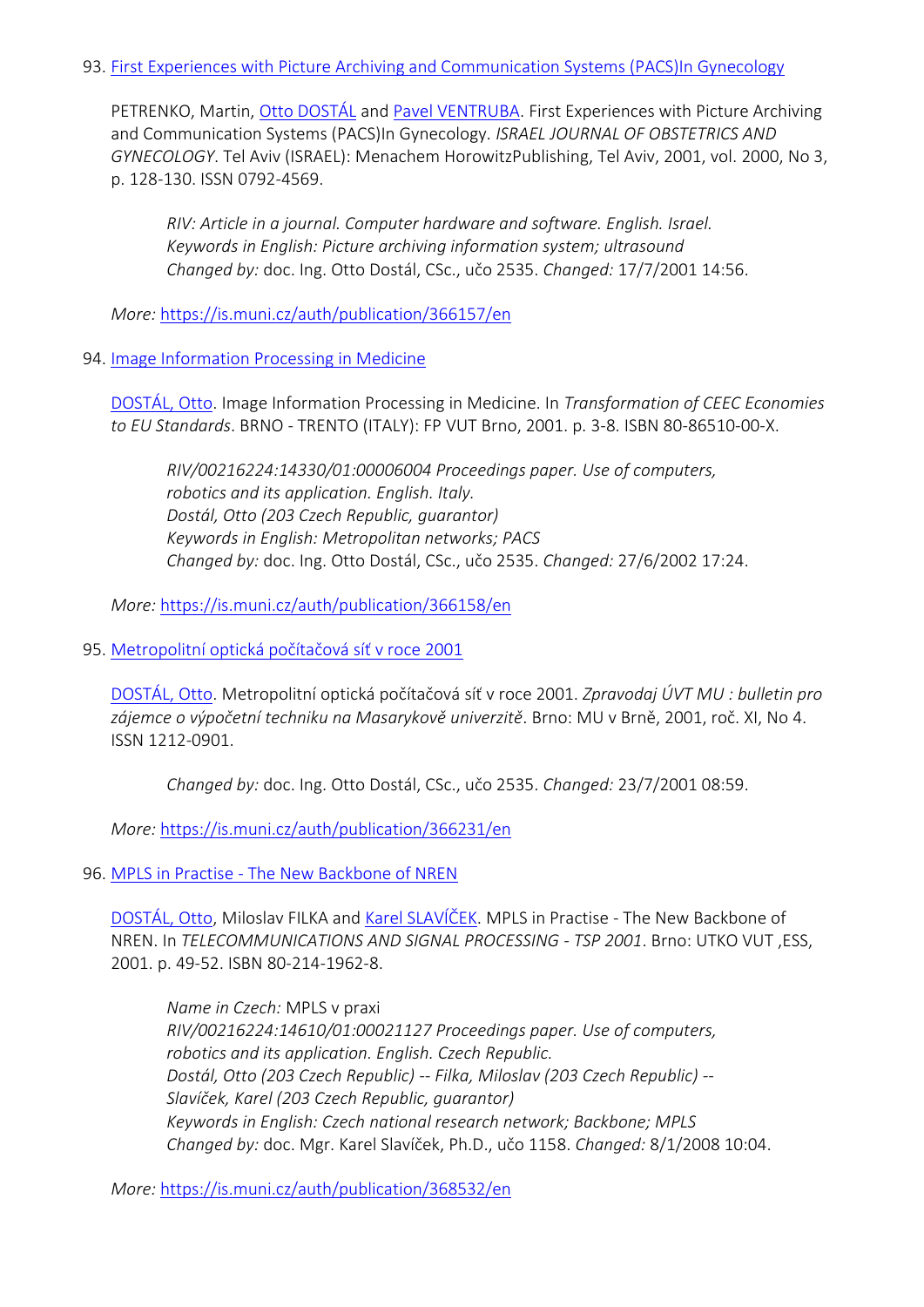93. [First Experiences with Picture Archiving and Communication Systems (PACS)In Gynecology](https://is.muni.cz/auth/publication/366157/en)

    PETRENKO, Martin, [Otto DOSTÁL]() and [Pavel VENTRUBA](). First Experiences with Picture Archiving and Communication Systems (PACS)In Gynecology. *ISRAEL JOURNAL OF OBSTETRICS AND GYNECOLOGY*. Tel Aviv (ISRAEL): Menachem HorowitzPublishing, Tel Aviv, 2001, vol. 2000, No 3, p. 128-130. ISSN 0792-4569.

    > *RIV: Article in a journal. Computer hardware and software. English. Israel.*
    > *Keywords in English: Picture archiving information system; ultrasound*
    > *Changed by:* doc. Ing. Otto Dostál, CSc., učo 2535. *Changed:* 17/7/2001 14:56.

    *More:* https://is.muni.cz/auth/publication/366157/en

94. [Image Information Processing in Medicine](https://is.muni.cz/auth/publication/366158/en)

    [DOSTÁL, Otto](). Image Information Processing in Medicine. In *Transformation of CEEC Economies to EU Standards*. BRNO - TRENTO (ITALY): FP VUT Brno, 2001. p. 3-8. ISBN 80-86510-00-X.

    > *RIV/00216224:14330/01:00006004 Proceedings paper. Use of computers, robotics and its application. English. Italy.*
    > *Dostál, Otto (203 Czech Republic, guarantor)*
    > *Keywords in English: Metropolitan networks; PACS*
    > *Changed by:* doc. Ing. Otto Dostál, CSc., učo 2535. *Changed:* 27/6/2002 17:24.

    *More:* https://is.muni.cz/auth/publication/366158/en

95. [Metropolitní optická počítačová síť v roce 2001](https://is.muni.cz/auth/publication/366231/en)

    [DOSTÁL, Otto](). Metropolitní optická počítačová síť v roce 2001. *Zpravodaj ÚVT MU : bulletin pro zájemce o výpočetní techniku na Masarykově univerzitě*. Brno: MU v Brně, 2001, roč. XI, No 4. ISSN 1212-0901.

    > *Changed by:* doc. Ing. Otto Dostál, CSc., učo 2535. *Changed:* 23/7/2001 08:59.

    *More:* https://is.muni.cz/auth/publication/366231/en

96. [MPLS in Practise - The New Backbone of NREN](https://is.muni.cz/auth/publication/368532/en)

    [DOSTÁL, Otto](), Miloslav FILKA and [Karel SLAVÍČEK](). MPLS in Practise - The New Backbone of NREN. In *TELECOMMUNICATIONS AND SIGNAL PROCESSING - TSP 2001*. Brno: UTKO VUT ,ESS, 2001. p. 49-52. ISBN 80-214-1962-8.

    > *Name in Czech:* MPLS v praxi
    > *RIV/00216224:14610/01:00021127 Proceedings paper. Use of computers, robotics and its application. English. Czech Republic.*
    > *Dostál, Otto (203 Czech Republic) -- Filka, Miloslav (203 Czech Republic) -- Slavíček, Karel (203 Czech Republic, guarantor)*
    > *Keywords in English: Czech national research network; Backbone; MPLS*
    > *Changed by:* doc. Mgr. Karel Slavíček, Ph.D., učo 1158. *Changed:* 8/1/2008 10:04.

    *More:* https://is.muni.cz/auth/publication/368532/en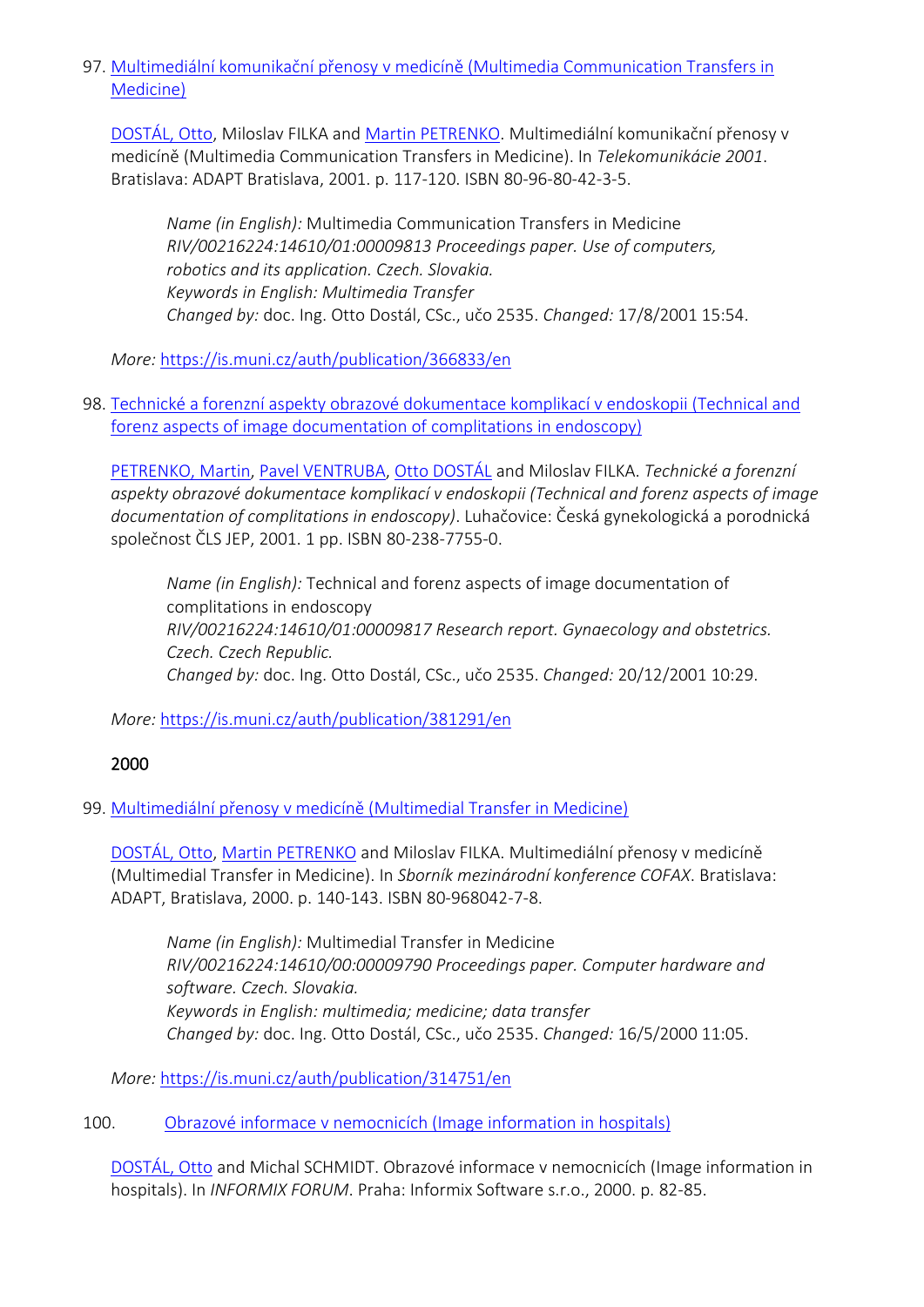97. [Multimediální komunikační přenosy v medicíně (Multimedia Communication Transfers in Medicine)](https://is.muni.cz/auth/publication/366833/en)

   [DOSTÁL, Otto](), Miloslav FILKA and [Martin PETRENKO](). Multimediální komunikační přenosy v medicíně (Multimedia Communication Transfers in Medicine). In *Telekomunikácie 2001*. Bratislava: ADAPT Bratislava, 2001. p. 117-120. ISBN 80-96-80-42-3-5.

   > *Name (in English):* Multimedia Communication Transfers in Medicine
   > *RIV/00216224:14610/01:00009813 Proceedings paper. Use of computers, robotics and its application. Czech. Slovakia.*
   > *Keywords in English: Multimedia Transfer*
   > *Changed by:* doc. Ing. Otto Dostál, CSc., učo 2535. *Changed:* 17/8/2001 15:54.

   *More:* https://is.muni.cz/auth/publication/366833/en

98. [Technické a forenzní aspekty obrazové dokumentace komplikací v endoskopii (Technical and forenz aspects of image documentation of complitations in endoscopy)](https://is.muni.cz/auth/publication/381291/en)

   [PETRENKO, Martin](), [Pavel VENTRUBA](), [Otto DOSTÁL]() and Miloslav FILKA. *Technické a forenzní aspekty obrazové dokumentace komplikací v endoskopii (Technical and forenz aspects of image documentation of complitations in endoscopy)*. Luhačovice: Česká gynekologická a porodnická společnost ČLS JEP, 2001. 1 pp. ISBN 80-238-7755-0.

   > *Name (in English):* Technical and forenz aspects of image documentation of complitations in endoscopy
   > *RIV/00216224:14610/01:00009817 Research report. Gynaecology and obstetrics. Czech. Czech Republic.*
   > *Changed by:* doc. Ing. Otto Dostál, CSc., učo 2535. *Changed:* 20/12/2001 10:29.

   *More:* https://is.muni.cz/auth/publication/381291/en

### 2000

99. [Multimediální přenosy v medicíně (Multimedial Transfer in Medicine)](https://is.muni.cz/auth/publication/314751/en)

   [DOSTÁL, Otto](), [Martin PETRENKO]() and Miloslav FILKA. Multimediální přenosy v medicíně (Multimedial Transfer in Medicine). In *Sborník mezinárodní konference COFAX*. Bratislava: ADAPT, Bratislava, 2000. p. 140-143. ISBN 80-968042-7-8.

   > *Name (in English):* Multimedial Transfer in Medicine
   > *RIV/00216224:14610/00:00009790 Proceedings paper. Computer hardware and software. Czech. Slovakia.*
   > *Keywords in English: multimedia; medicine; data transfer*
   > *Changed by:* doc. Ing. Otto Dostál, CSc., učo 2535. *Changed:* 16/5/2000 11:05.

   *More:* https://is.muni.cz/auth/publication/314751/en

100. [Obrazové informace v nemocnicích (Image information in hospitals)]()

   [DOSTÁL, Otto]() and Michal SCHMIDT. Obrazové informace v nemocnicích (Image information in hospitals). In *INFORMIX FORUM*. Praha: Informix Software s.r.o., 2000. p. 82-85.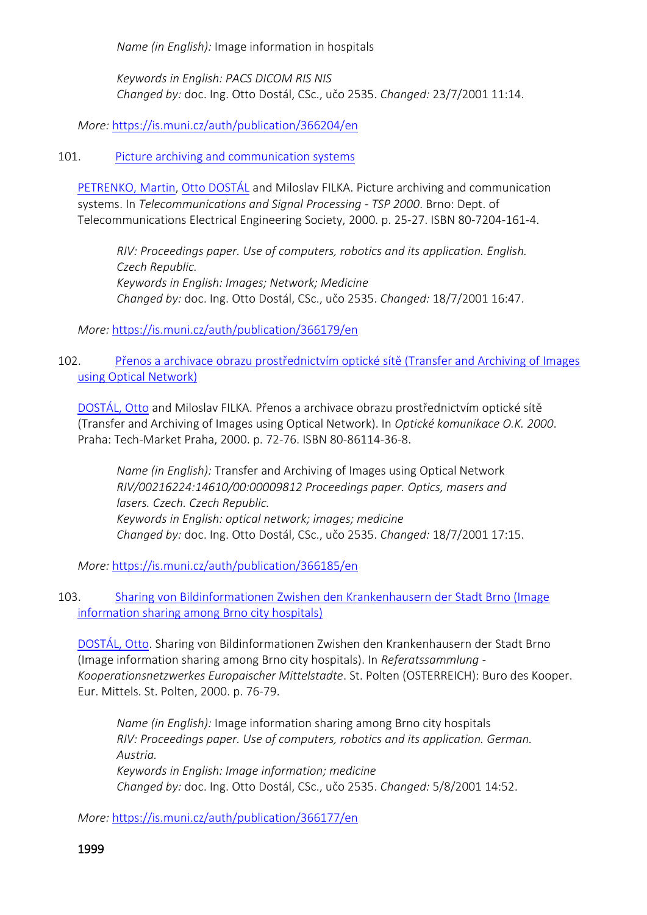*Name (in English):* Image information in hospitals

*Keywords in English: PACS DICOM RIS NIS*
*Changed by:* doc. Ing. Otto Dostál, CSc., učo 2535. *Changed:* 23/7/2001 11:14.

*More:* https://is.muni.cz/auth/publication/366204/en

101. Picture archiving and communication systems

PETRENKO, Martin, Otto DOSTÁL and Miloslav FILKA. Picture archiving and communication systems. In *Telecommunications and Signal Processing - TSP 2000*. Brno: Dept. of Telecommunications Electrical Engineering Society, 2000. p. 25-27. ISBN 80-7204-161-4.

*RIV: Proceedings paper. Use of computers, robotics and its application. English. Czech Republic.*
*Keywords in English: Images; Network; Medicine*
*Changed by:* doc. Ing. Otto Dostál, CSc., učo 2535. *Changed:* 18/7/2001 16:47.

*More:* https://is.muni.cz/auth/publication/366179/en

102. Přenos a archivace obrazu prostřednictvím optické sítě (Transfer and Archiving of Images using Optical Network)

DOSTÁL, Otto and Miloslav FILKA. Přenos a archivace obrazu prostřednictvím optické sítě (Transfer and Archiving of Images using Optical Network). In *Optické komunikace O.K. 2000*. Praha: Tech-Market Praha, 2000. p. 72-76. ISBN 80-86114-36-8.

*Name (in English):* Transfer and Archiving of Images using Optical Network
*RIV/00216224:14610/00:00009812 Proceedings paper. Optics, masers and lasers. Czech. Czech Republic.*
*Keywords in English: optical network; images; medicine*
*Changed by:* doc. Ing. Otto Dostál, CSc., učo 2535. *Changed:* 18/7/2001 17:15.

*More:* https://is.muni.cz/auth/publication/366185/en

103. Sharing von Bildinformationen Zwishen den Krankenhausern der Stadt Brno (Image information sharing among Brno city hospitals)

DOSTÁL, Otto. Sharing von Bildinformationen Zwishen den Krankenhausern der Stadt Brno (Image information sharing among Brno city hospitals). In *Referatssammlung - Kooperationsnetzwerkes Europaischer Mittelstadte*. St. Polten (OSTERREICH): Buro des Kooper. Eur. Mittels. St. Polten, 2000. p. 76-79.

*Name (in English):* Image information sharing among Brno city hospitals
*RIV: Proceedings paper. Use of computers, robotics and its application. German. Austria.*
*Keywords in English: Image information; medicine*
*Changed by:* doc. Ing. Otto Dostál, CSc., učo 2535. *Changed:* 5/8/2001 14:52.

*More:* https://is.muni.cz/auth/publication/366177/en

1999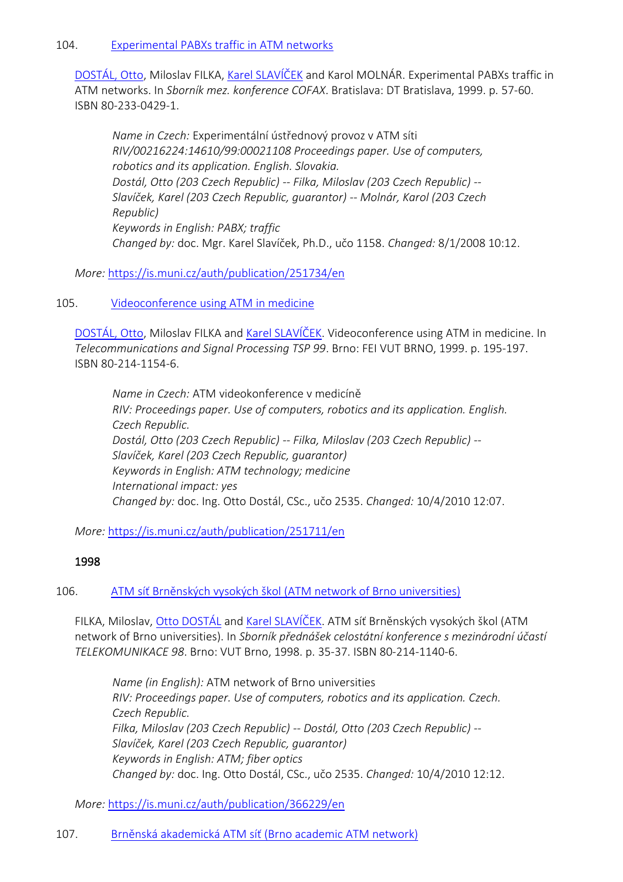104. Experimental PABXs traffic in ATM networks

DOSTÁL, Otto, Miloslav FILKA, Karel SLAVÍČEK and Karol MOLNÁR. Experimental PABXs traffic in ATM networks. In *Sborník mez. konference COFAX*. Bratislava: DT Bratislava, 1999. p. 57-60. ISBN 80-233-0429-1.

> *Name in Czech:* Experimentální ústřednový provoz v ATM síti
> *RIV/00216224:14610/99:00021108 Proceedings paper. Use of computers, robotics and its application. English. Slovakia.*
> *Dostál, Otto (203 Czech Republic) -- Filka, Miloslav (203 Czech Republic) -- Slavíček, Karel (203 Czech Republic, guarantor) -- Molnár, Karol (203 Czech Republic)*
> *Keywords in English: PABX; traffic*
> *Changed by:* doc. Mgr. Karel Slavíček, Ph.D., učo 1158. *Changed:* 8/1/2008 10:12.

*More:* https://is.muni.cz/auth/publication/251734/en

105. Videoconference using ATM in medicine

DOSTÁL, Otto, Miloslav FILKA and Karel SLAVÍČEK. Videoconference using ATM in medicine. In *Telecommunications and Signal Processing TSP 99*. Brno: FEI VUT BRNO, 1999. p. 195-197. ISBN 80-214-1154-6.

> *Name in Czech:* ATM videokonference v medicíně
> *RIV: Proceedings paper. Use of computers, robotics and its application. English. Czech Republic.*
> *Dostál, Otto (203 Czech Republic) -- Filka, Miloslav (203 Czech Republic) -- Slavíček, Karel (203 Czech Republic, guarantor)*
> *Keywords in English: ATM technology; medicine*
> *International impact: yes*
> *Changed by:* doc. Ing. Otto Dostál, CSc., učo 2535. *Changed:* 10/4/2010 12:07.

*More:* https://is.muni.cz/auth/publication/251711/en

**1998**

106. ATM síť Brněnských vysokých škol (ATM network of Brno universities)

FILKA, Miloslav, Otto DOSTÁL and Karel SLAVÍČEK. ATM síť Brněnských vysokých škol (ATM network of Brno universities). In *Sborník přednášek celostátní konference s mezinárodní účastí TELEKOMUNIKACE 98*. Brno: VUT Brno, 1998. p. 35-37. ISBN 80-214-1140-6.

> *Name (in English):* ATM network of Brno universities
> *RIV: Proceedings paper. Use of computers, robotics and its application. Czech. Czech Republic.*
> *Filka, Miloslav (203 Czech Republic) -- Dostál, Otto (203 Czech Republic) -- Slavíček, Karel (203 Czech Republic, guarantor)*
> *Keywords in English: ATM; fiber optics*
> *Changed by:* doc. Ing. Otto Dostál, CSc., učo 2535. *Changed:* 10/4/2010 12:12.

*More:* https://is.muni.cz/auth/publication/366229/en

107. Brněnská akademická ATM síť (Brno academic ATM network)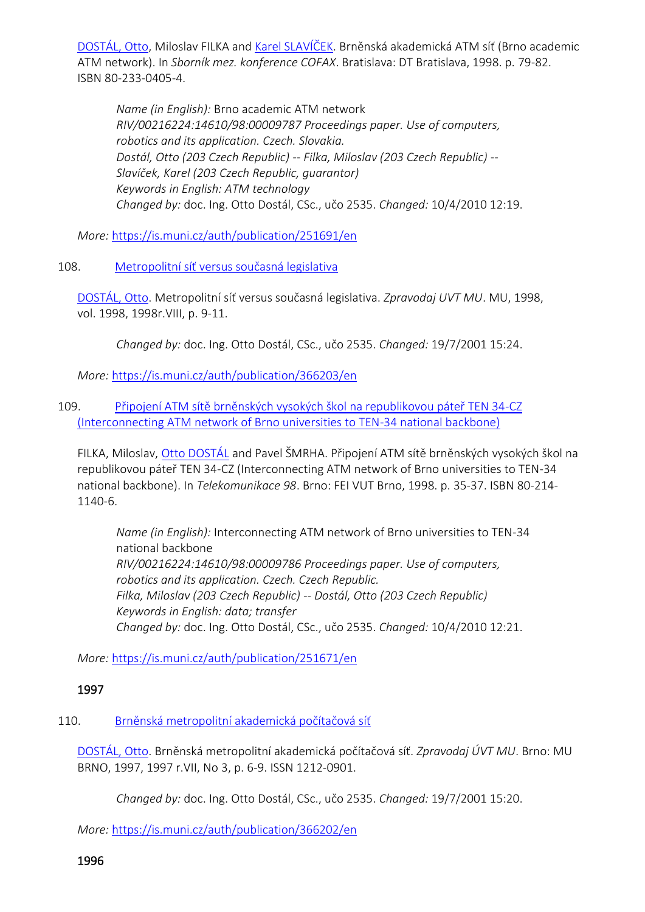[DOSTÁL, Otto](#), Miloslav FILKA and [Karel SLAVÍČEK](#). Brněnská akademická ATM síť (Brno academic ATM network). In *Sborník mez. konference COFAX*. Bratislava: DT Bratislava, 1998. p. 79-82. ISBN 80-233-0405-4.

> *Name (in English):* Brno academic ATM network
> *RIV/00216224:14610/98:00009787 Proceedings paper. Use of computers, robotics and its application. Czech. Slovakia.*
> *Dostál, Otto (203 Czech Republic) -- Filka, Miloslav (203 Czech Republic) -- Slavíček, Karel (203 Czech Republic, guarantor)*
> *Keywords in English: ATM technology*
> *Changed by:* doc. Ing. Otto Dostál, CSc., učo 2535. *Changed:* 10/4/2010 12:19.

*More:* https://is.muni.cz/auth/publication/251691/en

108. [Metropolitní síť versus současná legislativa](#)

[DOSTÁL, Otto](#). Metropolitní síť versus současná legislativa. *Zpravodaj UVT MU*. MU, 1998, vol. 1998, 1998r.VIII, p. 9-11.

> *Changed by:* doc. Ing. Otto Dostál, CSc., učo 2535. *Changed:* 19/7/2001 15:24.

*More:* https://is.muni.cz/auth/publication/366203/en

109. [Připojení ATM sítě brněnských vysokých škol na republikovou páteř TEN 34-CZ (Interconnecting ATM network of Brno universities to TEN-34 national backbone)](#)

FILKA, Miloslav, [Otto DOSTÁL](#) and Pavel ŠMRHA. Připojení ATM sítě brněnských vysokých škol na republikovou páteř TEN 34-CZ (Interconnecting ATM network of Brno universities to TEN-34 national backbone). In *Telekomunikace 98*. Brno: FEI VUT Brno, 1998. p. 35-37. ISBN 80-214-1140-6.

> *Name (in English):* Interconnecting ATM network of Brno universities to TEN-34 national backbone
> *RIV/00216224:14610/98:00009786 Proceedings paper. Use of computers, robotics and its application. Czech. Czech Republic.*
> *Filka, Miloslav (203 Czech Republic) -- Dostál, Otto (203 Czech Republic)*
> *Keywords in English: data; transfer*
> *Changed by:* doc. Ing. Otto Dostál, CSc., učo 2535. *Changed:* 10/4/2010 12:21.

*More:* https://is.muni.cz/auth/publication/251671/en

## 1997

110. [Brněnská metropolitní akademická počítačová síť](#)

[DOSTÁL, Otto](#). Brněnská metropolitní akademická počítačová síť. *Zpravodaj ÚVT MU*. Brno: MU BRNO, 1997, 1997 r.VII, No 3, p. 6-9. ISSN 1212-0901.

> *Changed by:* doc. Ing. Otto Dostál, CSc., učo 2535. *Changed:* 19/7/2001 15:20.

*More:* https://is.muni.cz/auth/publication/366202/en

## 1996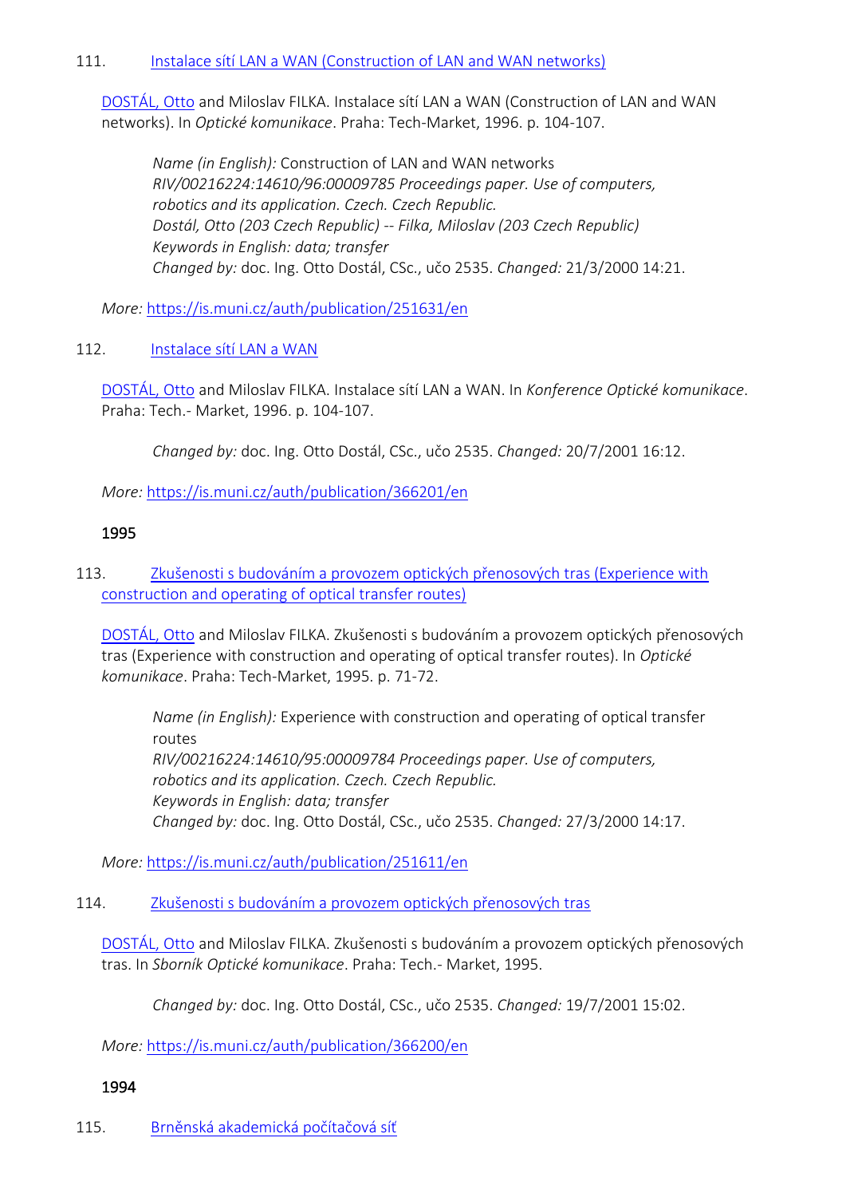111. [Instalace sítí LAN a WAN (Construction of LAN and WAN networks)](https://is.muni.cz/auth/publication/251631/en)

[DOSTÁL, Otto](https://is.muni.cz) and Miloslav FILKA. Instalace sítí LAN a WAN (Construction of LAN and WAN networks). In *Optické komunikace*. Praha: Tech-Market, 1996. p. 104-107.

> *Name (in English):* Construction of LAN and WAN networks
> *RIV/00216224:14610/96:00009785 Proceedings paper. Use of computers, robotics and its application. Czech. Czech Republic.*
> *Dostál, Otto (203 Czech Republic) -- Filka, Miloslav (203 Czech Republic)*
> *Keywords in English: data; transfer*
> *Changed by:* doc. Ing. Otto Dostál, CSc., učo 2535. *Changed:* 21/3/2000 14:21.

*More:* https://is.muni.cz/auth/publication/251631/en

112. [Instalace sítí LAN a WAN](https://is.muni.cz/auth/publication/366201/en)

[DOSTÁL, Otto](https://is.muni.cz) and Miloslav FILKA. Instalace sítí LAN a WAN. In *Konference Optické komunikace*. Praha: Tech.- Market, 1996. p. 104-107.

> *Changed by:* doc. Ing. Otto Dostál, CSc., učo 2535. *Changed:* 20/7/2001 16:12.

*More:* https://is.muni.cz/auth/publication/366201/en

## 1995

113. [Zkušenosti s budováním a provozem optických přenosových tras (Experience with construction and operating of optical transfer routes)](https://is.muni.cz/auth/publication/251611/en)

[DOSTÁL, Otto](https://is.muni.cz) and Miloslav FILKA. Zkušenosti s budováním a provozem optických přenosových tras (Experience with construction and operating of optical transfer routes). In *Optické komunikace*. Praha: Tech-Market, 1995. p. 71-72.

> *Name (in English):* Experience with construction and operating of optical transfer routes
> *RIV/00216224:14610/95:00009784 Proceedings paper. Use of computers, robotics and its application. Czech. Czech Republic.*
> *Keywords in English: data; transfer*
> *Changed by:* doc. Ing. Otto Dostál, CSc., učo 2535. *Changed:* 27/3/2000 14:17.

*More:* https://is.muni.cz/auth/publication/251611/en

114. [Zkušenosti s budováním a provozem optických přenosových tras](https://is.muni.cz/auth/publication/366200/en)

[DOSTÁL, Otto](https://is.muni.cz) and Miloslav FILKA. Zkušenosti s budováním a provozem optických přenosových tras. In *Sborník Optické komunikace*. Praha: Tech.- Market, 1995.

> *Changed by:* doc. Ing. Otto Dostál, CSc., učo 2535. *Changed:* 19/7/2001 15:02.

*More:* https://is.muni.cz/auth/publication/366200/en

## 1994

115. Brněnská akademická počítačová síť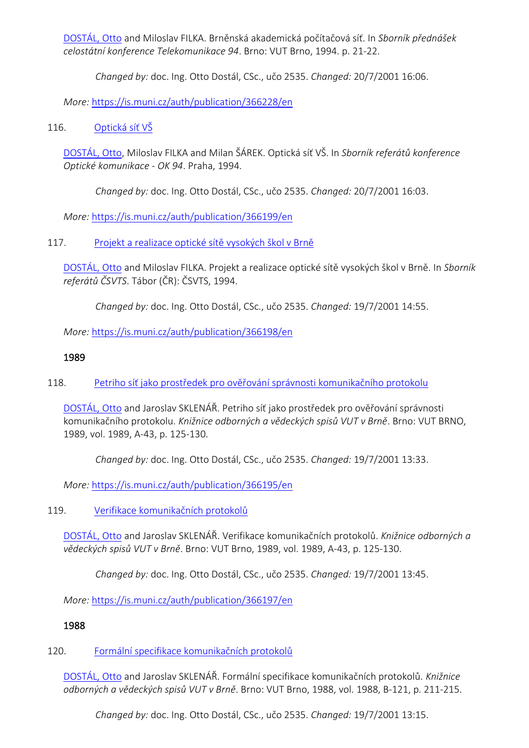DOSTÁL, Otto and Miloslav FILKA. Brněnská akademická počítačová síť. In *Sborník přednášek celostátní konference Telekomunikace 94*. Brno: VUT Brno, 1994. p. 21-22.

*Changed by:* doc. Ing. Otto Dostál, CSc., učo 2535. *Changed:* 20/7/2001 16:06.

*More:* https://is.muni.cz/auth/publication/366228/en

116. Optická síť VŠ

DOSTÁL, Otto, Miloslav FILKA and Milan ŠÁREK. Optická síť VŠ. In *Sborník referátů konference Optické komunikace - OK 94*. Praha, 1994.

*Changed by:* doc. Ing. Otto Dostál, CSc., učo 2535. *Changed:* 20/7/2001 16:03.

*More:* https://is.muni.cz/auth/publication/366199/en

117. Projekt a realizace optické sítě vysokých škol v Brně

DOSTÁL, Otto and Miloslav FILKA. Projekt a realizace optické sítě vysokých škol v Brně. In *Sborník referátů ČSVTS*. Tábor (ČR): ČSVTS, 1994.

*Changed by:* doc. Ing. Otto Dostál, CSc., učo 2535. *Changed:* 19/7/2001 14:55.

*More:* https://is.muni.cz/auth/publication/366198/en

## 1989

118. Petriho síť jako prostředek pro ověřování správnosti komunikačního protokolu

DOSTÁL, Otto and Jaroslav SKLENÁŘ. Petriho síť jako prostředek pro ověřování správnosti komunikačního protokolu. *Knižnice odborných a vědeckých spisů VUT v Brně*. Brno: VUT BRNO, 1989, vol. 1989, A-43, p. 125-130.

*Changed by:* doc. Ing. Otto Dostál, CSc., učo 2535. *Changed:* 19/7/2001 13:33.

*More:* https://is.muni.cz/auth/publication/366195/en

119. Verifikace komunikačních protokolů

DOSTÁL, Otto and Jaroslav SKLENÁŘ. Verifikace komunikačních protokolů. *Knižnice odborných a vědeckých spisů VUT v Brně*. Brno: VUT Brno, 1989, vol. 1989, A-43, p. 125-130.

*Changed by:* doc. Ing. Otto Dostál, CSc., učo 2535. *Changed:* 19/7/2001 13:45.

*More:* https://is.muni.cz/auth/publication/366197/en

## 1988

120. Formální specifikace komunikačních protokolů

DOSTÁL, Otto and Jaroslav SKLENÁŘ. Formální specifikace komunikačních protokolů. *Knižnice odborných a vědeckých spisů VUT v Brně*. Brno: VUT Brno, 1988, vol. 1988, B-121, p. 211-215.

*Changed by:* doc. Ing. Otto Dostál, CSc., učo 2535. *Changed:* 19/7/2001 13:15.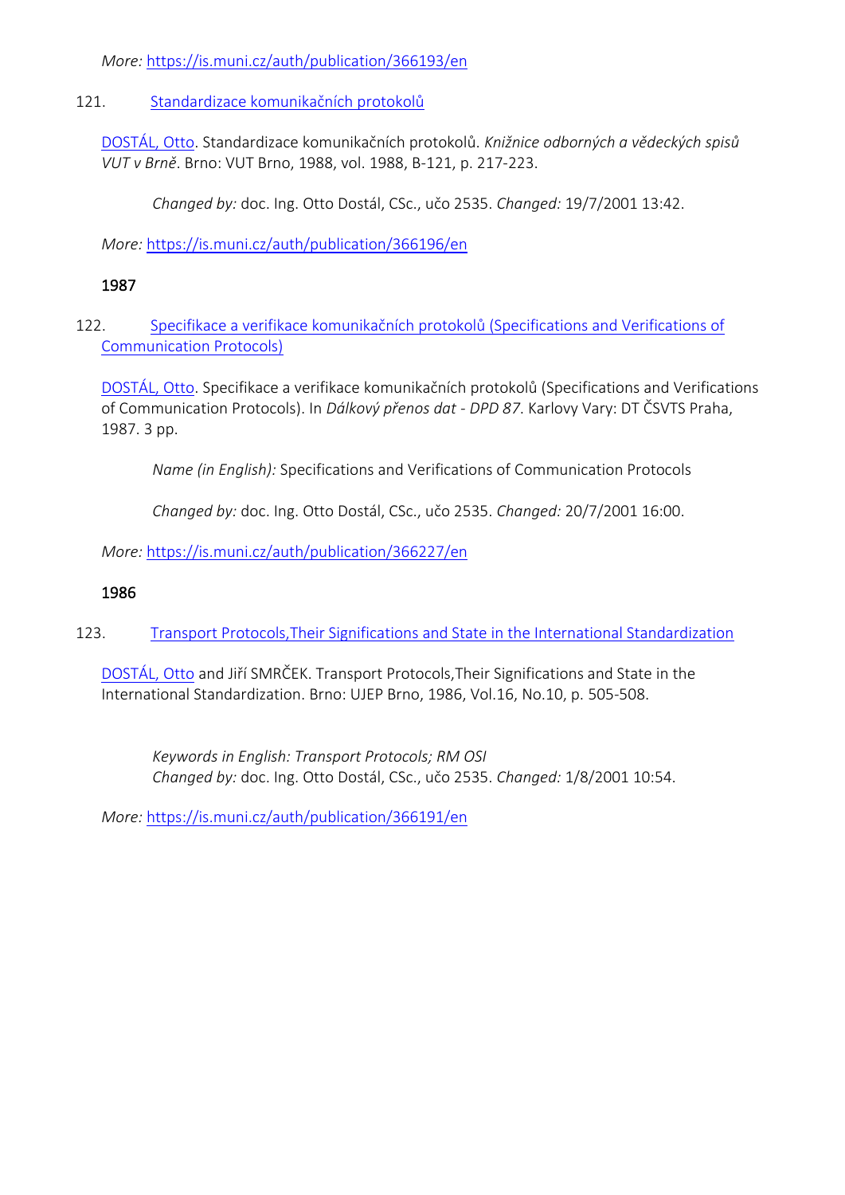*More:* https://is.muni.cz/auth/publication/366193/en

121. Standardizace komunikačních protokolů

DOSTÁL, Otto. Standardizace komunikačních protokolů. *Knižnice odborných a vědeckých spisů VUT v Brně*. Brno: VUT Brno, 1988, vol. 1988, B-121, p. 217-223.

*Changed by:* doc. Ing. Otto Dostál, CSc., učo 2535. *Changed:* 19/7/2001 13:42.

*More:* https://is.muni.cz/auth/publication/366196/en

### 1987

122. Specifikace a verifikace komunikačních protokolů (Specifications and Verifications of Communication Protocols)

DOSTÁL, Otto. Specifikace a verifikace komunikačních protokolů (Specifications and Verifications of Communication Protocols). In *Dálkový přenos dat - DPD 87*. Karlovy Vary: DT ČSVTS Praha, 1987. 3 pp.

*Name (in English):* Specifications and Verifications of Communication Protocols

*Changed by:* doc. Ing. Otto Dostál, CSc., učo 2535. *Changed:* 20/7/2001 16:00.

*More:* https://is.muni.cz/auth/publication/366227/en

### 1986

123. Transport Protocols,Their Significations and State in the International Standardization

DOSTÁL, Otto and Jiří SMRČEK. Transport Protocols,Their Significations and State in the International Standardization. Brno: UJEP Brno, 1986, Vol.16, No.10, p. 505-508.

*Keywords in English: Transport Protocols; RM OSI*
*Changed by:* doc. Ing. Otto Dostál, CSc., učo 2535. *Changed:* 1/8/2001 10:54.

*More:* https://is.muni.cz/auth/publication/366191/en